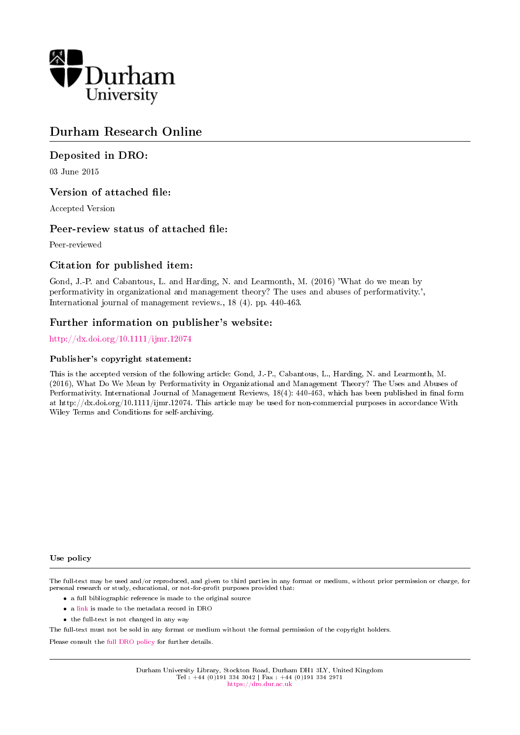Durham University

# Durham Research Online

## Deposited in DRO:

03 June 2015

## Version of attached file:

Accepted Version

## Peer-review status of attached file:

Peer-reviewed

## Citation for published item:

Gond, J.-P. and Cabantous, L. and Harding, N. and Learmonth, M. (2016) 'What do we mean by performativity in organizational and management theory? The uses and abuses of performativity.', International journal of management reviews., 18 (4). pp. 440-463.

## Further information on publisher's website:

http://dx.doi.org/10.1111/ijmr.12074

### Publisher's copyright statement:

This is the accepted version of the following article: Gond, J.-P., Cabantous, L., Harding, N. and Learmonth, M. (2016), What Do We Mean by Performativity in Organizational and Management Theory? The Uses and Abuses of Performativity. International Journal of Management Reviews, 18(4): 440-463, which has been published in final form at http://dx.doi.org/10.1111/ijmr.12074. This article may be used for non-commercial purposes in accordance With Wiley Terms and Conditions for self-archiving.

### Use policy

The full-text may be used and/or reproduced, and given to third parties in any format or medium, without prior permission or charge, for personal research or study, educational, or not-for-profit purposes provided that:

- a full bibliographic reference is made to the original source
- a link is made to the metadata record in DRO
- the full-text is not changed in any way

The full-text must not be sold in any format or medium without the formal permission of the copyright holders.

Please consult the full DRO policy for further details.

Durham University Library, Stockton Road, Durham DH1 3LY, United Kingdom
Tel : +44 (0)191 334 3042 | Fax : +44 (0)191 334 2971
https://dro.dur.ac.uk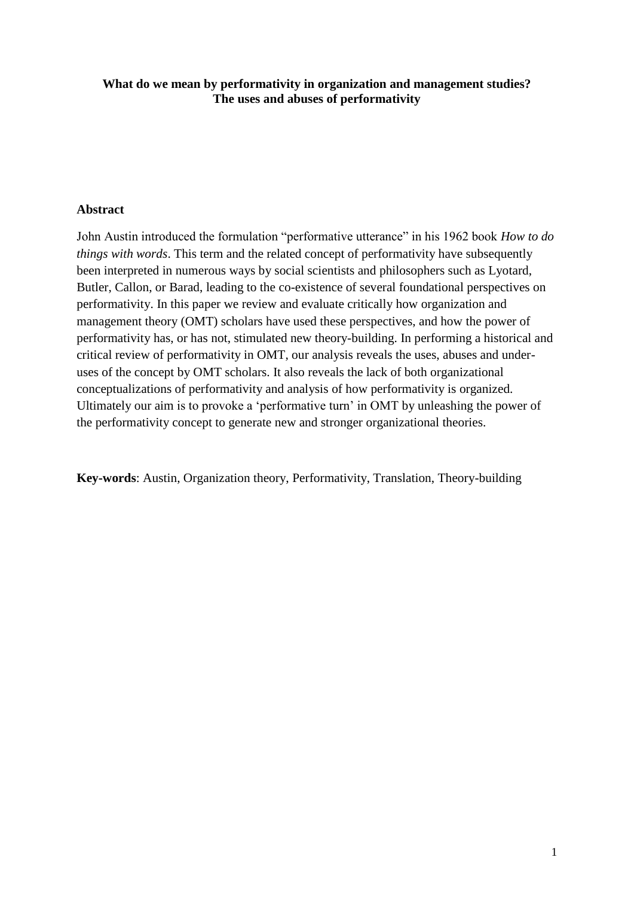**What do we mean by performativity in organization and management studies? The uses and abuses of performativity**

## Abstract

John Austin introduced the formulation "performative utterance" in his 1962 book *How to do things with words*. This term and the related concept of performativity have subsequently been interpreted in numerous ways by social scientists and philosophers such as Lyotard, Butler, Callon, or Barad, leading to the co-existence of several foundational perspectives on performativity. In this paper we review and evaluate critically how organization and management theory (OMT) scholars have used these perspectives, and how the power of performativity has, or has not, stimulated new theory-building. In performing a historical and critical review of performativity in OMT, our analysis reveals the uses, abuses and under-uses of the concept by OMT scholars. It also reveals the lack of both organizational conceptualizations of performativity and analysis of how performativity is organized. Ultimately our aim is to provoke a 'performative turn' in OMT by unleashing the power of the performativity concept to generate new and stronger organizational theories.

**Key-words**: Austin, Organization theory, Performativity, Translation, Theory-building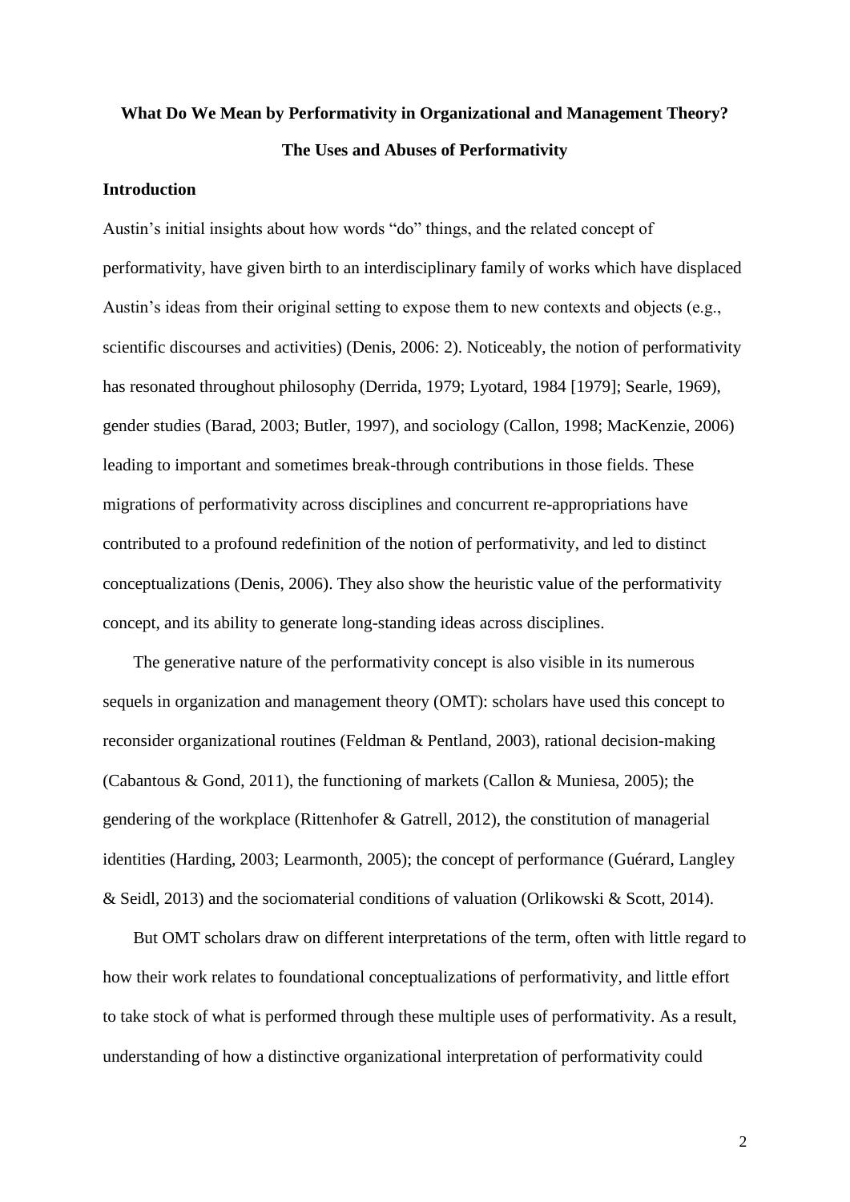**What Do We Mean by Performativity in Organizational and Management Theory?**

**The Uses and Abuses of Performativity**

## Introduction

Austin's initial insights about how words "do" things, and the related concept of performativity, have given birth to an interdisciplinary family of works which have displaced Austin's ideas from their original setting to expose them to new contexts and objects (e.g., scientific discourses and activities) (Denis, 2006: 2). Noticeably, the notion of performativity has resonated throughout philosophy (Derrida, 1979; Lyotard, 1984 [1979]; Searle, 1969), gender studies (Barad, 2003; Butler, 1997), and sociology (Callon, 1998; MacKenzie, 2006) leading to important and sometimes break-through contributions in those fields. These migrations of performativity across disciplines and concurrent re-appropriations have contributed to a profound redefinition of the notion of performativity, and led to distinct conceptualizations (Denis, 2006). They also show the heuristic value of the performativity concept, and its ability to generate long-standing ideas across disciplines.

The generative nature of the performativity concept is also visible in its numerous sequels in organization and management theory (OMT): scholars have used this concept to reconsider organizational routines (Feldman & Pentland, 2003), rational decision-making (Cabantous & Gond, 2011), the functioning of markets (Callon & Muniesa, 2005); the gendering of the workplace (Rittenhofer & Gatrell, 2012), the constitution of managerial identities (Harding, 2003; Learmonth, 2005); the concept of performance (Guérard, Langley & Seidl, 2013) and the sociomaterial conditions of valuation (Orlikowski & Scott, 2014).

But OMT scholars draw on different interpretations of the term, often with little regard to how their work relates to foundational conceptualizations of performativity, and little effort to take stock of what is performed through these multiple uses of performativity. As a result, understanding of how a distinctive organizational interpretation of performativity could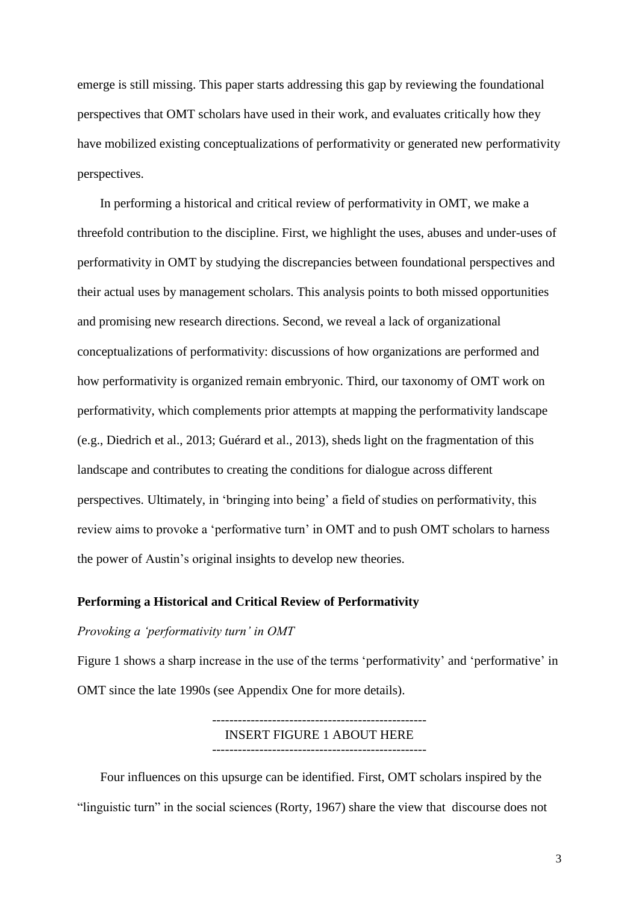emerge is still missing. This paper starts addressing this gap by reviewing the foundational perspectives that OMT scholars have used in their work, and evaluates critically how they have mobilized existing conceptualizations of performativity or generated new performativity perspectives.

In performing a historical and critical review of performativity in OMT, we make a threefold contribution to the discipline. First, we highlight the uses, abuses and under-uses of performativity in OMT by studying the discrepancies between foundational perspectives and their actual uses by management scholars. This analysis points to both missed opportunities and promising new research directions. Second, we reveal a lack of organizational conceptualizations of performativity: discussions of how organizations are performed and how performativity is organized remain embryonic. Third, our taxonomy of OMT work on performativity, which complements prior attempts at mapping the performativity landscape (e.g., Diedrich et al., 2013; Guérard et al., 2013), sheds light on the fragmentation of this landscape and contributes to creating the conditions for dialogue across different perspectives. Ultimately, in 'bringing into being' a field of studies on performativity, this review aims to provoke a 'performative turn' in OMT and to push OMT scholars to harness the power of Austin's original insights to develop new theories.

## Performing a Historical and Critical Review of Performativity

### *Provoking a 'performativity turn' in OMT*

Figure 1 shows a sharp increase in the use of the terms 'performativity' and 'performative' in OMT since the late 1990s (see Appendix One for more details).

-------------------------------------------------
INSERT FIGURE 1 ABOUT HERE
-------------------------------------------------

Four influences on this upsurge can be identified. First, OMT scholars inspired by the "linguistic turn" in the social sciences (Rorty, 1967) share the view that discourse does not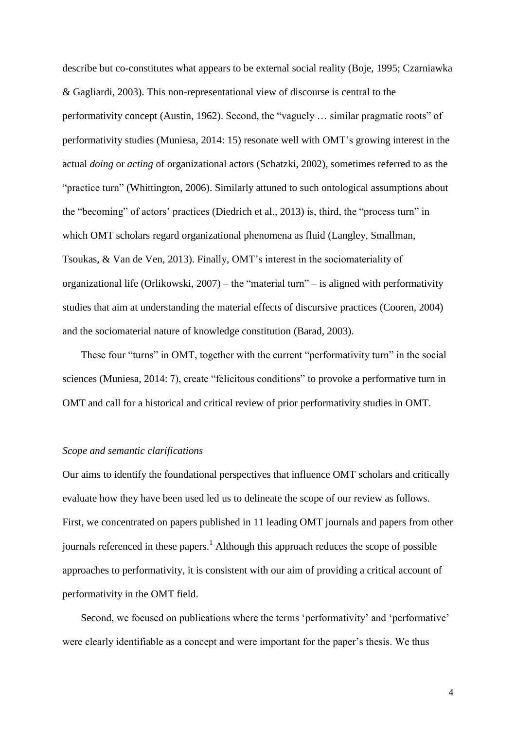describe but co-constitutes what appears to be external social reality (Boje, 1995; Czarniawka & Gagliardi, 2003). This non-representational view of discourse is central to the performativity concept (Austin, 1962). Second, the "vaguely … similar pragmatic roots" of performativity studies (Muniesa, 2014: 15) resonate well with OMT's growing interest in the actual *doing* or *acting* of organizational actors (Schatzki, 2002), sometimes referred to as the "practice turn" (Whittington, 2006). Similarly attuned to such ontological assumptions about the "becoming" of actors' practices (Diedrich et al., 2013) is, third, the "process turn" in which OMT scholars regard organizational phenomena as fluid (Langley, Smallman, Tsoukas, & Van de Ven, 2013). Finally, OMT's interest in the sociomateriality of organizational life (Orlikowski, 2007) – the "material turn" – is aligned with performativity studies that aim at understanding the material effects of discursive practices (Cooren, 2004) and the sociomaterial nature of knowledge constitution (Barad, 2003).

These four "turns" in OMT, together with the current "performativity turn" in the social sciences (Muniesa, 2014: 7), create "felicitous conditions" to provoke a performative turn in OMT and call for a historical and critical review of prior performativity studies in OMT.

*Scope and semantic clarifications*

Our aims to identify the foundational perspectives that influence OMT scholars and critically evaluate how they have been used led us to delineate the scope of our review as follows. First, we concentrated on papers published in 11 leading OMT journals and papers from other journals referenced in these papers.[1] Although this approach reduces the scope of possible approaches to performativity, it is consistent with our aim of providing a critical account of performativity in the OMT field.

Second, we focused on publications where the terms 'performativity' and 'performative' were clearly identifiable as a concept and were important for the paper's thesis. We thus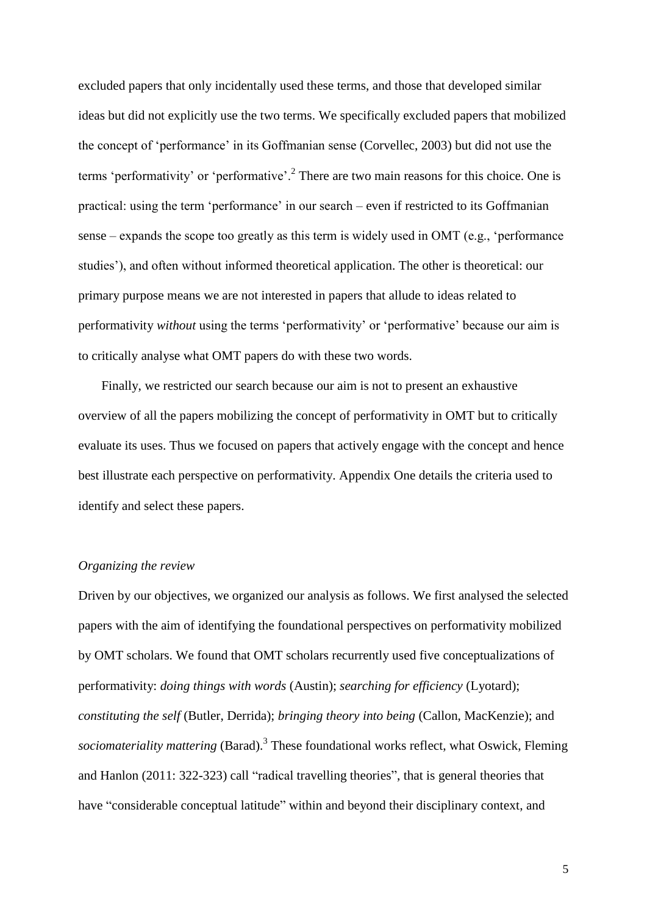excluded papers that only incidentally used these terms, and those that developed similar ideas but did not explicitly use the two terms. We specifically excluded papers that mobilized the concept of 'performance' in its Goffmanian sense (Corvellec, 2003) but did not use the terms 'performativity' or 'performative'.[2] There are two main reasons for this choice. One is practical: using the term 'performance' in our search – even if restricted to its Goffmanian sense – expands the scope too greatly as this term is widely used in OMT (e.g., 'performance studies'), and often without informed theoretical application. The other is theoretical: our primary purpose means we are not interested in papers that allude to ideas related to performativity *without* using the terms 'performativity' or 'performative' because our aim is to critically analyse what OMT papers do with these two words.

Finally, we restricted our search because our aim is not to present an exhaustive overview of all the papers mobilizing the concept of performativity in OMT but to critically evaluate its uses. Thus we focused on papers that actively engage with the concept and hence best illustrate each perspective on performativity. Appendix One details the criteria used to identify and select these papers.

*Organizing the review*

Driven by our objectives, we organized our analysis as follows. We first analysed the selected papers with the aim of identifying the foundational perspectives on performativity mobilized by OMT scholars. We found that OMT scholars recurrently used five conceptualizations of performativity: *doing things with words* (Austin); *searching for efficiency* (Lyotard); *constituting the self* (Butler, Derrida); *bringing theory into being* (Callon, MacKenzie); and *sociomateriality mattering* (Barad).[3] These foundational works reflect, what Oswick, Fleming and Hanlon (2011: 322-323) call "radical travelling theories", that is general theories that have "considerable conceptual latitude" within and beyond their disciplinary context, and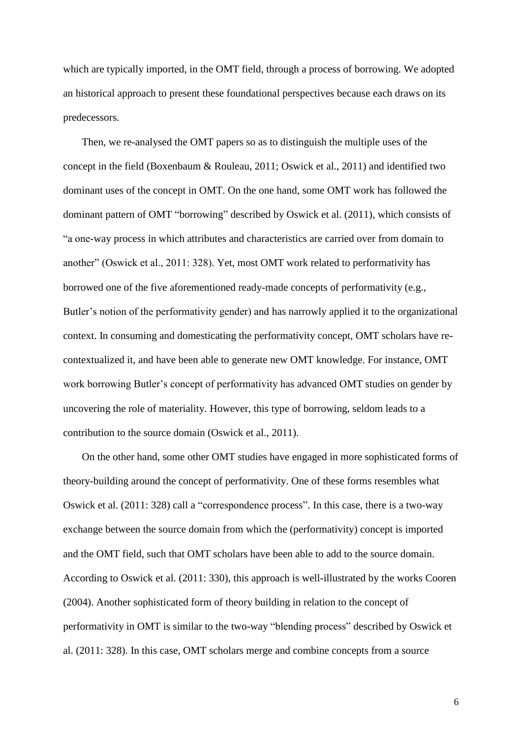which are typically imported, in the OMT field, through a process of borrowing. We adopted an historical approach to present these foundational perspectives because each draws on its predecessors.

Then, we re-analysed the OMT papers so as to distinguish the multiple uses of the concept in the field (Boxenbaum & Rouleau, 2011; Oswick et al., 2011) and identified two dominant uses of the concept in OMT. On the one hand, some OMT work has followed the dominant pattern of OMT "borrowing" described by Oswick et al. (2011), which consists of "a one-way process in which attributes and characteristics are carried over from domain to another" (Oswick et al., 2011: 328). Yet, most OMT work related to performativity has borrowed one of the five aforementioned ready-made concepts of performativity (e.g., Butler's notion of the performativity gender) and has narrowly applied it to the organizational context. In consuming and domesticating the performativity concept, OMT scholars have re-contextualized it, and have been able to generate new OMT knowledge. For instance, OMT work borrowing Butler's concept of performativity has advanced OMT studies on gender by uncovering the role of materiality. However, this type of borrowing, seldom leads to a contribution to the source domain (Oswick et al., 2011).

On the other hand, some other OMT studies have engaged in more sophisticated forms of theory-building around the concept of performativity. One of these forms resembles what Oswick et al. (2011: 328) call a "correspondence process". In this case, there is a two-way exchange between the source domain from which the (performativity) concept is imported and the OMT field, such that OMT scholars have been able to add to the source domain. According to Oswick et al. (2011: 330), this approach is well-illustrated by the works Cooren (2004). Another sophisticated form of theory building in relation to the concept of performativity in OMT is similar to the two-way "blending process" described by Oswick et al. (2011: 328). In this case, OMT scholars merge and combine concepts from a source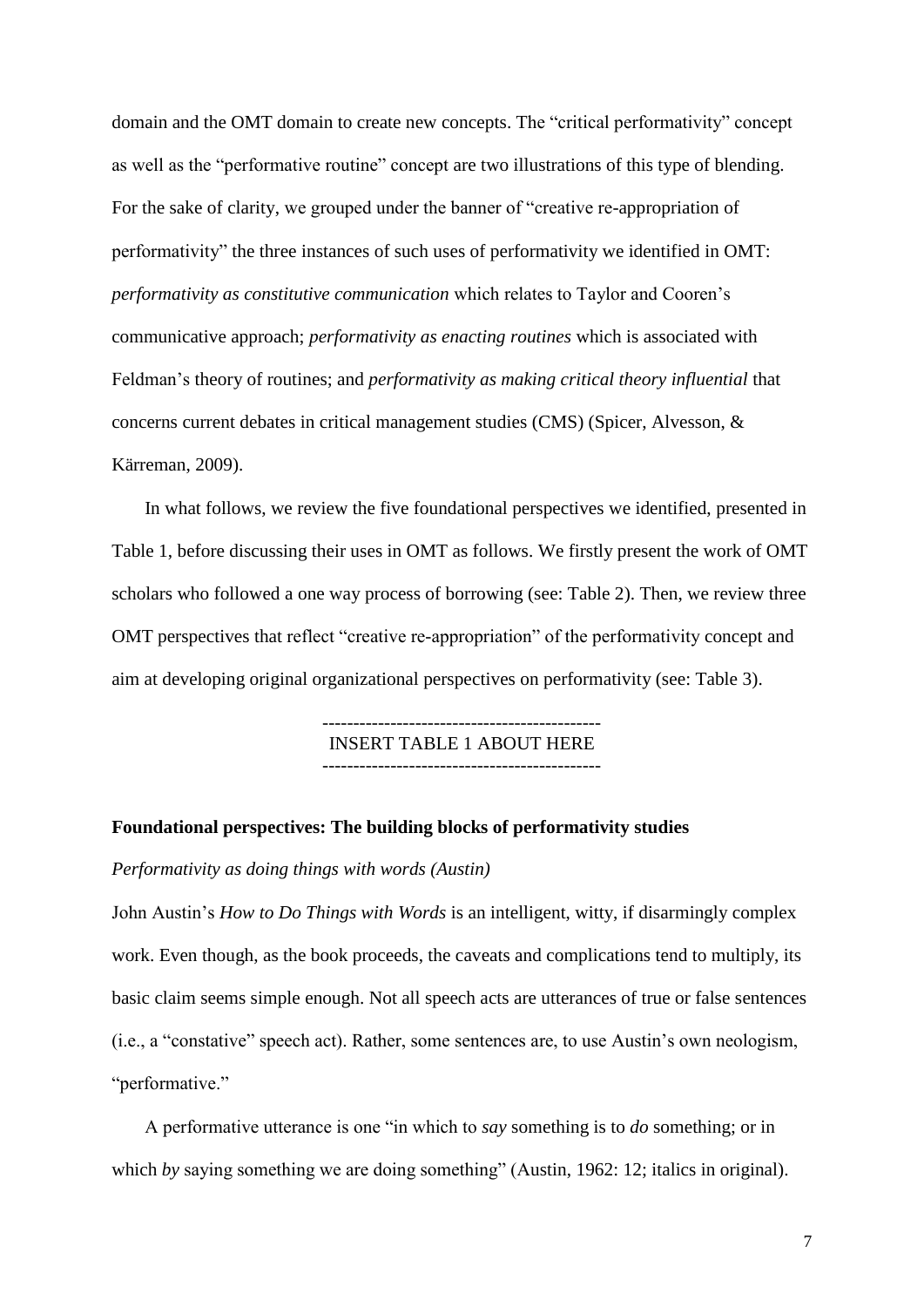domain and the OMT domain to create new concepts. The "critical performativity" concept as well as the "performative routine" concept are two illustrations of this type of blending. For the sake of clarity, we grouped under the banner of "creative re-appropriation of performativity" the three instances of such uses of performativity we identified in OMT: *performativity as constitutive communication* which relates to Taylor and Cooren's communicative approach; *performativity as enacting routines* which is associated with Feldman's theory of routines; and *performativity as making critical theory influential* that concerns current debates in critical management studies (CMS) (Spicer, Alvesson, & Kärreman, 2009).

In what follows, we review the five foundational perspectives we identified, presented in Table 1, before discussing their uses in OMT as follows. We firstly present the work of OMT scholars who followed a one way process of borrowing (see: Table 2). Then, we review three OMT perspectives that reflect "creative re-appropriation" of the performativity concept and aim at developing original organizational perspectives on performativity (see: Table 3).

--------------------------------------------
INSERT TABLE 1 ABOUT HERE
--------------------------------------------

## Foundational perspectives: The building blocks of performativity studies

### *Performativity as doing things with words (Austin)*

John Austin's *How to Do Things with Words* is an intelligent, witty, if disarmingly complex work. Even though, as the book proceeds, the caveats and complications tend to multiply, its basic claim seems simple enough. Not all speech acts are utterances of true or false sentences (i.e., a "constative" speech act). Rather, some sentences are, to use Austin's own neologism, "performative."

A performative utterance is one "in which to *say* something is to *do* something; or in which *by* saying something we are doing something" (Austin, 1962: 12; italics in original).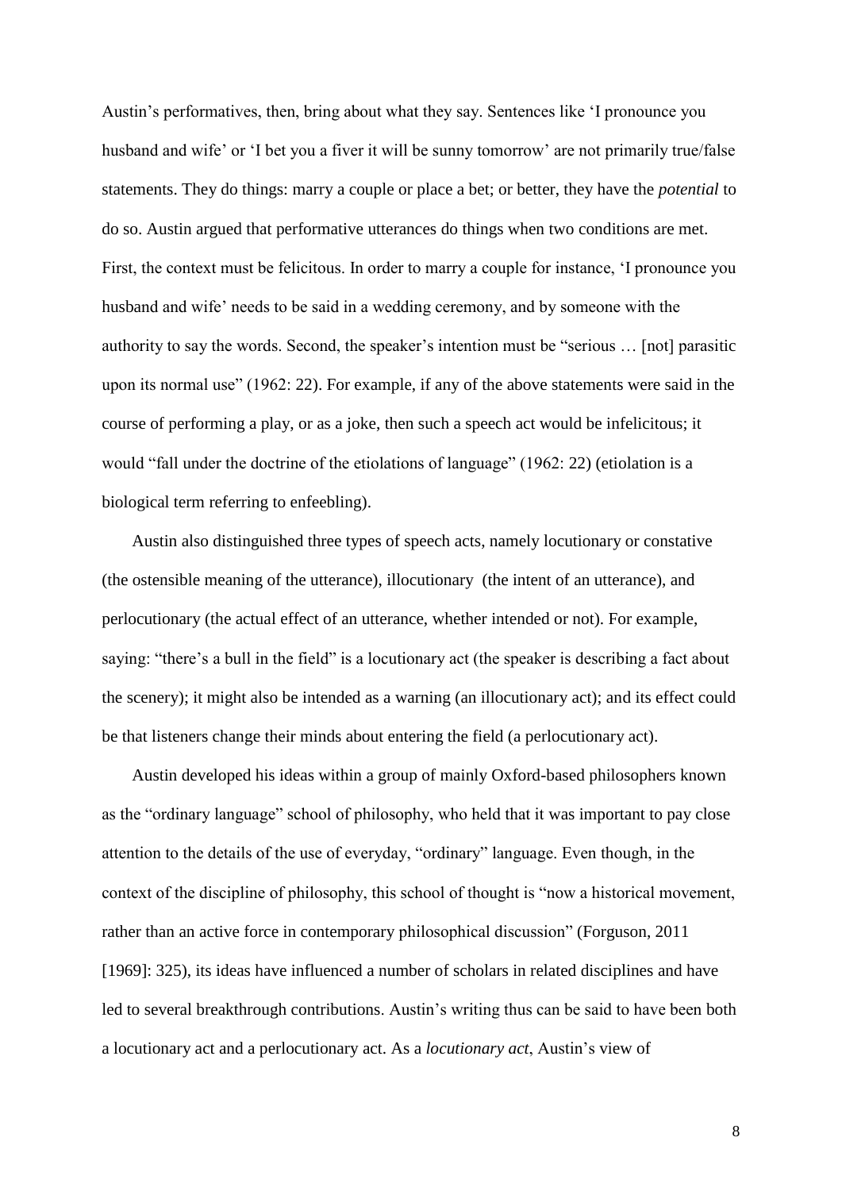Austin's performatives, then, bring about what they say. Sentences like 'I pronounce you husband and wife' or 'I bet you a fiver it will be sunny tomorrow' are not primarily true/false statements. They do things: marry a couple or place a bet; or better, they have the *potential* to do so. Austin argued that performative utterances do things when two conditions are met. First, the context must be felicitous. In order to marry a couple for instance, 'I pronounce you husband and wife' needs to be said in a wedding ceremony, and by someone with the authority to say the words. Second, the speaker's intention must be "serious … [not] parasitic upon its normal use" (1962: 22). For example, if any of the above statements were said in the course of performing a play, or as a joke, then such a speech act would be infelicitous; it would "fall under the doctrine of the etiolations of language" (1962: 22) (etiolation is a biological term referring to enfeebling).

Austin also distinguished three types of speech acts, namely locutionary or constative (the ostensible meaning of the utterance), illocutionary (the intent of an utterance), and perlocutionary (the actual effect of an utterance, whether intended or not). For example, saying: "there's a bull in the field" is a locutionary act (the speaker is describing a fact about the scenery); it might also be intended as a warning (an illocutionary act); and its effect could be that listeners change their minds about entering the field (a perlocutionary act).

Austin developed his ideas within a group of mainly Oxford-based philosophers known as the "ordinary language" school of philosophy, who held that it was important to pay close attention to the details of the use of everyday, "ordinary" language. Even though, in the context of the discipline of philosophy, this school of thought is "now a historical movement, rather than an active force in contemporary philosophical discussion" (Forguson, 2011 [1969]: 325), its ideas have influenced a number of scholars in related disciplines and have led to several breakthrough contributions. Austin's writing thus can be said to have been both a locutionary act and a perlocutionary act. As a *locutionary act*, Austin's view of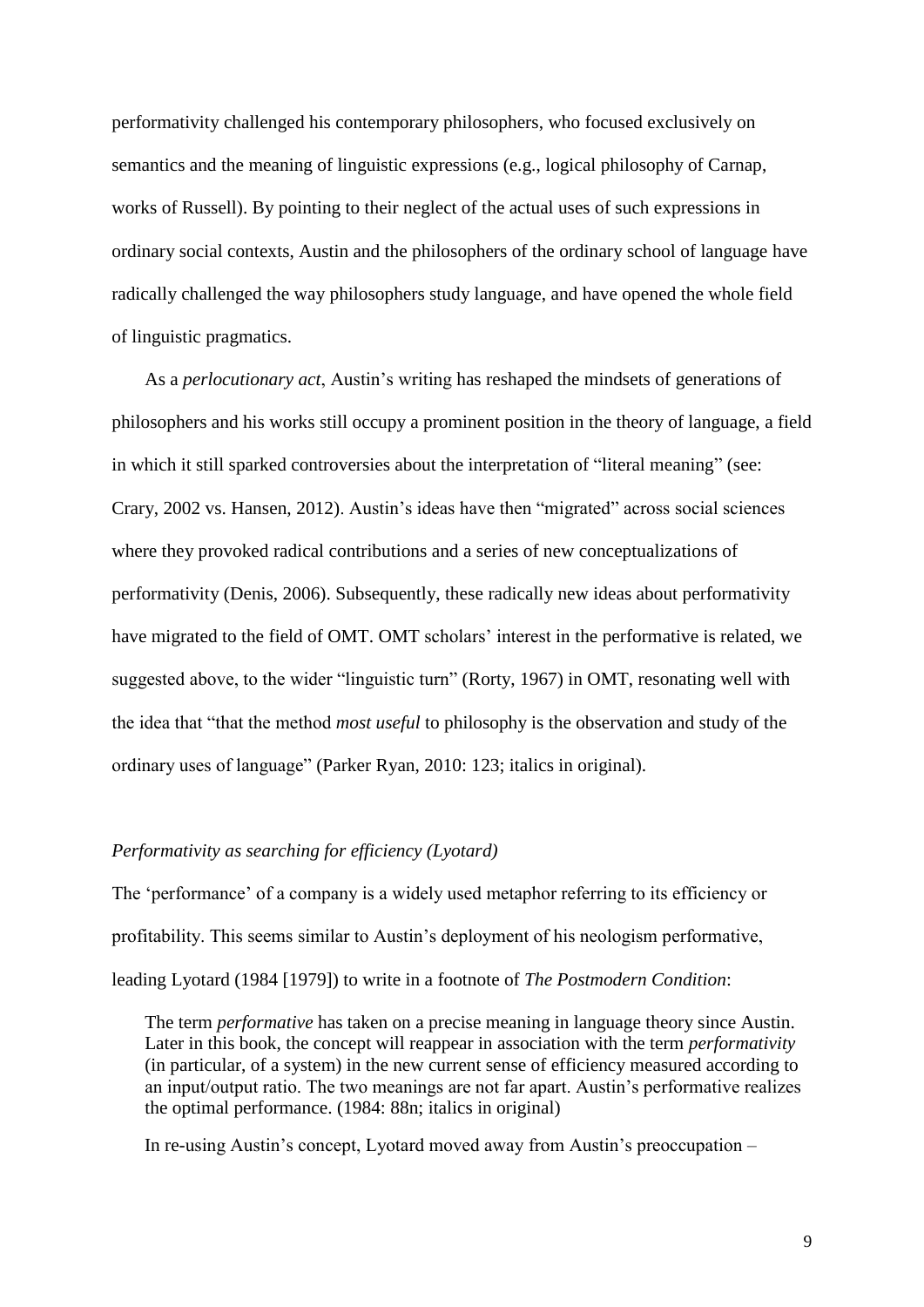performativity challenged his contemporary philosophers, who focused exclusively on semantics and the meaning of linguistic expressions (e.g., logical philosophy of Carnap, works of Russell). By pointing to their neglect of the actual uses of such expressions in ordinary social contexts, Austin and the philosophers of the ordinary school of language have radically challenged the way philosophers study language, and have opened the whole field of linguistic pragmatics.

As a *perlocutionary act*, Austin's writing has reshaped the mindsets of generations of philosophers and his works still occupy a prominent position in the theory of language, a field in which it still sparked controversies about the interpretation of "literal meaning" (see: Crary, 2002 vs. Hansen, 2012). Austin's ideas have then "migrated" across social sciences where they provoked radical contributions and a series of new conceptualizations of performativity (Denis, 2006). Subsequently, these radically new ideas about performativity have migrated to the field of OMT. OMT scholars' interest in the performative is related, we suggested above, to the wider "linguistic turn" (Rorty, 1967) in OMT, resonating well with the idea that "that the method *most useful* to philosophy is the observation and study of the ordinary uses of language" (Parker Ryan, 2010: 123; italics in original).

*Performativity as searching for efficiency (Lyotard)*

The 'performance' of a company is a widely used metaphor referring to its efficiency or profitability. This seems similar to Austin's deployment of his neologism performative, leading Lyotard (1984 [1979]) to write in a footnote of *The Postmodern Condition*:

> The term *performative* has taken on a precise meaning in language theory since Austin. Later in this book, the concept will reappear in association with the term *performativity* (in particular, of a system) in the new current sense of efficiency measured according to an input/output ratio. The two meanings are not far apart. Austin's performative realizes the optimal performance. (1984: 88n; italics in original)

In re-using Austin's concept, Lyotard moved away from Austin's preoccupation –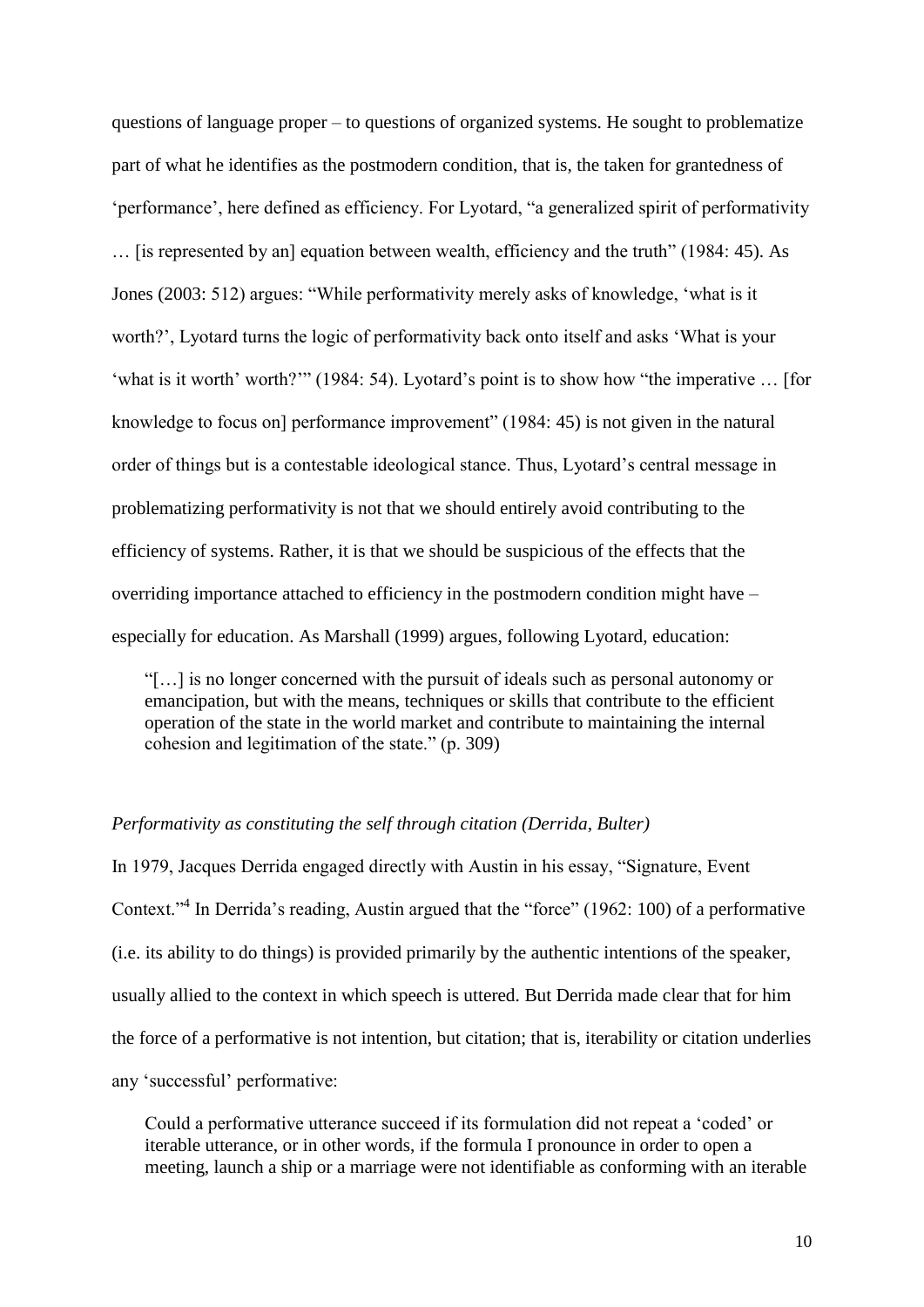questions of language proper – to questions of organized systems. He sought to problematize part of what he identifies as the postmodern condition, that is, the taken for grantedness of 'performance', here defined as efficiency. For Lyotard, "a generalized spirit of performativity … [is represented by an] equation between wealth, efficiency and the truth" (1984: 45). As Jones (2003: 512) argues: "While performativity merely asks of knowledge, 'what is it worth?', Lyotard turns the logic of performativity back onto itself and asks 'What is your 'what is it worth' worth?'" (1984: 54). Lyotard's point is to show how "the imperative … [for knowledge to focus on] performance improvement" (1984: 45) is not given in the natural order of things but is a contestable ideological stance. Thus, Lyotard's central message in problematizing performativity is not that we should entirely avoid contributing to the efficiency of systems. Rather, it is that we should be suspicious of the effects that the overriding importance attached to efficiency in the postmodern condition might have – especially for education. As Marshall (1999) argues, following Lyotard, education:

> "[…] is no longer concerned with the pursuit of ideals such as personal autonomy or emancipation, but with the means, techniques or skills that contribute to the efficient operation of the state in the world market and contribute to maintaining the internal cohesion and legitimation of the state." (p. 309)

*Performativity as constituting the self through citation (Derrida, Bulter)*

In 1979, Jacques Derrida engaged directly with Austin in his essay, "Signature, Event Context."[4] In Derrida's reading, Austin argued that the "force" (1962: 100) of a performative (i.e. its ability to do things) is provided primarily by the authentic intentions of the speaker, usually allied to the context in which speech is uttered. But Derrida made clear that for him the force of a performative is not intention, but citation; that is, iterability or citation underlies any 'successful' performative:

> Could a performative utterance succeed if its formulation did not repeat a 'coded' or iterable utterance, or in other words, if the formula I pronounce in order to open a meeting, launch a ship or a marriage were not identifiable as conforming with an iterable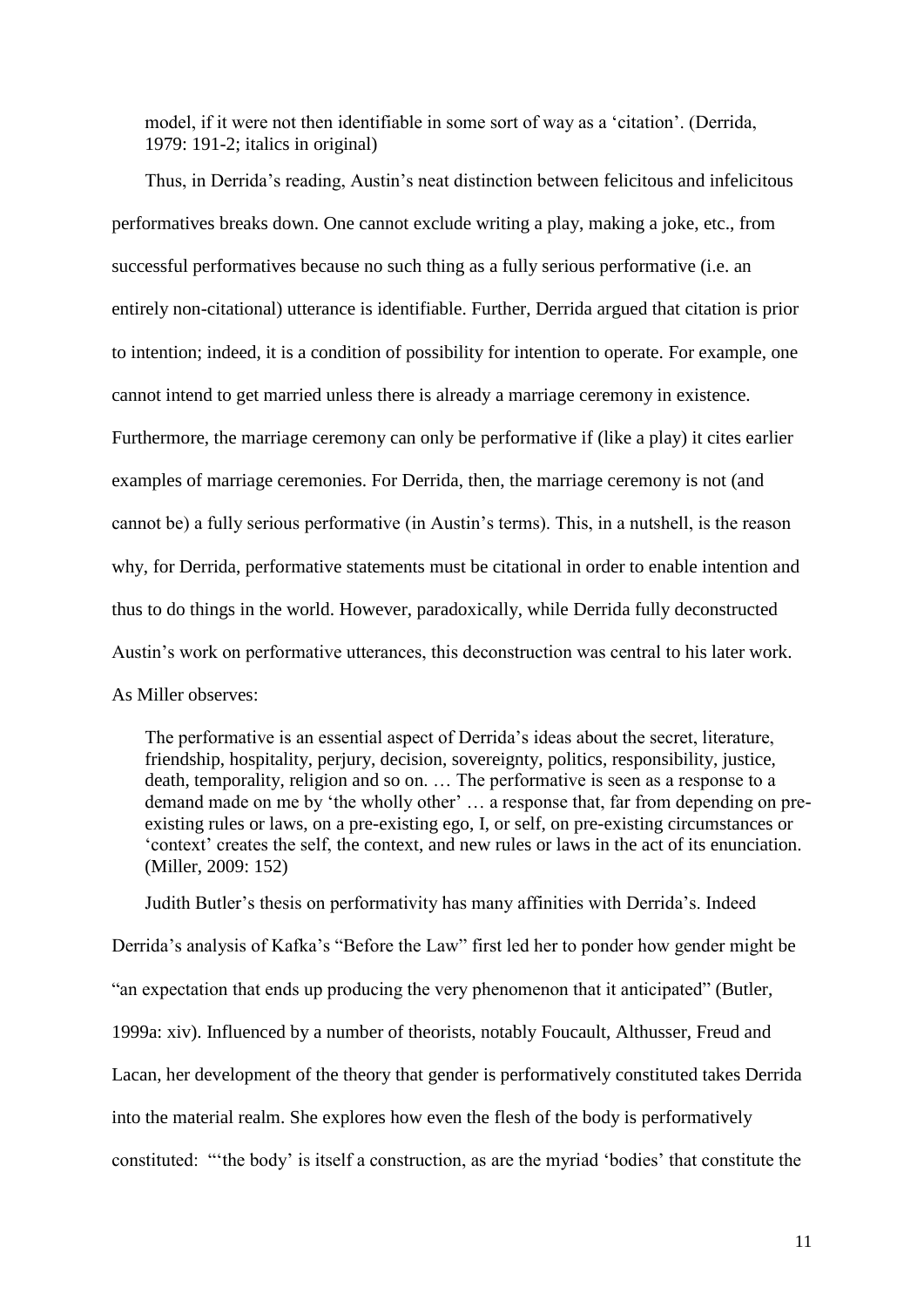model, if it were not then identifiable in some sort of way as a 'citation'. (Derrida, 1979: 191-2; italics in original)

Thus, in Derrida's reading, Austin's neat distinction between felicitous and infelicitous performatives breaks down. One cannot exclude writing a play, making a joke, etc., from successful performatives because no such thing as a fully serious performative (i.e. an entirely non-citational) utterance is identifiable. Further, Derrida argued that citation is prior to intention; indeed, it is a condition of possibility for intention to operate. For example, one cannot intend to get married unless there is already a marriage ceremony in existence. Furthermore, the marriage ceremony can only be performative if (like a play) it cites earlier examples of marriage ceremonies. For Derrida, then, the marriage ceremony is not (and cannot be) a fully serious performative (in Austin's terms). This, in a nutshell, is the reason why, for Derrida, performative statements must be citational in order to enable intention and thus to do things in the world. However, paradoxically, while Derrida fully deconstructed Austin's work on performative utterances, this deconstruction was central to his later work. As Miller observes:

> The performative is an essential aspect of Derrida's ideas about the secret, literature, friendship, hospitality, perjury, decision, sovereignty, politics, responsibility, justice, death, temporality, religion and so on. … The performative is seen as a response to a demand made on me by 'the wholly other' … a response that, far from depending on pre-existing rules or laws, on a pre-existing ego, I, or self, on pre-existing circumstances or 'context' creates the self, the context, and new rules or laws in the act of its enunciation. (Miller, 2009: 152)

Judith Butler's thesis on performativity has many affinities with Derrida's. Indeed Derrida's analysis of Kafka's "Before the Law" first led her to ponder how gender might be "an expectation that ends up producing the very phenomenon that it anticipated" (Butler, 1999a: xiv). Influenced by a number of theorists, notably Foucault, Althusser, Freud and Lacan, her development of the theory that gender is performatively constituted takes Derrida into the material realm. She explores how even the flesh of the body is performatively constituted: "'the body' is itself a construction, as are the myriad 'bodies' that constitute the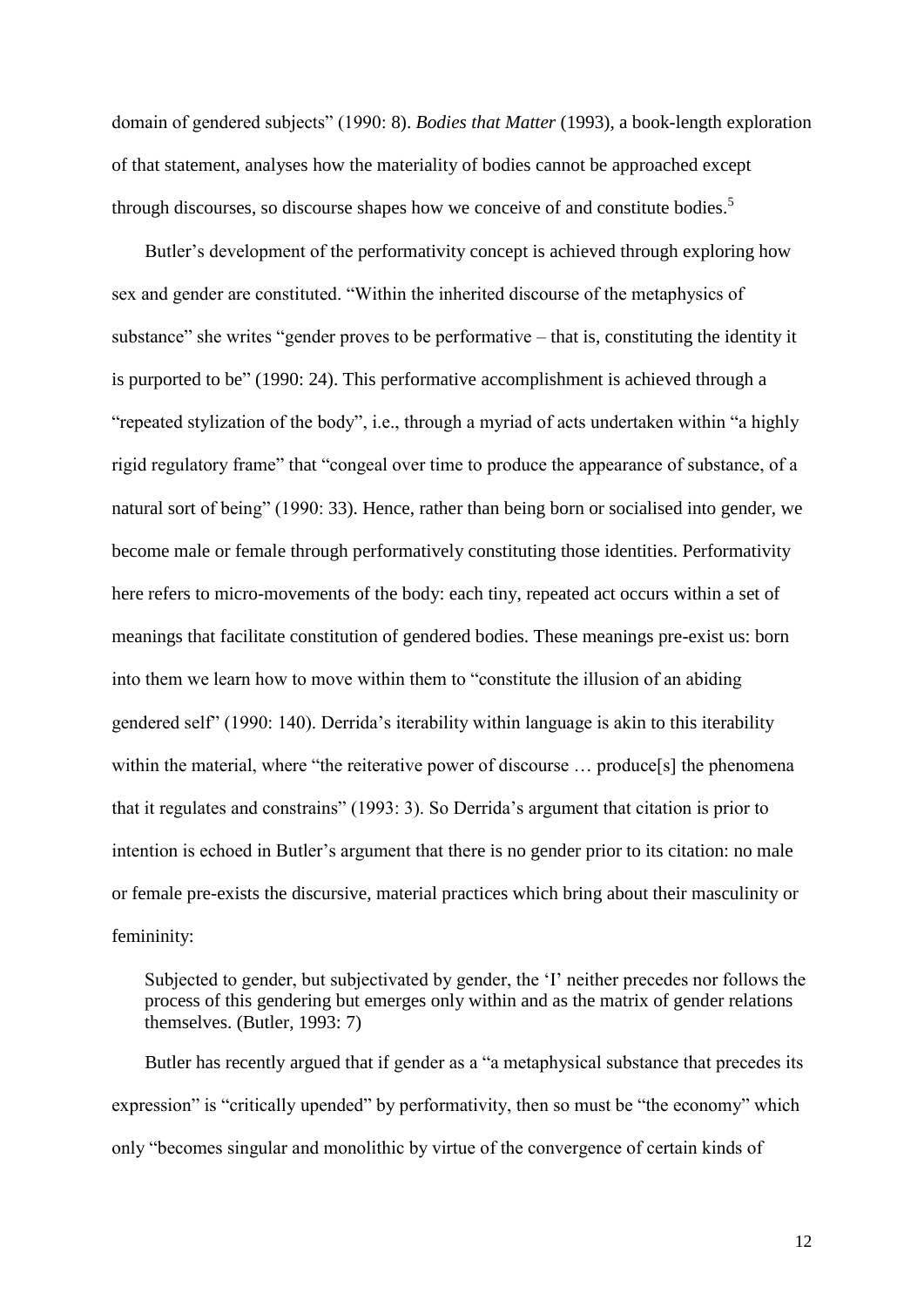domain of gendered subjects" (1990: 8). *Bodies that Matter* (1993), a book-length exploration of that statement, analyses how the materiality of bodies cannot be approached except through discourses, so discourse shapes how we conceive of and constitute bodies.[5]

Butler's development of the performativity concept is achieved through exploring how sex and gender are constituted. "Within the inherited discourse of the metaphysics of substance" she writes "gender proves to be performative – that is, constituting the identity it is purported to be" (1990: 24). This performative accomplishment is achieved through a "repeated stylization of the body", i.e., through a myriad of acts undertaken within "a highly rigid regulatory frame" that "congeal over time to produce the appearance of substance, of a natural sort of being" (1990: 33). Hence, rather than being born or socialised into gender, we become male or female through performatively constituting those identities. Performativity here refers to micro-movements of the body: each tiny, repeated act occurs within a set of meanings that facilitate constitution of gendered bodies. These meanings pre-exist us: born into them we learn how to move within them to "constitute the illusion of an abiding gendered self" (1990: 140). Derrida's iterability within language is akin to this iterability within the material, where "the reiterative power of discourse … produce[s] the phenomena that it regulates and constrains" (1993: 3). So Derrida's argument that citation is prior to intention is echoed in Butler's argument that there is no gender prior to its citation: no male or female pre-exists the discursive, material practices which bring about their masculinity or femininity:

> Subjected to gender, but subjectivated by gender, the 'I' neither precedes nor follows the process of this gendering but emerges only within and as the matrix of gender relations themselves. (Butler, 1993: 7)

Butler has recently argued that if gender as a "a metaphysical substance that precedes its expression" is "critically upended" by performativity, then so must be "the economy" which only "becomes singular and monolithic by virtue of the convergence of certain kinds of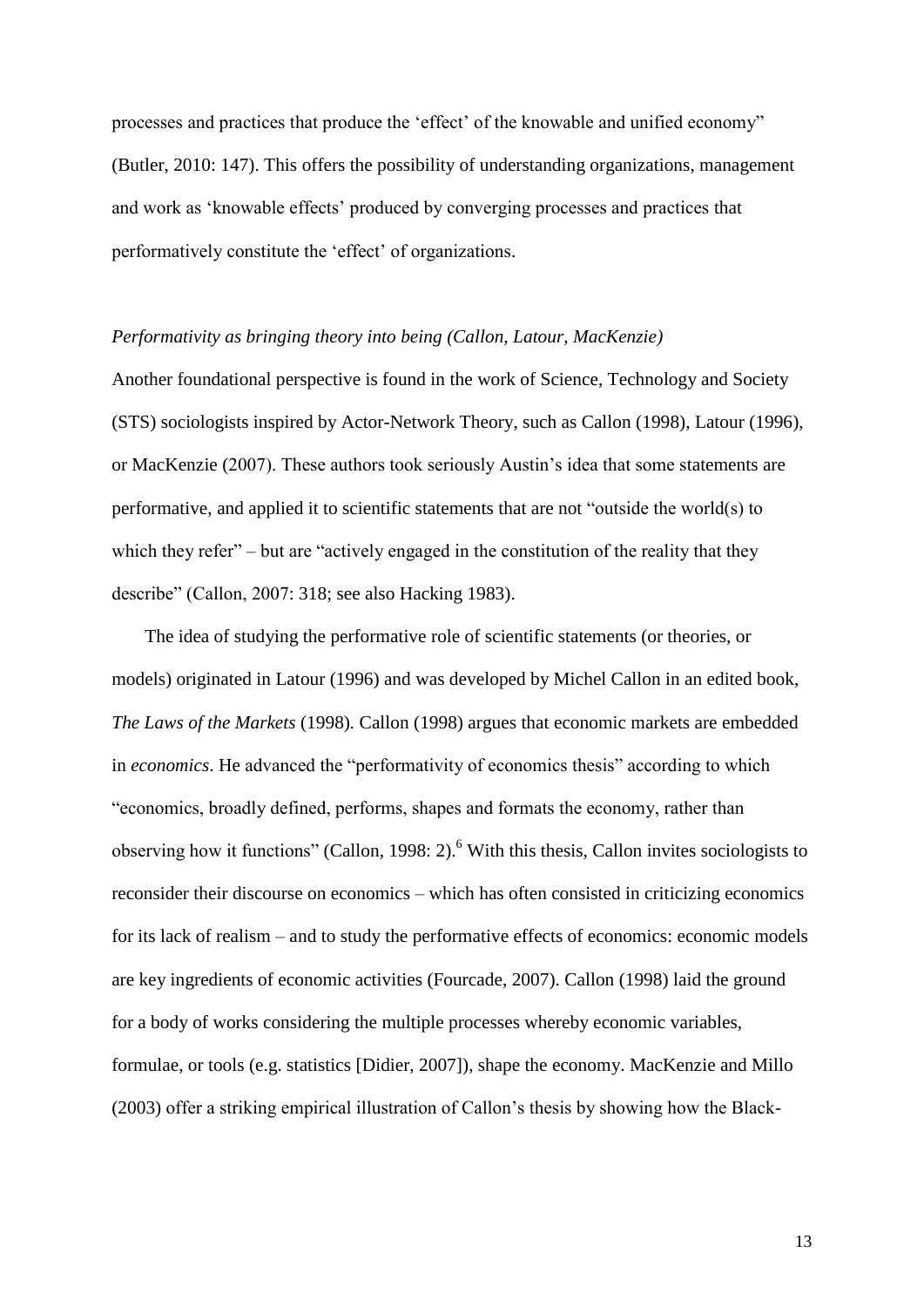processes and practices that produce the ‘effect’ of the knowable and unified economy” (Butler, 2010: 147). This offers the possibility of understanding organizations, management and work as ‘knowable effects’ produced by converging processes and practices that performatively constitute the ‘effect’ of organizations.

*Performativity as bringing theory into being (Callon, Latour, MacKenzie)*

Another foundational perspective is found in the work of Science, Technology and Society (STS) sociologists inspired by Actor-Network Theory, such as Callon (1998), Latour (1996), or MacKenzie (2007). These authors took seriously Austin’s idea that some statements are performative, and applied it to scientific statements that are not “outside the world(s) to which they refer” – but are “actively engaged in the constitution of the reality that they describe” (Callon, 2007: 318; see also Hacking 1983).

The idea of studying the performative role of scientific statements (or theories, or models) originated in Latour (1996) and was developed by Michel Callon in an edited book, *The Laws of the Markets* (1998). Callon (1998) argues that economic markets are embedded in *economics*. He advanced the “performativity of economics thesis” according to which “economics, broadly defined, performs, shapes and formats the economy, rather than observing how it functions” (Callon, 1998: 2).[6] With this thesis, Callon invites sociologists to reconsider their discourse on economics – which has often consisted in criticizing economics for its lack of realism – and to study the performative effects of economics: economic models are key ingredients of economic activities (Fourcade, 2007). Callon (1998) laid the ground for a body of works considering the multiple processes whereby economic variables, formulae, or tools (e.g. statistics [Didier, 2007]), shape the economy. MacKenzie and Millo (2003) offer a striking empirical illustration of Callon’s thesis by showing how the Black-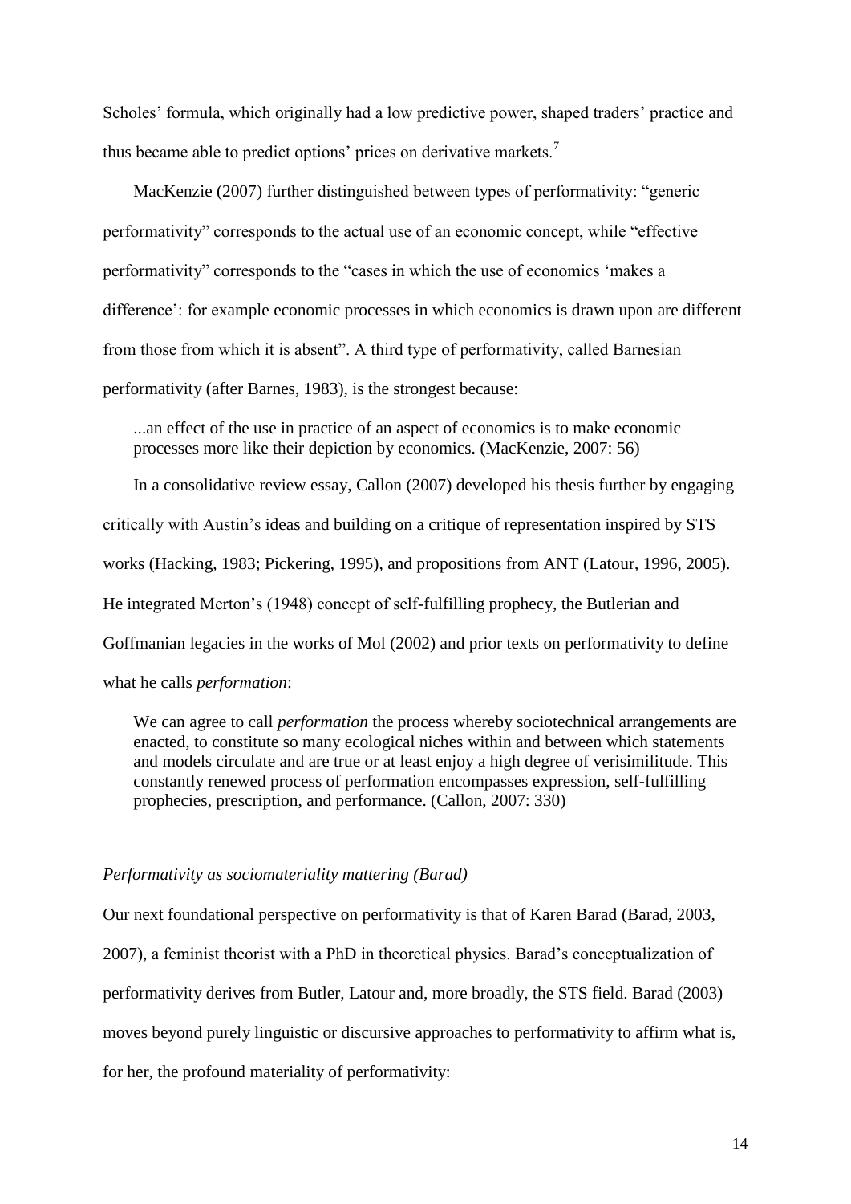Scholes' formula, which originally had a low predictive power, shaped traders' practice and thus became able to predict options' prices on derivative markets.[7]

MacKenzie (2007) further distinguished between types of performativity: "generic performativity" corresponds to the actual use of an economic concept, while "effective performativity" corresponds to the "cases in which the use of economics 'makes a difference': for example economic processes in which economics is drawn upon are different from those from which it is absent". A third type of performativity, called Barnesian performativity (after Barnes, 1983), is the strongest because:

> ...an effect of the use in practice of an aspect of economics is to make economic processes more like their depiction by economics. (MacKenzie, 2007: 56)

In a consolidative review essay, Callon (2007) developed his thesis further by engaging critically with Austin's ideas and building on a critique of representation inspired by STS works (Hacking, 1983; Pickering, 1995), and propositions from ANT (Latour, 1996, 2005). He integrated Merton's (1948) concept of self-fulfilling prophecy, the Butlerian and Goffmanian legacies in the works of Mol (2002) and prior texts on performativity to define what he calls *performation*:

> We can agree to call *performation* the process whereby sociotechnical arrangements are enacted, to constitute so many ecological niches within and between which statements and models circulate and are true or at least enjoy a high degree of verisimilitude. This constantly renewed process of performation encompasses expression, self-fulfilling prophecies, prescription, and performance. (Callon, 2007: 330)

### *Performativity as sociomateriality mattering (Barad)*

Our next foundational perspective on performativity is that of Karen Barad (Barad, 2003, 2007), a feminist theorist with a PhD in theoretical physics. Barad's conceptualization of performativity derives from Butler, Latour and, more broadly, the STS field. Barad (2003) moves beyond purely linguistic or discursive approaches to performativity to affirm what is, for her, the profound materiality of performativity: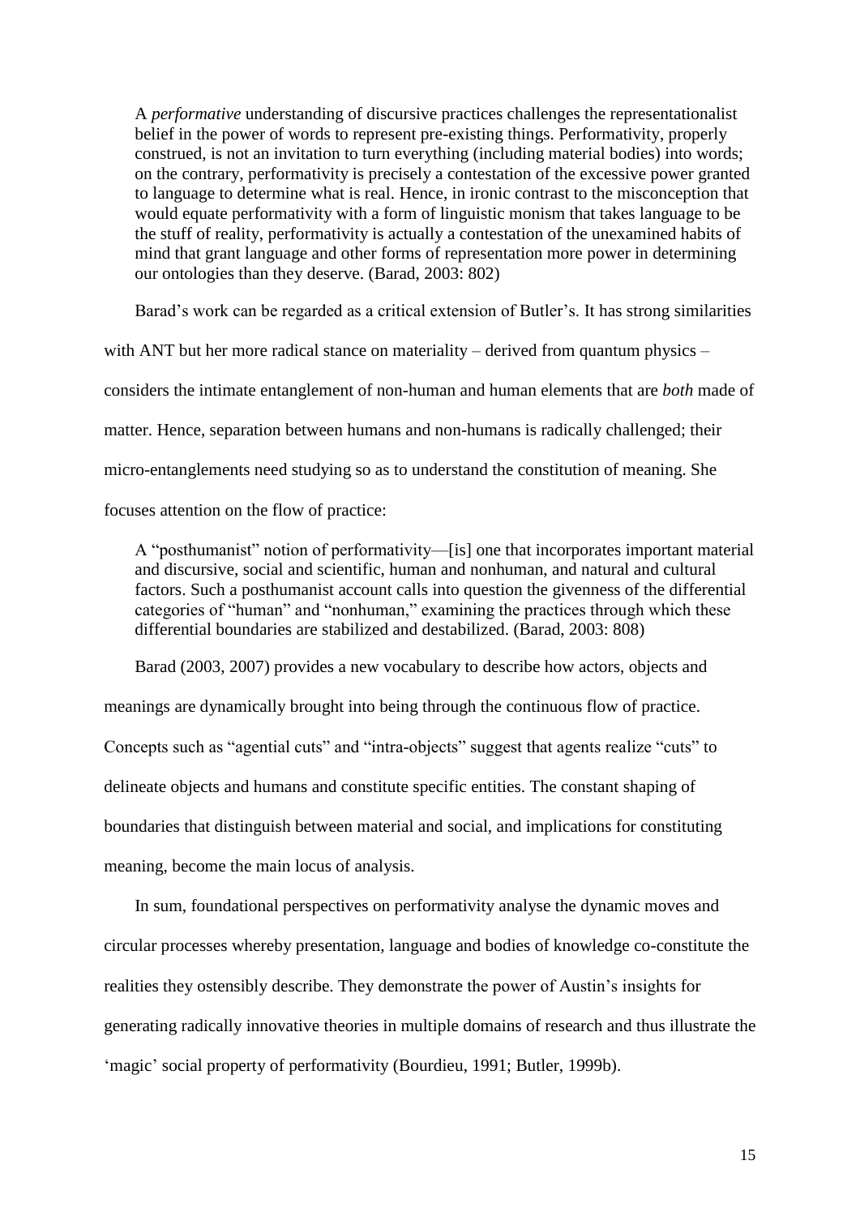> A *performative* understanding of discursive practices challenges the representationalist belief in the power of words to represent pre-existing things. Performativity, properly construed, is not an invitation to turn everything (including material bodies) into words; on the contrary, performativity is precisely a contestation of the excessive power granted to language to determine what is real. Hence, in ironic contrast to the misconception that would equate performativity with a form of linguistic monism that takes language to be the stuff of reality, performativity is actually a contestation of the unexamined habits of mind that grant language and other forms of representation more power in determining our ontologies than they deserve. (Barad, 2003: 802)

Barad's work can be regarded as a critical extension of Butler's. It has strong similarities with ANT but her more radical stance on materiality – derived from quantum physics – considers the intimate entanglement of non-human and human elements that are *both* made of matter. Hence, separation between humans and non-humans is radically challenged; their micro-entanglements need studying so as to understand the constitution of meaning. She focuses attention on the flow of practice:

> A "posthumanist" notion of performativity—[is] one that incorporates important material and discursive, social and scientific, human and nonhuman, and natural and cultural factors. Such a posthumanist account calls into question the givenness of the differential categories of "human" and "nonhuman," examining the practices through which these differential boundaries are stabilized and destabilized. (Barad, 2003: 808)

Barad (2003, 2007) provides a new vocabulary to describe how actors, objects and meanings are dynamically brought into being through the continuous flow of practice. Concepts such as "agential cuts" and "intra-objects" suggest that agents realize "cuts" to delineate objects and humans and constitute specific entities. The constant shaping of boundaries that distinguish between material and social, and implications for constituting meaning, become the main locus of analysis.

In sum, foundational perspectives on performativity analyse the dynamic moves and circular processes whereby presentation, language and bodies of knowledge co-constitute the realities they ostensibly describe. They demonstrate the power of Austin's insights for generating radically innovative theories in multiple domains of research and thus illustrate the 'magic' social property of performativity (Bourdieu, 1991; Butler, 1999b).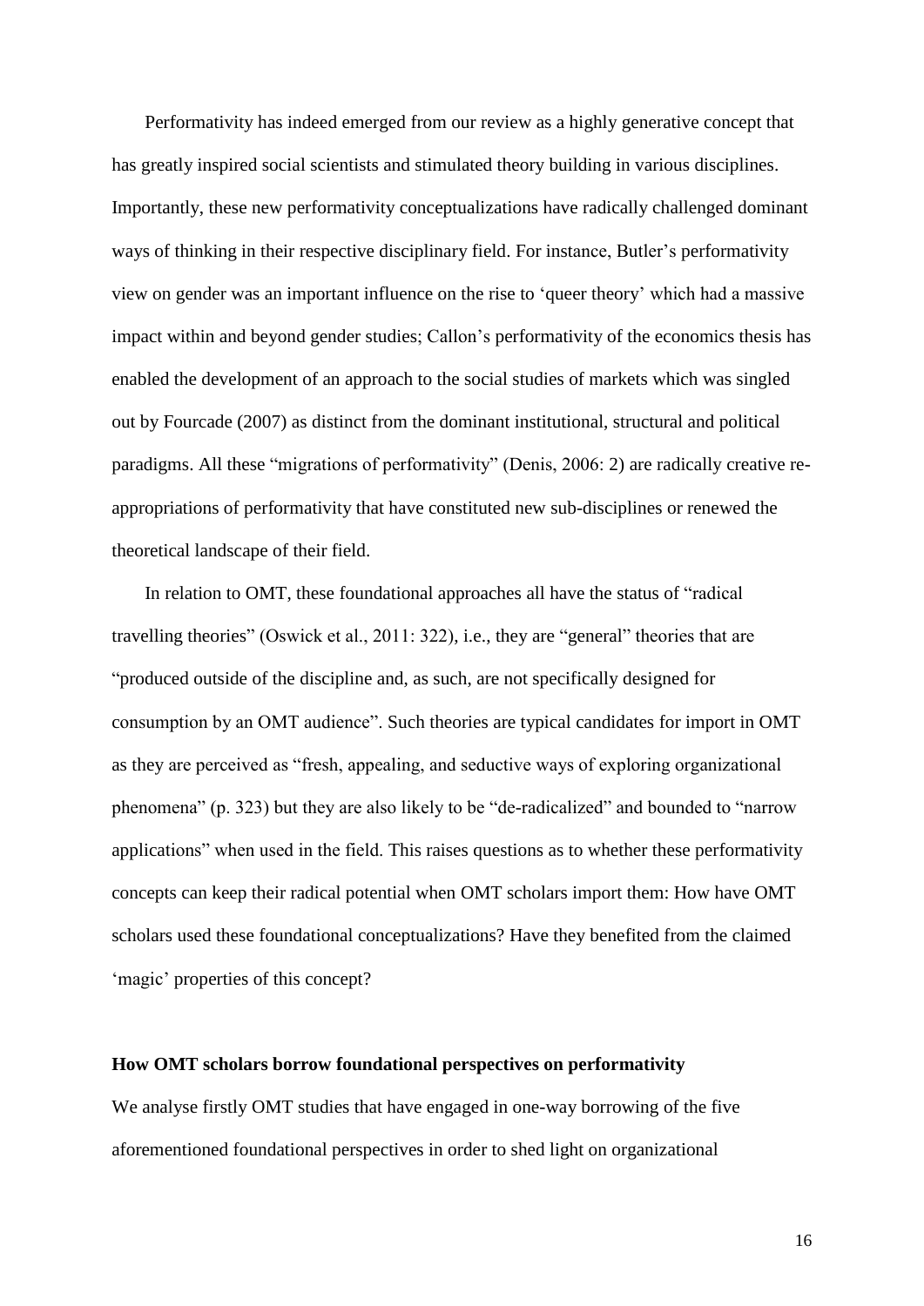Performativity has indeed emerged from our review as a highly generative concept that has greatly inspired social scientists and stimulated theory building in various disciplines. Importantly, these new performativity conceptualizations have radically challenged dominant ways of thinking in their respective disciplinary field. For instance, Butler's performativity view on gender was an important influence on the rise to 'queer theory' which had a massive impact within and beyond gender studies; Callon's performativity of the economics thesis has enabled the development of an approach to the social studies of markets which was singled out by Fourcade (2007) as distinct from the dominant institutional, structural and political paradigms. All these "migrations of performativity" (Denis, 2006: 2) are radically creative re-appropriations of performativity that have constituted new sub-disciplines or renewed the theoretical landscape of their field.

In relation to OMT, these foundational approaches all have the status of "radical travelling theories" (Oswick et al., 2011: 322), i.e., they are "general" theories that are "produced outside of the discipline and, as such, are not specifically designed for consumption by an OMT audience". Such theories are typical candidates for import in OMT as they are perceived as "fresh, appealing, and seductive ways of exploring organizational phenomena" (p. 323) but they are also likely to be "de-radicalized" and bounded to "narrow applications" when used in the field. This raises questions as to whether these performativity concepts can keep their radical potential when OMT scholars import them: How have OMT scholars used these foundational conceptualizations? Have they benefited from the claimed 'magic' properties of this concept?

**How OMT scholars borrow foundational perspectives on performativity**

We analyse firstly OMT studies that have engaged in one-way borrowing of the five aforementioned foundational perspectives in order to shed light on organizational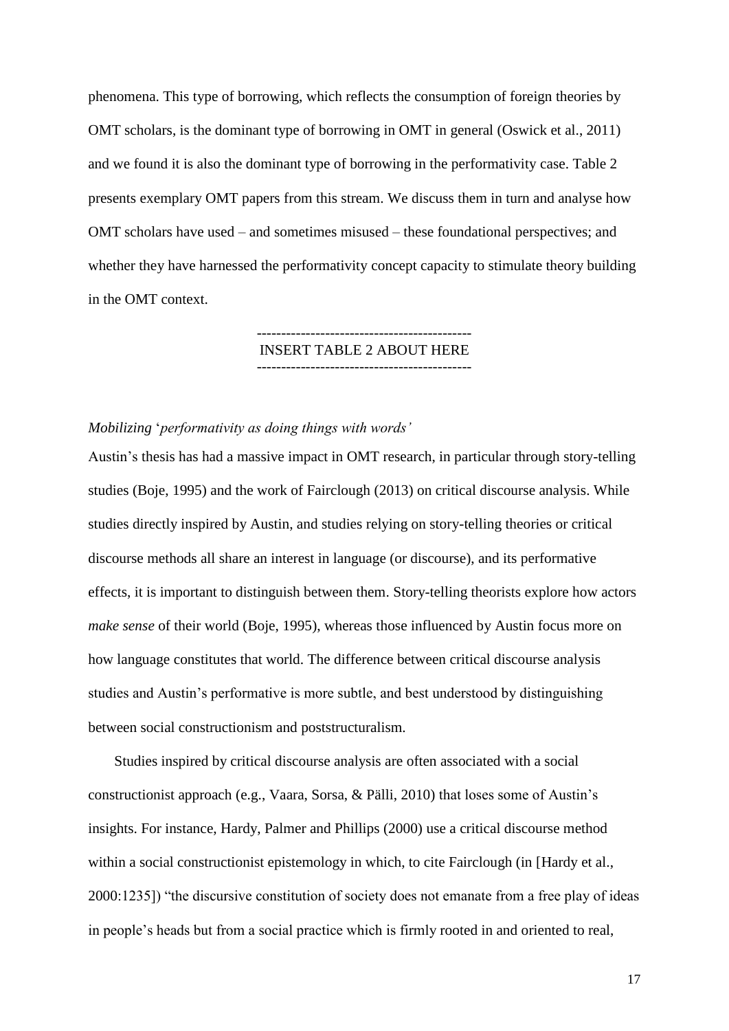phenomena. This type of borrowing, which reflects the consumption of foreign theories by OMT scholars, is the dominant type of borrowing in OMT in general (Oswick et al., 2011) and we found it is also the dominant type of borrowing in the performativity case. Table 2 presents exemplary OMT papers from this stream. We discuss them in turn and analyse how OMT scholars have used – and sometimes misused – these foundational perspectives; and whether they have harnessed the performativity concept capacity to stimulate theory building in the OMT context.

--------------------------------------------
INSERT TABLE 2 ABOUT HERE
--------------------------------------------

*Mobilizing 'performativity as doing things with words'*

Austin's thesis has had a massive impact in OMT research, in particular through story-telling studies (Boje, 1995) and the work of Fairclough (2013) on critical discourse analysis. While studies directly inspired by Austin, and studies relying on story-telling theories or critical discourse methods all share an interest in language (or discourse), and its performative effects, it is important to distinguish between them. Story-telling theorists explore how actors *make sense* of their world (Boje, 1995), whereas those influenced by Austin focus more on how language constitutes that world. The difference between critical discourse analysis studies and Austin's performative is more subtle, and best understood by distinguishing between social constructionism and poststructuralism.

Studies inspired by critical discourse analysis are often associated with a social constructionist approach (e.g., Vaara, Sorsa, & Pälli, 2010) that loses some of Austin's insights. For instance, Hardy, Palmer and Phillips (2000) use a critical discourse method within a social constructionist epistemology in which, to cite Fairclough (in [Hardy et al., 2000:1235]) "the discursive constitution of society does not emanate from a free play of ideas in people's heads but from a social practice which is firmly rooted in and oriented to real,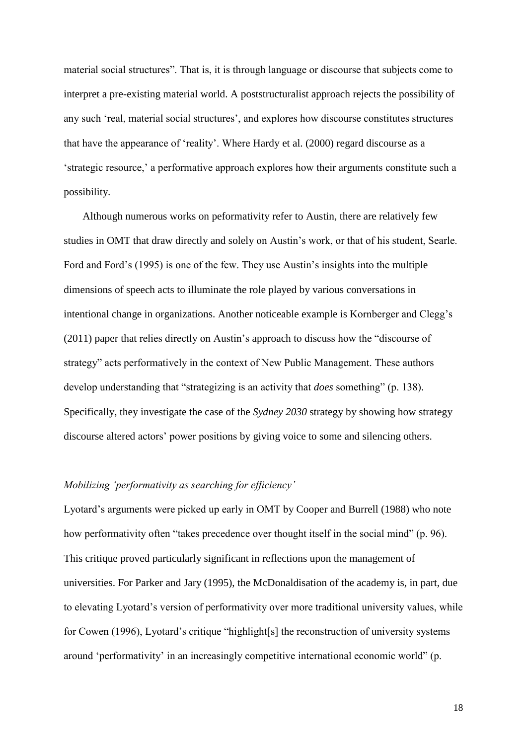material social structures". That is, it is through language or discourse that subjects come to interpret a pre-existing material world. A poststructuralist approach rejects the possibility of any such 'real, material social structures', and explores how discourse constitutes structures that have the appearance of 'reality'. Where Hardy et al. (2000) regard discourse as a 'strategic resource,' a performative approach explores how their arguments constitute such a possibility.

Although numerous works on peformativity refer to Austin, there are relatively few studies in OMT that draw directly and solely on Austin's work, or that of his student, Searle. Ford and Ford's (1995) is one of the few. They use Austin's insights into the multiple dimensions of speech acts to illuminate the role played by various conversations in intentional change in organizations. Another noticeable example is Kornberger and Clegg's (2011) paper that relies directly on Austin's approach to discuss how the "discourse of strategy" acts performatively in the context of New Public Management. These authors develop understanding that "strategizing is an activity that *does* something" (p. 138). Specifically, they investigate the case of the *Sydney 2030* strategy by showing how strategy discourse altered actors' power positions by giving voice to some and silencing others.

*Mobilizing 'performativity as searching for efficiency'*

Lyotard's arguments were picked up early in OMT by Cooper and Burrell (1988) who note how performativity often "takes precedence over thought itself in the social mind" (p. 96). This critique proved particularly significant in reflections upon the management of universities. For Parker and Jary (1995), the McDonaldisation of the academy is, in part, due to elevating Lyotard's version of performativity over more traditional university values, while for Cowen (1996), Lyotard's critique "highlight[s] the reconstruction of university systems around 'performativity' in an increasingly competitive international economic world" (p.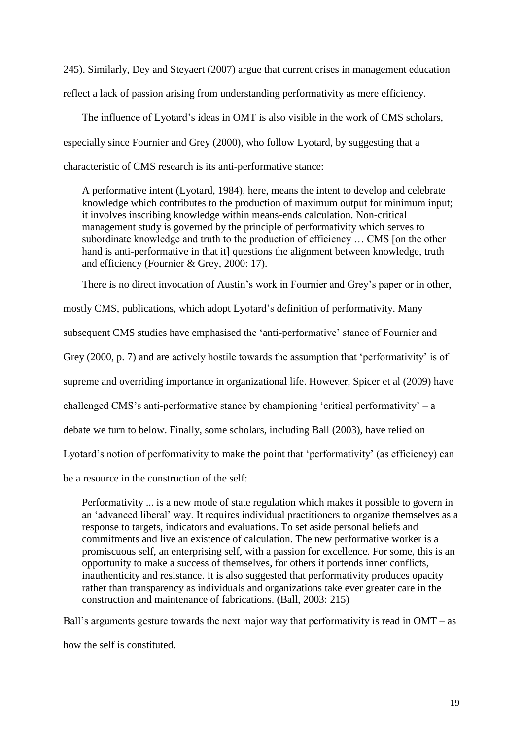245). Similarly, Dey and Steyaert (2007) argue that current crises in management education reflect a lack of passion arising from understanding performativity as mere efficiency.

The influence of Lyotard's ideas in OMT is also visible in the work of CMS scholars, especially since Fournier and Grey (2000), who follow Lyotard, by suggesting that a characteristic of CMS research is its anti-performative stance:

> A performative intent (Lyotard, 1984), here, means the intent to develop and celebrate knowledge which contributes to the production of maximum output for minimum input; it involves inscribing knowledge within means-ends calculation. Non-critical management study is governed by the principle of performativity which serves to subordinate knowledge and truth to the production of efficiency … CMS [on the other hand is anti-performative in that it] questions the alignment between knowledge, truth and efficiency (Fournier & Grey, 2000: 17).

There is no direct invocation of Austin's work in Fournier and Grey's paper or in other, mostly CMS, publications, which adopt Lyotard's definition of performativity. Many subsequent CMS studies have emphasised the 'anti-performative' stance of Fournier and Grey (2000, p. 7) and are actively hostile towards the assumption that 'performativity' is of supreme and overriding importance in organizational life. However, Spicer et al (2009) have challenged CMS's anti-performative stance by championing 'critical performativity' – a debate we turn to below. Finally, some scholars, including Ball (2003), have relied on Lyotard's notion of performativity to make the point that 'performativity' (as efficiency) can be a resource in the construction of the self:

> Performativity ... is a new mode of state regulation which makes it possible to govern in an 'advanced liberal' way. It requires individual practitioners to organize themselves as a response to targets, indicators and evaluations. To set aside personal beliefs and commitments and live an existence of calculation. The new performative worker is a promiscuous self, an enterprising self, with a passion for excellence. For some, this is an opportunity to make a success of themselves, for others it portends inner conflicts, inauthenticity and resistance. It is also suggested that performativity produces opacity rather than transparency as individuals and organizations take ever greater care in the construction and maintenance of fabrications. (Ball, 2003: 215)

Ball's arguments gesture towards the next major way that performativity is read in OMT – as how the self is constituted.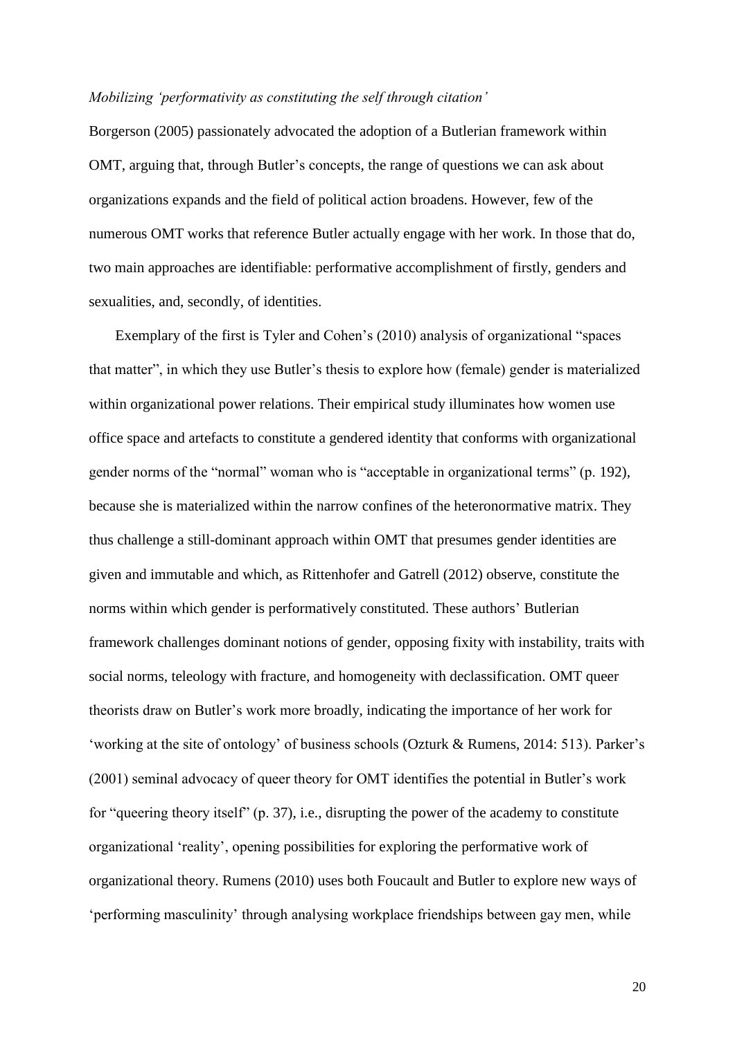### *Mobilizing 'performativity as constituting the self through citation'*

Borgerson (2005) passionately advocated the adoption of a Butlerian framework within OMT, arguing that, through Butler's concepts, the range of questions we can ask about organizations expands and the field of political action broadens. However, few of the numerous OMT works that reference Butler actually engage with her work. In those that do, two main approaches are identifiable: performative accomplishment of firstly, genders and sexualities, and, secondly, of identities.

Exemplary of the first is Tyler and Cohen's (2010) analysis of organizational "spaces that matter", in which they use Butler's thesis to explore how (female) gender is materialized within organizational power relations. Their empirical study illuminates how women use office space and artefacts to constitute a gendered identity that conforms with organizational gender norms of the "normal" woman who is "acceptable in organizational terms" (p. 192), because she is materialized within the narrow confines of the heteronormative matrix. They thus challenge a still-dominant approach within OMT that presumes gender identities are given and immutable and which, as Rittenhofer and Gatrell (2012) observe, constitute the norms within which gender is performatively constituted. These authors' Butlerian framework challenges dominant notions of gender, opposing fixity with instability, traits with social norms, teleology with fracture, and homogeneity with declassification. OMT queer theorists draw on Butler's work more broadly, indicating the importance of her work for 'working at the site of ontology' of business schools (Ozturk & Rumens, 2014: 513). Parker's (2001) seminal advocacy of queer theory for OMT identifies the potential in Butler's work for "queering theory itself" (p. 37), i.e., disrupting the power of the academy to constitute organizational 'reality', opening possibilities for exploring the performative work of organizational theory. Rumens (2010) uses both Foucault and Butler to explore new ways of 'performing masculinity' through analysing workplace friendships between gay men, while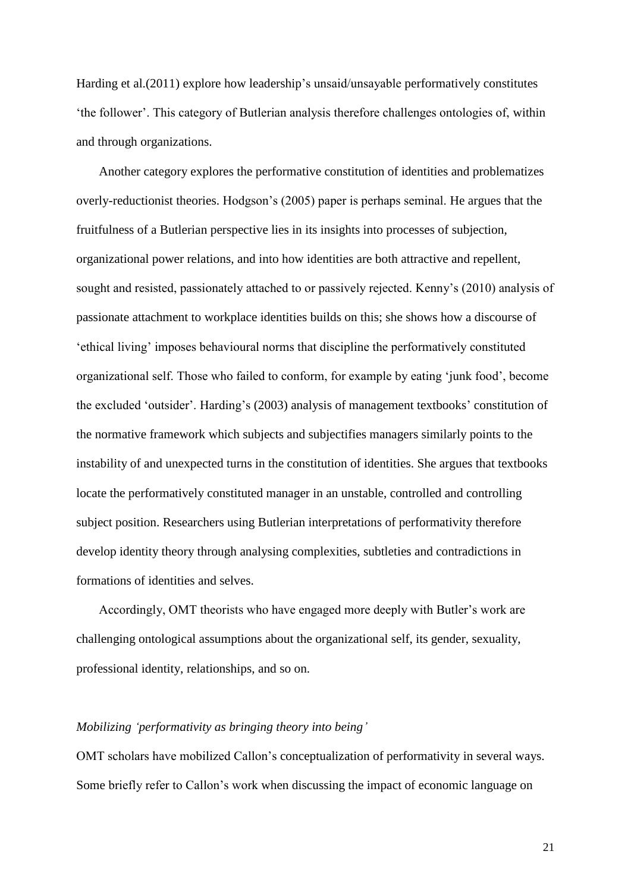Harding et al.(2011) explore how leadership's unsaid/unsayable performatively constitutes 'the follower'. This category of Butlerian analysis therefore challenges ontologies of, within and through organizations.

Another category explores the performative constitution of identities and problematizes overly-reductionist theories. Hodgson's (2005) paper is perhaps seminal. He argues that the fruitfulness of a Butlerian perspective lies in its insights into processes of subjection, organizational power relations, and into how identities are both attractive and repellent, sought and resisted, passionately attached to or passively rejected. Kenny's (2010) analysis of passionate attachment to workplace identities builds on this; she shows how a discourse of 'ethical living' imposes behavioural norms that discipline the performatively constituted organizational self. Those who failed to conform, for example by eating 'junk food', become the excluded 'outsider'. Harding's (2003) analysis of management textbooks' constitution of the normative framework which subjects and subjectifies managers similarly points to the instability of and unexpected turns in the constitution of identities. She argues that textbooks locate the performatively constituted manager in an unstable, controlled and controlling subject position. Researchers using Butlerian interpretations of performativity therefore develop identity theory through analysing complexities, subtleties and contradictions in formations of identities and selves.

Accordingly, OMT theorists who have engaged more deeply with Butler's work are challenging ontological assumptions about the organizational self, its gender, sexuality, professional identity, relationships, and so on.

*Mobilizing 'performativity as bringing theory into being'*

OMT scholars have mobilized Callon's conceptualization of performativity in several ways. Some briefly refer to Callon's work when discussing the impact of economic language on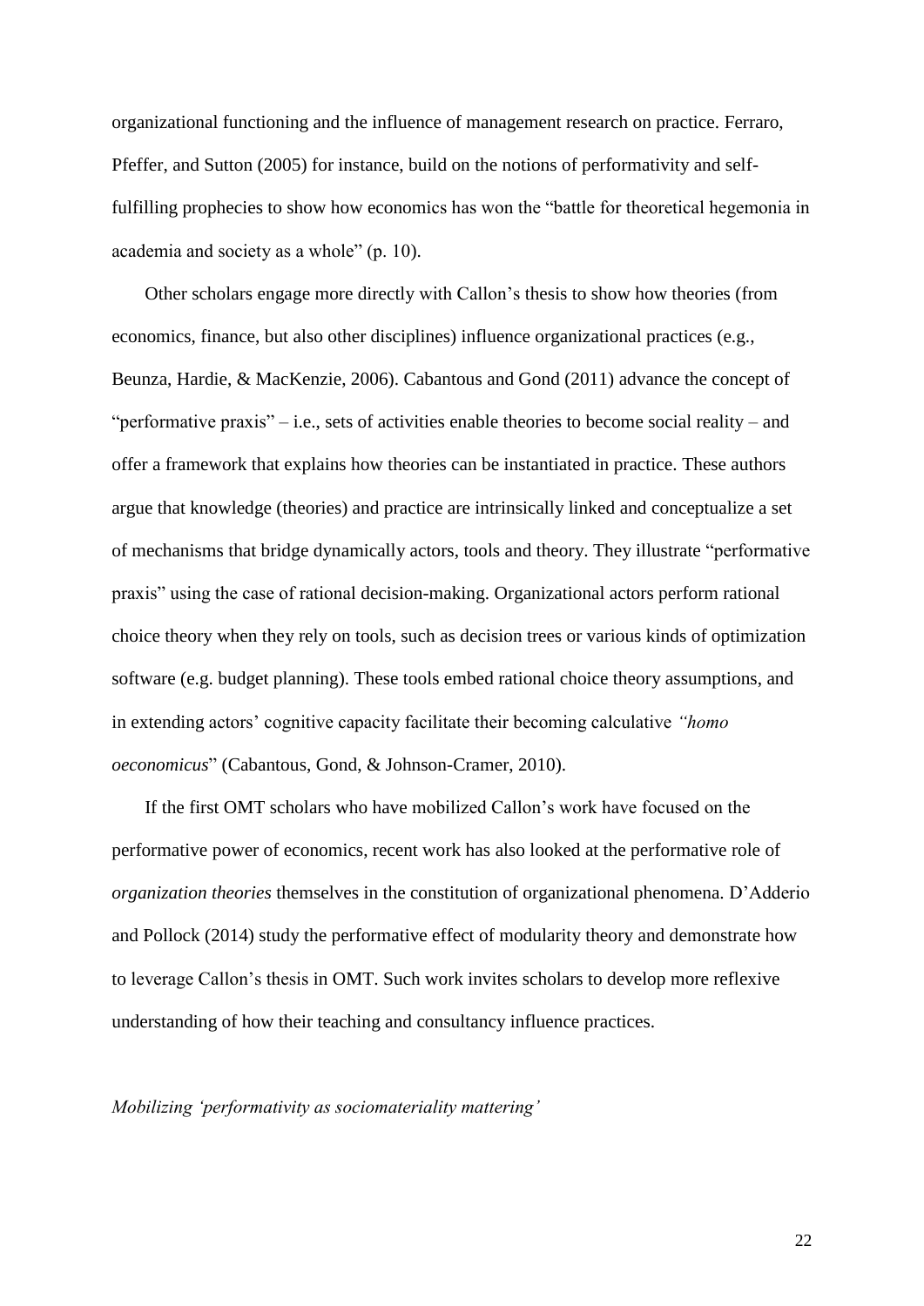organizational functioning and the influence of management research on practice. Ferraro, Pfeffer, and Sutton (2005) for instance, build on the notions of performativity and self-fulfilling prophecies to show how economics has won the "battle for theoretical hegemonia in academia and society as a whole" (p. 10).

Other scholars engage more directly with Callon's thesis to show how theories (from economics, finance, but also other disciplines) influence organizational practices (e.g., Beunza, Hardie, & MacKenzie, 2006). Cabantous and Gond (2011) advance the concept of "performative praxis" – i.e., sets of activities enable theories to become social reality – and offer a framework that explains how theories can be instantiated in practice. These authors argue that knowledge (theories) and practice are intrinsically linked and conceptualize a set of mechanisms that bridge dynamically actors, tools and theory. They illustrate "performative praxis" using the case of rational decision-making. Organizational actors perform rational choice theory when they rely on tools, such as decision trees or various kinds of optimization software (e.g. budget planning). These tools embed rational choice theory assumptions, and in extending actors' cognitive capacity facilitate their becoming calculative *"homo oeconomicus*" (Cabantous, Gond, & Johnson-Cramer, 2010).

If the first OMT scholars who have mobilized Callon's work have focused on the performative power of economics, recent work has also looked at the performative role of *organization theories* themselves in the constitution of organizational phenomena. D'Adderio and Pollock (2014) study the performative effect of modularity theory and demonstrate how to leverage Callon's thesis in OMT. Such work invites scholars to develop more reflexive understanding of how their teaching and consultancy influence practices.

*Mobilizing 'performativity as sociomateriality mattering'*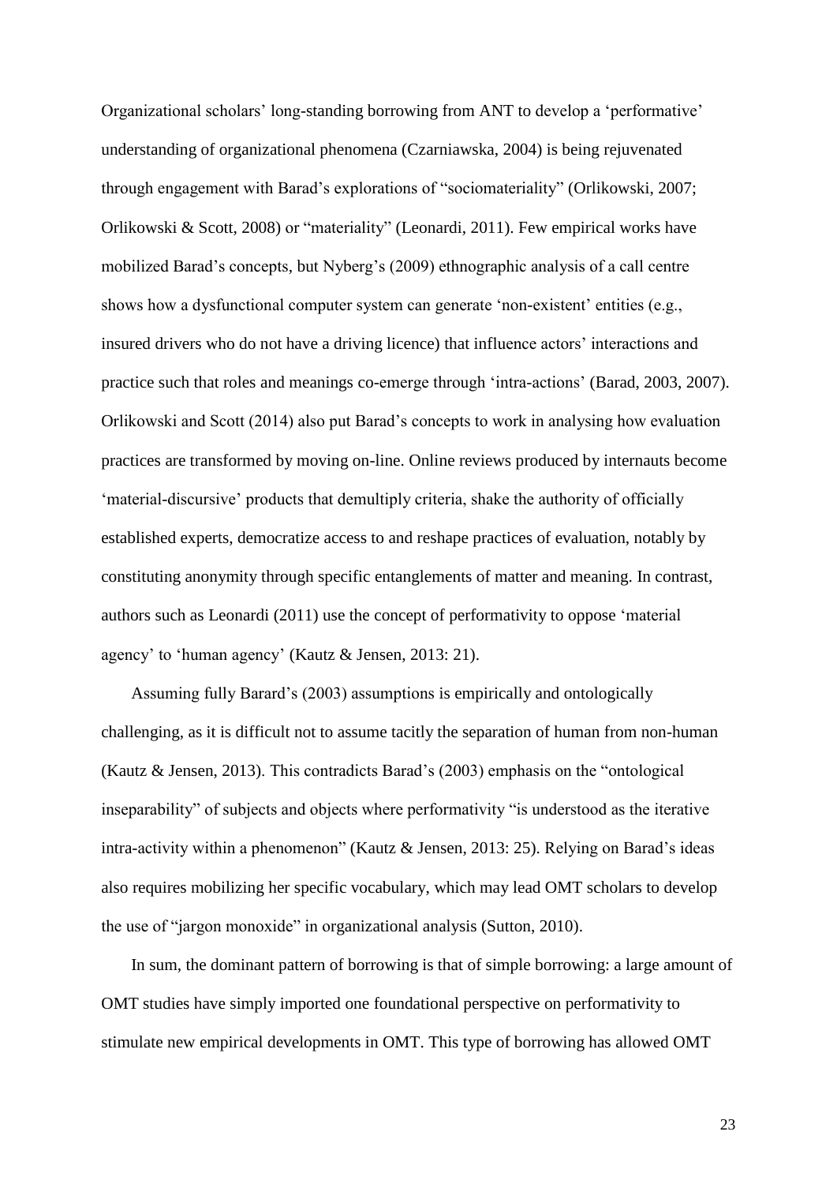Organizational scholars' long-standing borrowing from ANT to develop a 'performative' understanding of organizational phenomena (Czarniawska, 2004) is being rejuvenated through engagement with Barad's explorations of "sociomateriality" (Orlikowski, 2007; Orlikowski & Scott, 2008) or "materiality" (Leonardi, 2011). Few empirical works have mobilized Barad's concepts, but Nyberg's (2009) ethnographic analysis of a call centre shows how a dysfunctional computer system can generate 'non-existent' entities (e.g., insured drivers who do not have a driving licence) that influence actors' interactions and practice such that roles and meanings co-emerge through 'intra-actions' (Barad, 2003, 2007). Orlikowski and Scott (2014) also put Barad's concepts to work in analysing how evaluation practices are transformed by moving on-line. Online reviews produced by internauts become 'material-discursive' products that demultiply criteria, shake the authority of officially established experts, democratize access to and reshape practices of evaluation, notably by constituting anonymity through specific entanglements of matter and meaning. In contrast, authors such as Leonardi (2011) use the concept of performativity to oppose 'material agency' to 'human agency' (Kautz & Jensen, 2013: 21).

Assuming fully Barard's (2003) assumptions is empirically and ontologically challenging, as it is difficult not to assume tacitly the separation of human from non-human (Kautz & Jensen, 2013). This contradicts Barad's (2003) emphasis on the "ontological inseparability" of subjects and objects where performativity "is understood as the iterative intra-activity within a phenomenon" (Kautz & Jensen, 2013: 25). Relying on Barad's ideas also requires mobilizing her specific vocabulary, which may lead OMT scholars to develop the use of "jargon monoxide" in organizational analysis (Sutton, 2010).

In sum, the dominant pattern of borrowing is that of simple borrowing: a large amount of OMT studies have simply imported one foundational perspective on performativity to stimulate new empirical developments in OMT. This type of borrowing has allowed OMT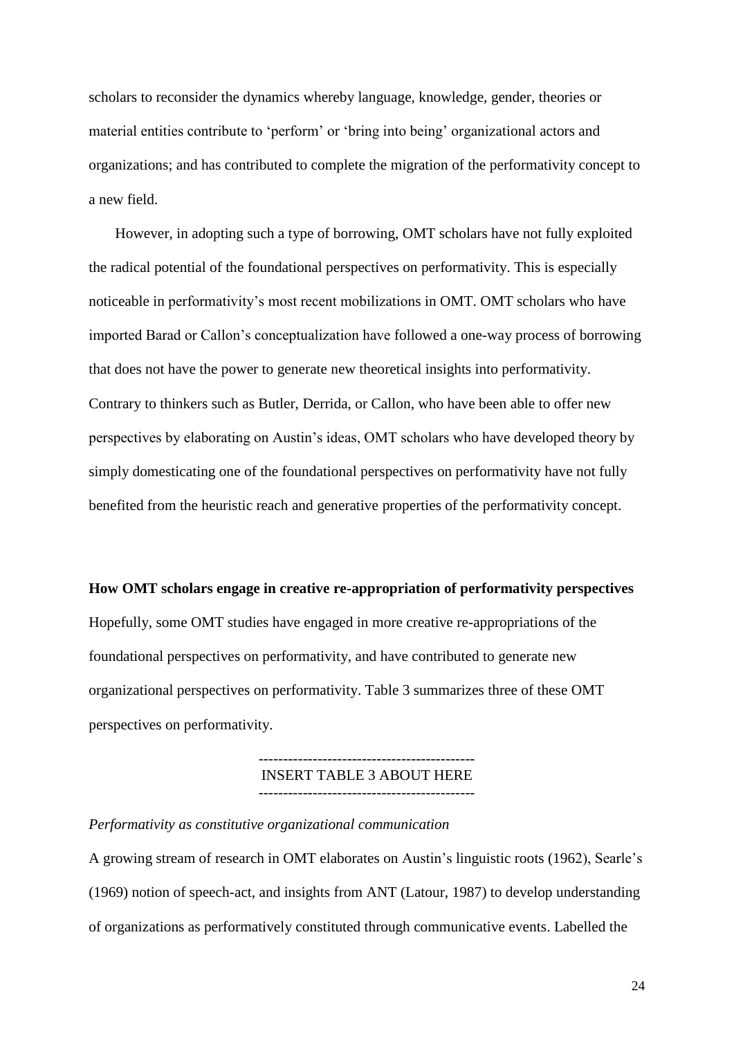scholars to reconsider the dynamics whereby language, knowledge, gender, theories or material entities contribute to 'perform' or 'bring into being' organizational actors and organizations; and has contributed to complete the migration of the performativity concept to a new field.

However, in adopting such a type of borrowing, OMT scholars have not fully exploited the radical potential of the foundational perspectives on performativity. This is especially noticeable in performativity's most recent mobilizations in OMT. OMT scholars who have imported Barad or Callon's conceptualization have followed a one-way process of borrowing that does not have the power to generate new theoretical insights into performativity. Contrary to thinkers such as Butler, Derrida, or Callon, who have been able to offer new perspectives by elaborating on Austin's ideas, OMT scholars who have developed theory by simply domesticating one of the foundational perspectives on performativity have not fully benefited from the heuristic reach and generative properties of the performativity concept.

**How OMT scholars engage in creative re-appropriation of performativity perspectives**

Hopefully, some OMT studies have engaged in more creative re-appropriations of the foundational perspectives on performativity, and have contributed to generate new organizational perspectives on performativity. Table 3 summarizes three of these OMT perspectives on performativity.

--------------------------------------------
INSERT TABLE 3 ABOUT HERE
--------------------------------------------

*Performativity as constitutive organizational communication*

A growing stream of research in OMT elaborates on Austin's linguistic roots (1962), Searle's (1969) notion of speech-act, and insights from ANT (Latour, 1987) to develop understanding of organizations as performatively constituted through communicative events. Labelled the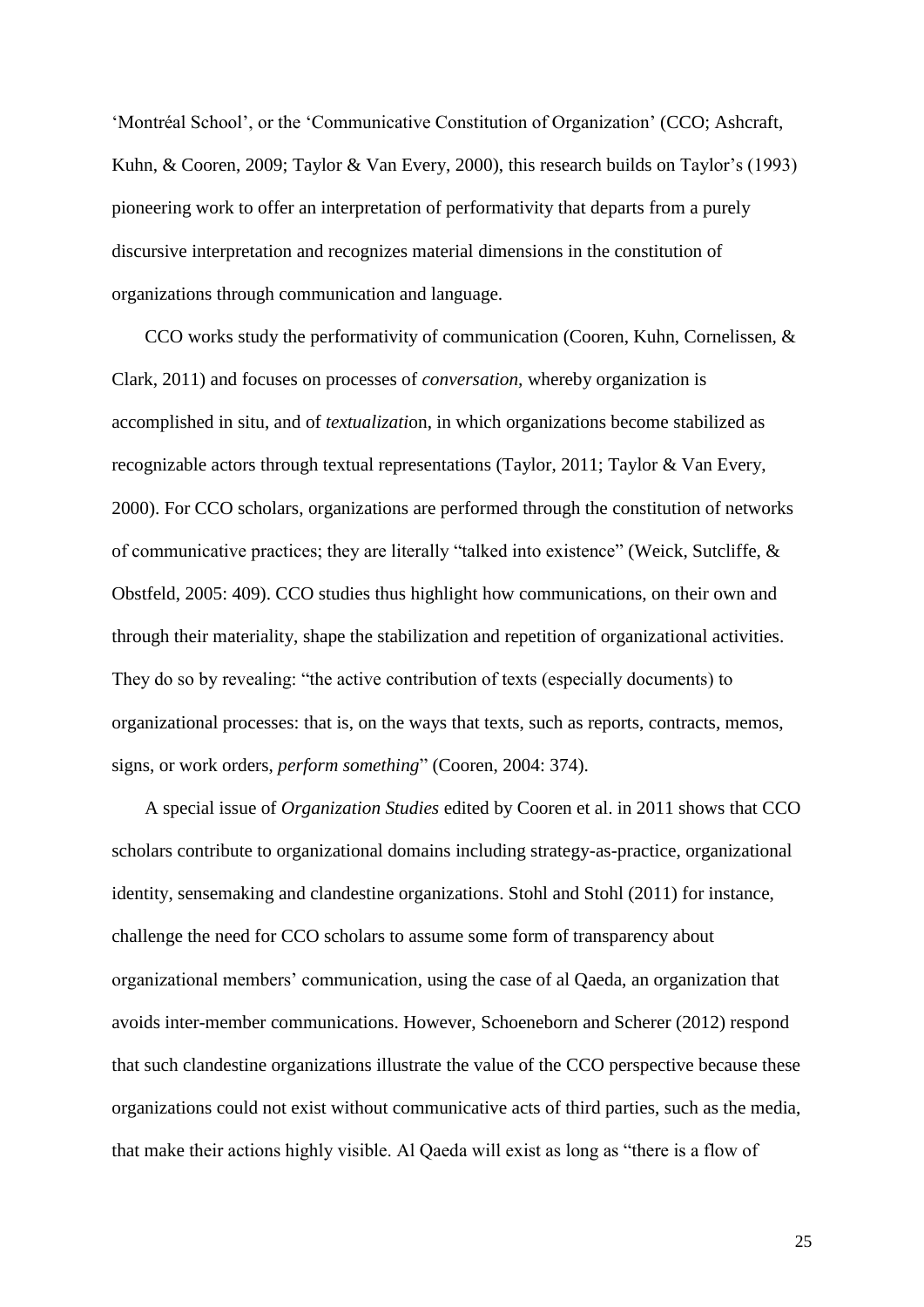'Montréal School', or the 'Communicative Constitution of Organization' (CCO; Ashcraft, Kuhn, & Cooren, 2009; Taylor & Van Every, 2000), this research builds on Taylor's (1993) pioneering work to offer an interpretation of performativity that departs from a purely discursive interpretation and recognizes material dimensions in the constitution of organizations through communication and language.

CCO works study the performativity of communication (Cooren, Kuhn, Cornelissen, & Clark, 2011) and focuses on processes of *conversation*, whereby organization is accomplished in situ, and of *textualizati*on, in which organizations become stabilized as recognizable actors through textual representations (Taylor, 2011; Taylor & Van Every, 2000). For CCO scholars, organizations are performed through the constitution of networks of communicative practices; they are literally "talked into existence" (Weick, Sutcliffe, & Obstfeld, 2005: 409). CCO studies thus highlight how communications, on their own and through their materiality, shape the stabilization and repetition of organizational activities. They do so by revealing: "the active contribution of texts (especially documents) to organizational processes: that is, on the ways that texts, such as reports, contracts, memos, signs, or work orders, *perform something*" (Cooren, 2004: 374).

A special issue of *Organization Studies* edited by Cooren et al. in 2011 shows that CCO scholars contribute to organizational domains including strategy-as-practice, organizational identity, sensemaking and clandestine organizations. Stohl and Stohl (2011) for instance, challenge the need for CCO scholars to assume some form of transparency about organizational members' communication, using the case of al Qaeda, an organization that avoids inter-member communications. However, Schoeneborn and Scherer (2012) respond that such clandestine organizations illustrate the value of the CCO perspective because these organizations could not exist without communicative acts of third parties, such as the media, that make their actions highly visible. Al Qaeda will exist as long as "there is a flow of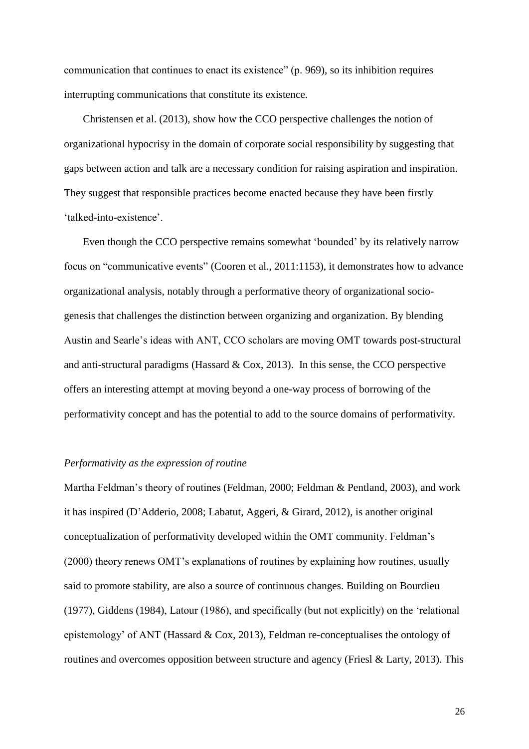communication that continues to enact its existence" (p. 969), so its inhibition requires interrupting communications that constitute its existence.

Christensen et al. (2013), show how the CCO perspective challenges the notion of organizational hypocrisy in the domain of corporate social responsibility by suggesting that gaps between action and talk are a necessary condition for raising aspiration and inspiration. They suggest that responsible practices become enacted because they have been firstly 'talked-into-existence'.

Even though the CCO perspective remains somewhat 'bounded' by its relatively narrow focus on "communicative events" (Cooren et al., 2011:1153), it demonstrates how to advance organizational analysis, notably through a performative theory of organizational socio-genesis that challenges the distinction between organizing and organization. By blending Austin and Searle's ideas with ANT, CCO scholars are moving OMT towards post-structural and anti-structural paradigms (Hassard & Cox, 2013). In this sense, the CCO perspective offers an interesting attempt at moving beyond a one-way process of borrowing of the performativity concept and has the potential to add to the source domains of performativity.

*Performativity as the expression of routine*

Martha Feldman's theory of routines (Feldman, 2000; Feldman & Pentland, 2003), and work it has inspired (D'Adderio, 2008; Labatut, Aggeri, & Girard, 2012), is another original conceptualization of performativity developed within the OMT community. Feldman's (2000) theory renews OMT's explanations of routines by explaining how routines, usually said to promote stability, are also a source of continuous changes. Building on Bourdieu (1977), Giddens (1984), Latour (1986), and specifically (but not explicitly) on the 'relational epistemology' of ANT (Hassard & Cox, 2013), Feldman re-conceptualises the ontology of routines and overcomes opposition between structure and agency (Friesl & Larty, 2013). This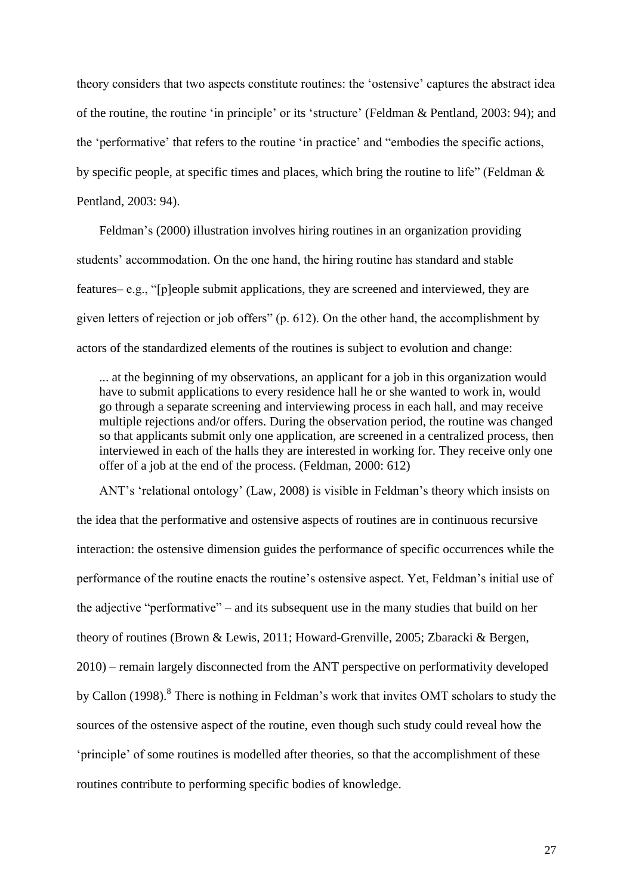theory considers that two aspects constitute routines: the 'ostensive' captures the abstract idea of the routine, the routine 'in principle' or its 'structure' (Feldman & Pentland, 2003: 94); and the 'performative' that refers to the routine 'in practice' and "embodies the specific actions, by specific people, at specific times and places, which bring the routine to life" (Feldman & Pentland, 2003: 94).

Feldman's (2000) illustration involves hiring routines in an organization providing students' accommodation. On the one hand, the hiring routine has standard and stable features– e.g., "[p]eople submit applications, they are screened and interviewed, they are given letters of rejection or job offers" (p. 612). On the other hand, the accomplishment by actors of the standardized elements of the routines is subject to evolution and change:

> ... at the beginning of my observations, an applicant for a job in this organization would have to submit applications to every residence hall he or she wanted to work in, would go through a separate screening and interviewing process in each hall, and may receive multiple rejections and/or offers. During the observation period, the routine was changed so that applicants submit only one application, are screened in a centralized process, then interviewed in each of the halls they are interested in working for. They receive only one offer of a job at the end of the process. (Feldman, 2000: 612)

ANT's 'relational ontology' (Law, 2008) is visible in Feldman's theory which insists on the idea that the performative and ostensive aspects of routines are in continuous recursive interaction: the ostensive dimension guides the performance of specific occurrences while the performance of the routine enacts the routine's ostensive aspect. Yet, Feldman's initial use of the adjective "performative" – and its subsequent use in the many studies that build on her theory of routines (Brown & Lewis, 2011; Howard-Grenville, 2005; Zbaracki & Bergen, 2010) – remain largely disconnected from the ANT perspective on performativity developed by Callon (1998).[8] There is nothing in Feldman's work that invites OMT scholars to study the sources of the ostensive aspect of the routine, even though such study could reveal how the 'principle' of some routines is modelled after theories, so that the accomplishment of these routines contribute to performing specific bodies of knowledge.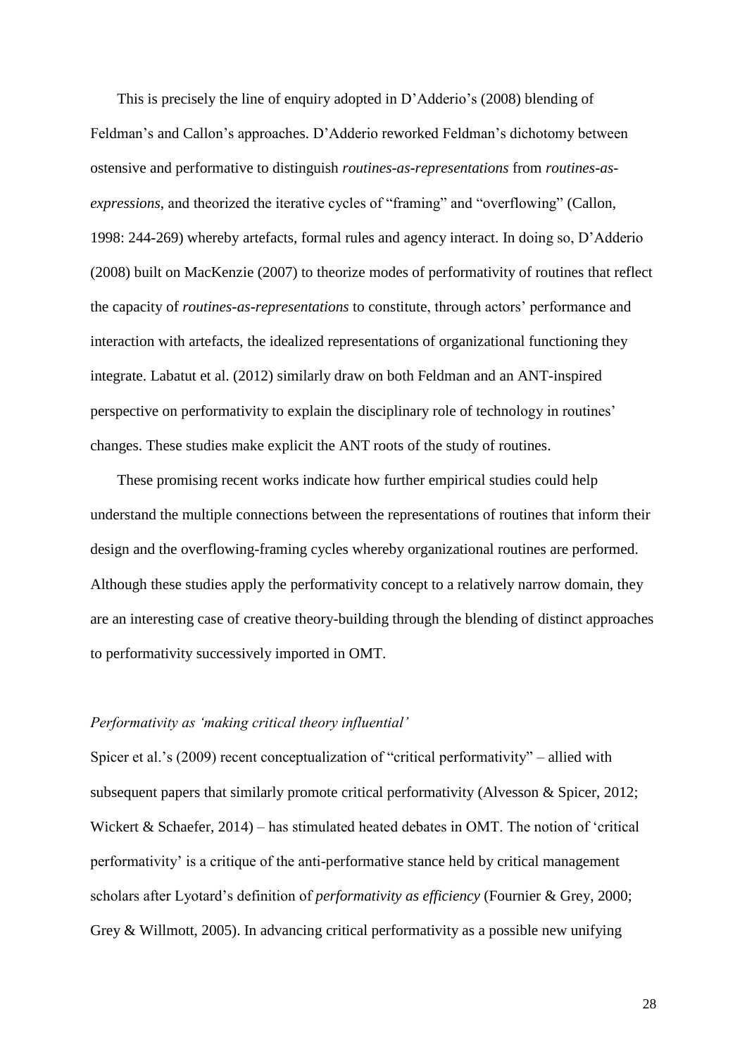This is precisely the line of enquiry adopted in D'Adderio's (2008) blending of Feldman's and Callon's approaches. D'Adderio reworked Feldman's dichotomy between ostensive and performative to distinguish *routines-as-representations* from *routines-as-expressions*, and theorized the iterative cycles of "framing" and "overflowing" (Callon, 1998: 244-269) whereby artefacts, formal rules and agency interact. In doing so, D'Adderio (2008) built on MacKenzie (2007) to theorize modes of performativity of routines that reflect the capacity of *routines-as-representations* to constitute, through actors' performance and interaction with artefacts, the idealized representations of organizational functioning they integrate. Labatut et al. (2012) similarly draw on both Feldman and an ANT-inspired perspective on performativity to explain the disciplinary role of technology in routines' changes. These studies make explicit the ANT roots of the study of routines.

These promising recent works indicate how further empirical studies could help understand the multiple connections between the representations of routines that inform their design and the overflowing-framing cycles whereby organizational routines are performed. Although these studies apply the performativity concept to a relatively narrow domain, they are an interesting case of creative theory-building through the blending of distinct approaches to performativity successively imported in OMT.

### *Performativity as 'making critical theory influential'*

Spicer et al.'s (2009) recent conceptualization of "critical performativity" – allied with subsequent papers that similarly promote critical performativity (Alvesson & Spicer, 2012; Wickert & Schaefer, 2014) – has stimulated heated debates in OMT. The notion of 'critical performativity' is a critique of the anti-performative stance held by critical management scholars after Lyotard's definition of *performativity as efficiency* (Fournier & Grey, 2000; Grey & Willmott, 2005). In advancing critical performativity as a possible new unifying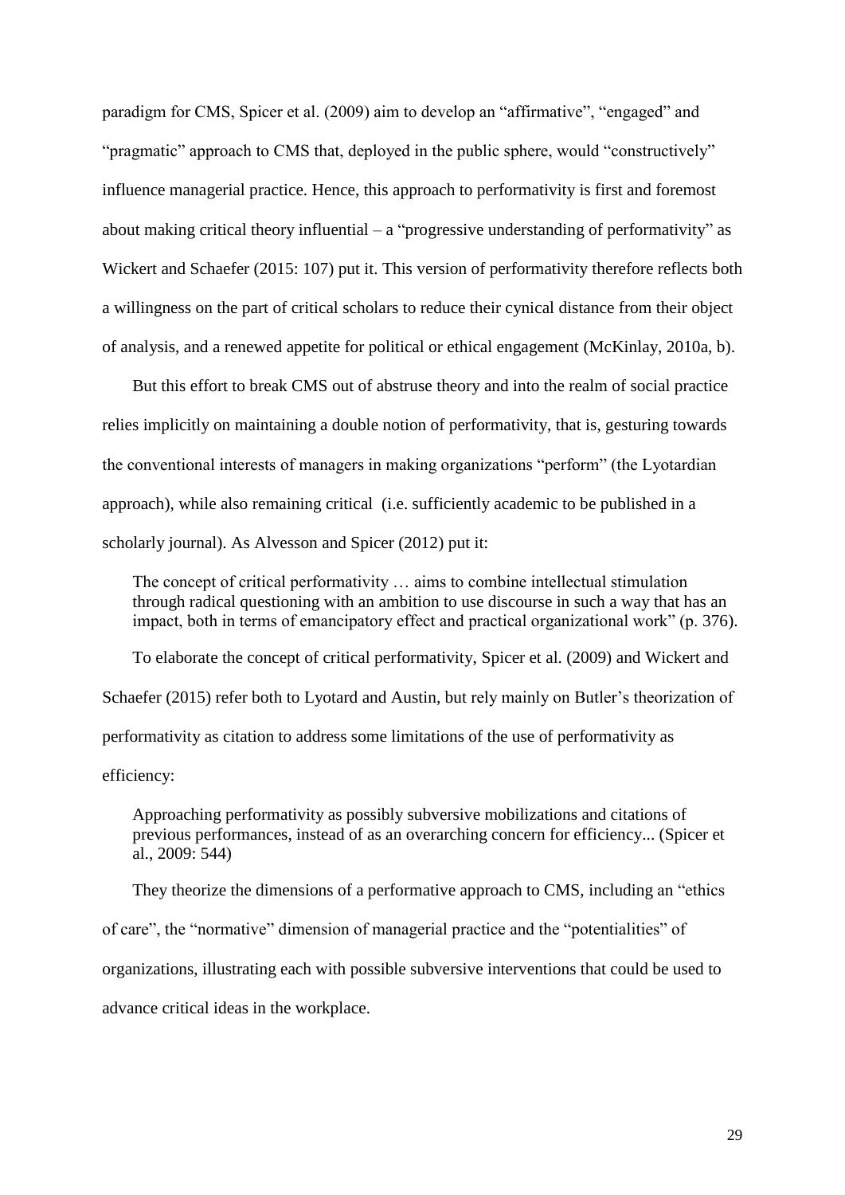paradigm for CMS, Spicer et al. (2009) aim to develop an "affirmative", "engaged" and "pragmatic" approach to CMS that, deployed in the public sphere, would "constructively" influence managerial practice. Hence, this approach to performativity is first and foremost about making critical theory influential – a "progressive understanding of performativity" as Wickert and Schaefer (2015: 107) put it. This version of performativity therefore reflects both a willingness on the part of critical scholars to reduce their cynical distance from their object of analysis, and a renewed appetite for political or ethical engagement (McKinlay, 2010a, b).

But this effort to break CMS out of abstruse theory and into the realm of social practice relies implicitly on maintaining a double notion of performativity, that is, gesturing towards the conventional interests of managers in making organizations "perform" (the Lyotardian approach), while also remaining critical (i.e. sufficiently academic to be published in a scholarly journal). As Alvesson and Spicer (2012) put it:

> The concept of critical performativity … aims to combine intellectual stimulation through radical questioning with an ambition to use discourse in such a way that has an impact, both in terms of emancipatory effect and practical organizational work" (p. 376).

To elaborate the concept of critical performativity, Spicer et al. (2009) and Wickert and Schaefer (2015) refer both to Lyotard and Austin, but rely mainly on Butler's theorization of performativity as citation to address some limitations of the use of performativity as efficiency:

> Approaching performativity as possibly subversive mobilizations and citations of previous performances, instead of as an overarching concern for efficiency... (Spicer et al., 2009: 544)

They theorize the dimensions of a performative approach to CMS, including an "ethics of care", the "normative" dimension of managerial practice and the "potentialities" of organizations, illustrating each with possible subversive interventions that could be used to advance critical ideas in the workplace.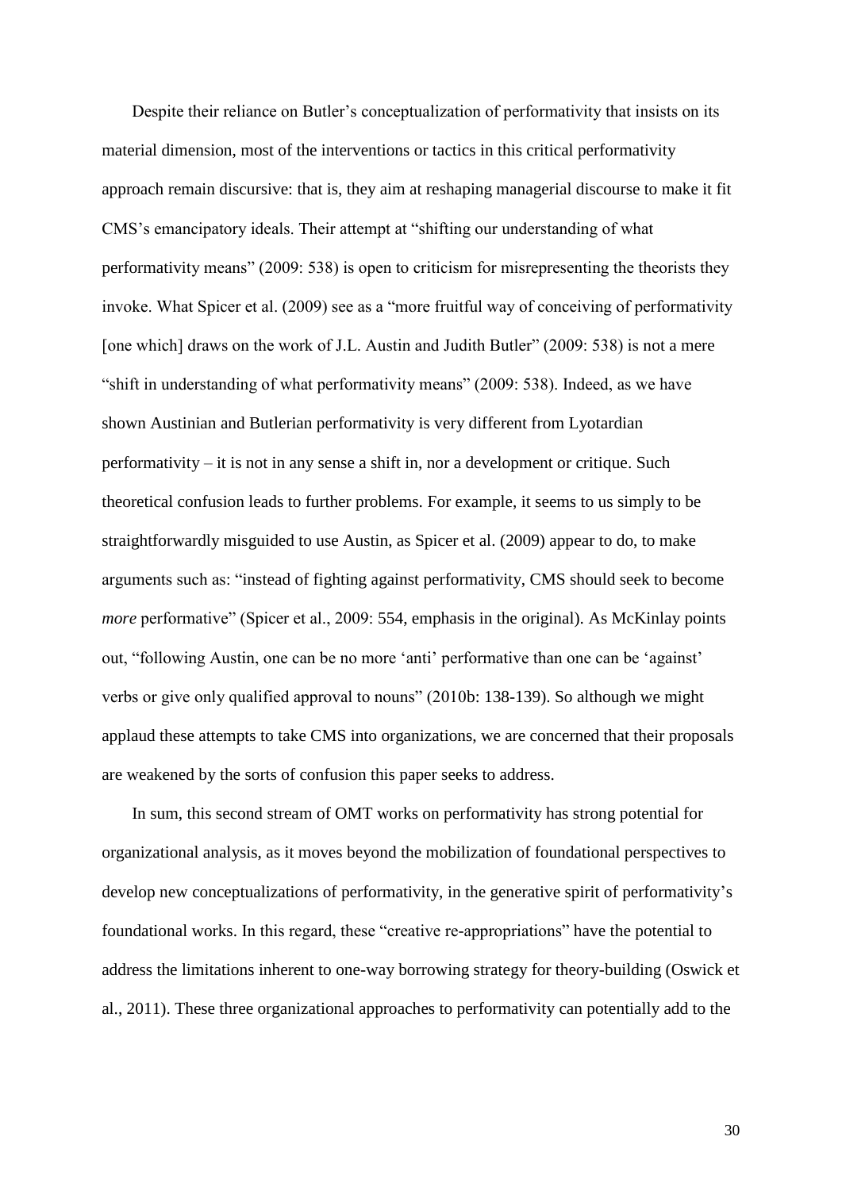Despite their reliance on Butler's conceptualization of performativity that insists on its material dimension, most of the interventions or tactics in this critical performativity approach remain discursive: that is, they aim at reshaping managerial discourse to make it fit CMS's emancipatory ideals. Their attempt at "shifting our understanding of what performativity means" (2009: 538) is open to criticism for misrepresenting the theorists they invoke. What Spicer et al. (2009) see as a "more fruitful way of conceiving of performativity [one which] draws on the work of J.L. Austin and Judith Butler" (2009: 538) is not a mere "shift in understanding of what performativity means" (2009: 538). Indeed, as we have shown Austinian and Butlerian performativity is very different from Lyotardian performativity – it is not in any sense a shift in, nor a development or critique. Such theoretical confusion leads to further problems. For example, it seems to us simply to be straightforwardly misguided to use Austin, as Spicer et al. (2009) appear to do, to make arguments such as: "instead of fighting against performativity, CMS should seek to become *more* performative" (Spicer et al., 2009: 554, emphasis in the original). As McKinlay points out, "following Austin, one can be no more 'anti' performative than one can be 'against' verbs or give only qualified approval to nouns" (2010b: 138-139). So although we might applaud these attempts to take CMS into organizations, we are concerned that their proposals are weakened by the sorts of confusion this paper seeks to address.

In sum, this second stream of OMT works on performativity has strong potential for organizational analysis, as it moves beyond the mobilization of foundational perspectives to develop new conceptualizations of performativity, in the generative spirit of performativity's foundational works. In this regard, these "creative re-appropriations" have the potential to address the limitations inherent to one-way borrowing strategy for theory-building (Oswick et al., 2011). These three organizational approaches to performativity can potentially add to the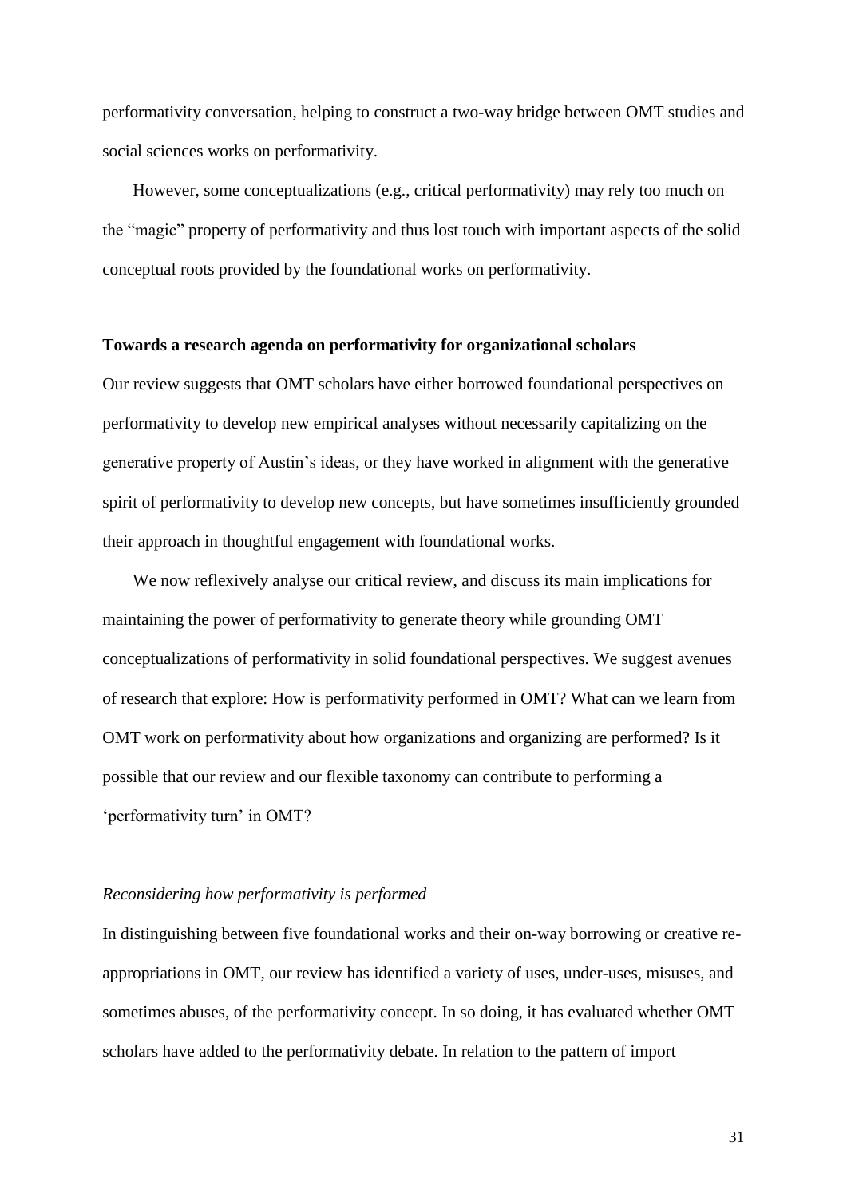performativity conversation, helping to construct a two-way bridge between OMT studies and social sciences works on performativity.

However, some conceptualizations (e.g., critical performativity) may rely too much on the "magic" property of performativity and thus lost touch with important aspects of the solid conceptual roots provided by the foundational works on performativity.

**Towards a research agenda on performativity for organizational scholars**

Our review suggests that OMT scholars have either borrowed foundational perspectives on performativity to develop new empirical analyses without necessarily capitalizing on the generative property of Austin's ideas, or they have worked in alignment with the generative spirit of performativity to develop new concepts, but have sometimes insufficiently grounded their approach in thoughtful engagement with foundational works.

We now reflexively analyse our critical review, and discuss its main implications for maintaining the power of performativity to generate theory while grounding OMT conceptualizations of performativity in solid foundational perspectives. We suggest avenues of research that explore: How is performativity performed in OMT? What can we learn from OMT work on performativity about how organizations and organizing are performed? Is it possible that our review and our flexible taxonomy can contribute to performing a 'performativity turn' in OMT?

*Reconsidering how performativity is performed*

In distinguishing between five foundational works and their on-way borrowing or creative re-appropriations in OMT, our review has identified a variety of uses, under-uses, misuses, and sometimes abuses, of the performativity concept. In so doing, it has evaluated whether OMT scholars have added to the performativity debate. In relation to the pattern of import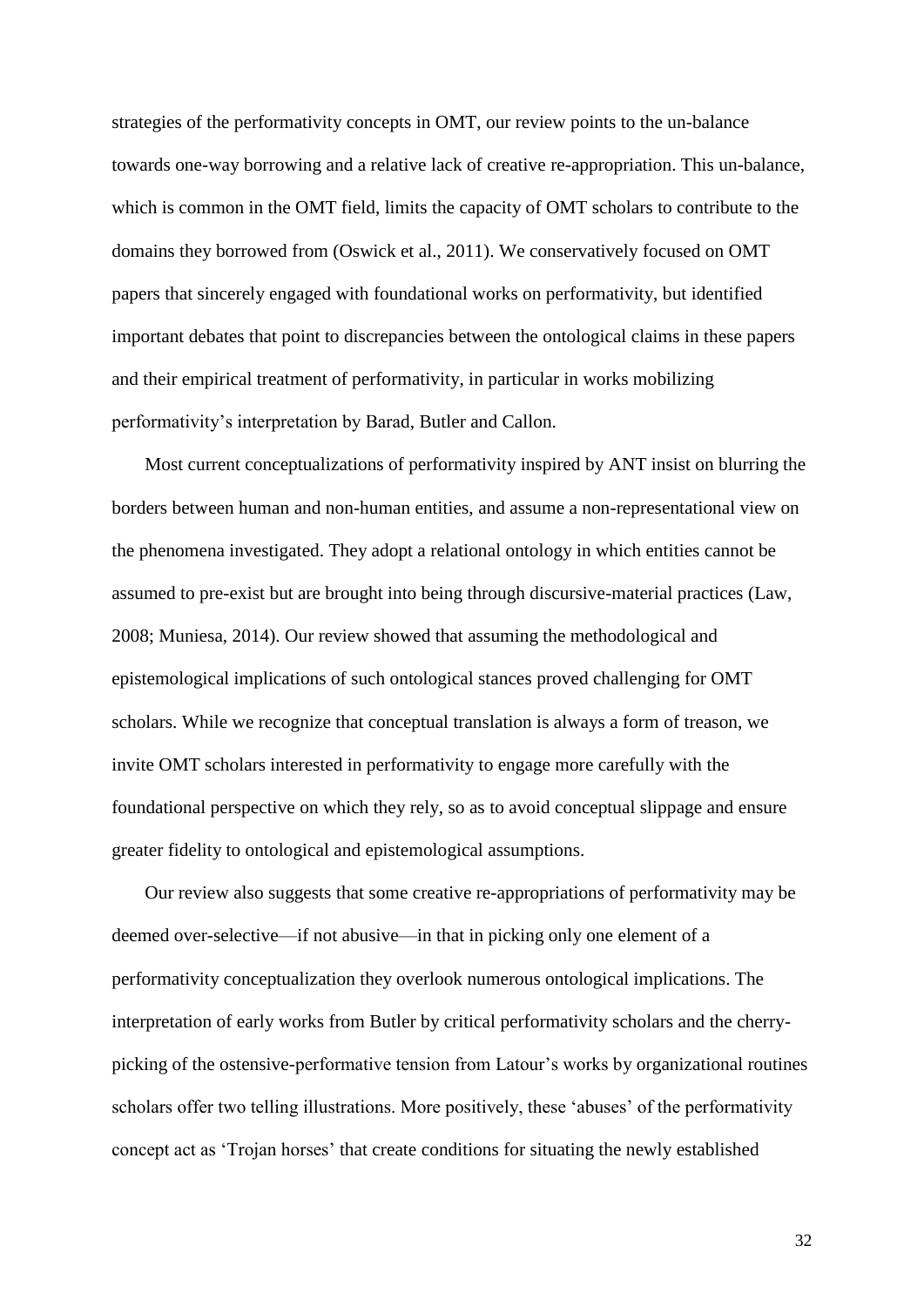strategies of the performativity concepts in OMT, our review points to the un-balance towards one-way borrowing and a relative lack of creative re-appropriation. This un-balance, which is common in the OMT field, limits the capacity of OMT scholars to contribute to the domains they borrowed from (Oswick et al., 2011). We conservatively focused on OMT papers that sincerely engaged with foundational works on performativity, but identified important debates that point to discrepancies between the ontological claims in these papers and their empirical treatment of performativity, in particular in works mobilizing performativity's interpretation by Barad, Butler and Callon.

Most current conceptualizations of performativity inspired by ANT insist on blurring the borders between human and non-human entities, and assume a non-representational view on the phenomena investigated. They adopt a relational ontology in which entities cannot be assumed to pre-exist but are brought into being through discursive-material practices (Law, 2008; Muniesa, 2014). Our review showed that assuming the methodological and epistemological implications of such ontological stances proved challenging for OMT scholars. While we recognize that conceptual translation is always a form of treason, we invite OMT scholars interested in performativity to engage more carefully with the foundational perspective on which they rely, so as to avoid conceptual slippage and ensure greater fidelity to ontological and epistemological assumptions.

Our review also suggests that some creative re-appropriations of performativity may be deemed over-selective—if not abusive—in that in picking only one element of a performativity conceptualization they overlook numerous ontological implications. The interpretation of early works from Butler by critical performativity scholars and the cherry-picking of the ostensive-performative tension from Latour's works by organizational routines scholars offer two telling illustrations. More positively, these 'abuses' of the performativity concept act as 'Trojan horses' that create conditions for situating the newly established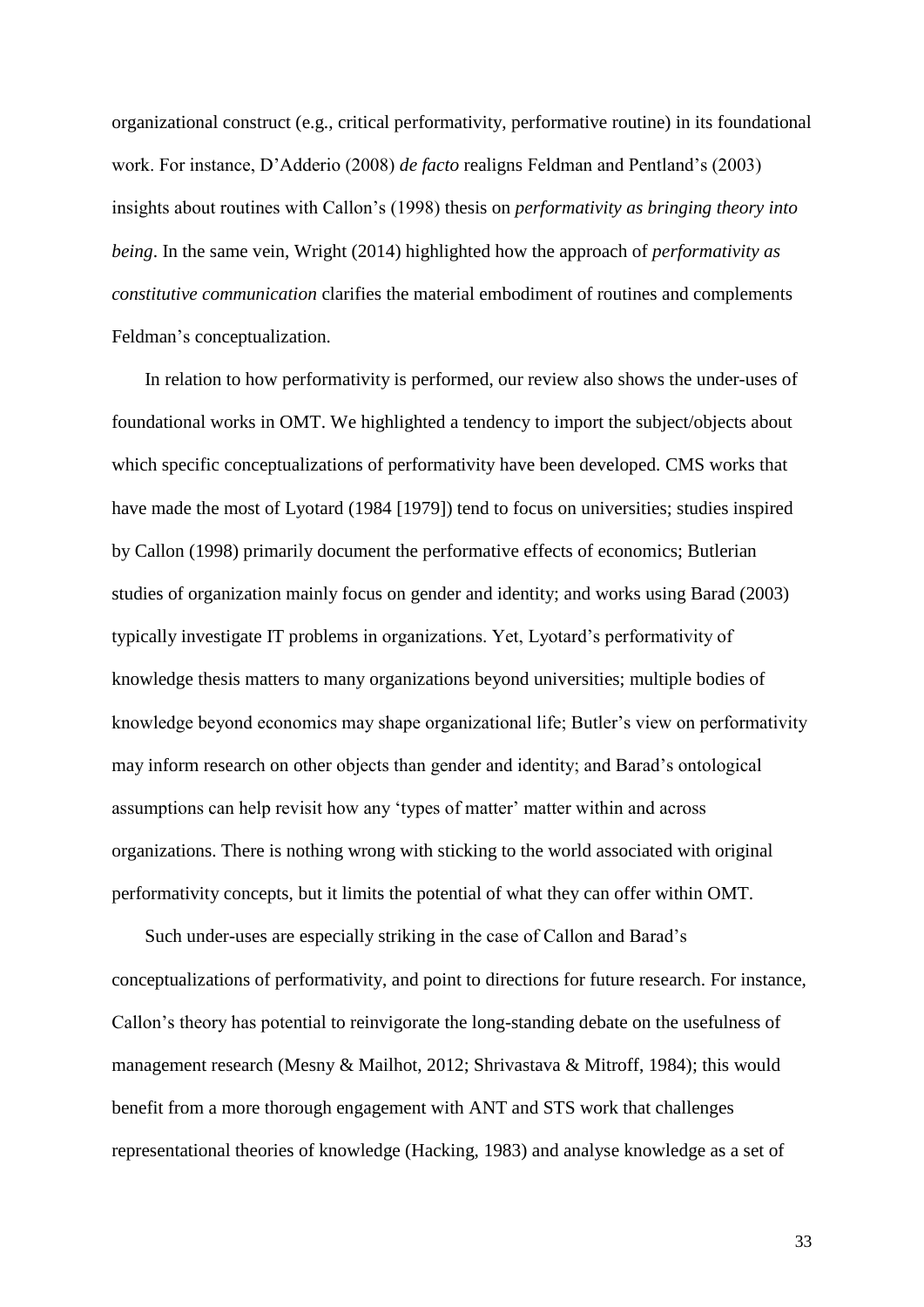organizational construct (e.g., critical performativity, performative routine) in its foundational work. For instance, D'Adderio (2008) *de facto* realigns Feldman and Pentland's (2003) insights about routines with Callon's (1998) thesis on *performativity as bringing theory into being*. In the same vein, Wright (2014) highlighted how the approach of *performativity as constitutive communication* clarifies the material embodiment of routines and complements Feldman's conceptualization.

In relation to how performativity is performed, our review also shows the under-uses of foundational works in OMT. We highlighted a tendency to import the subject/objects about which specific conceptualizations of performativity have been developed. CMS works that have made the most of Lyotard (1984 [1979]) tend to focus on universities; studies inspired by Callon (1998) primarily document the performative effects of economics; Butlerian studies of organization mainly focus on gender and identity; and works using Barad (2003) typically investigate IT problems in organizations. Yet, Lyotard's performativity of knowledge thesis matters to many organizations beyond universities; multiple bodies of knowledge beyond economics may shape organizational life; Butler's view on performativity may inform research on other objects than gender and identity; and Barad's ontological assumptions can help revisit how any 'types of matter' matter within and across organizations. There is nothing wrong with sticking to the world associated with original performativity concepts, but it limits the potential of what they can offer within OMT.

Such under-uses are especially striking in the case of Callon and Barad's conceptualizations of performativity, and point to directions for future research. For instance, Callon's theory has potential to reinvigorate the long-standing debate on the usefulness of management research (Mesny & Mailhot, 2012; Shrivastava & Mitroff, 1984); this would benefit from a more thorough engagement with ANT and STS work that challenges representational theories of knowledge (Hacking, 1983) and analyse knowledge as a set of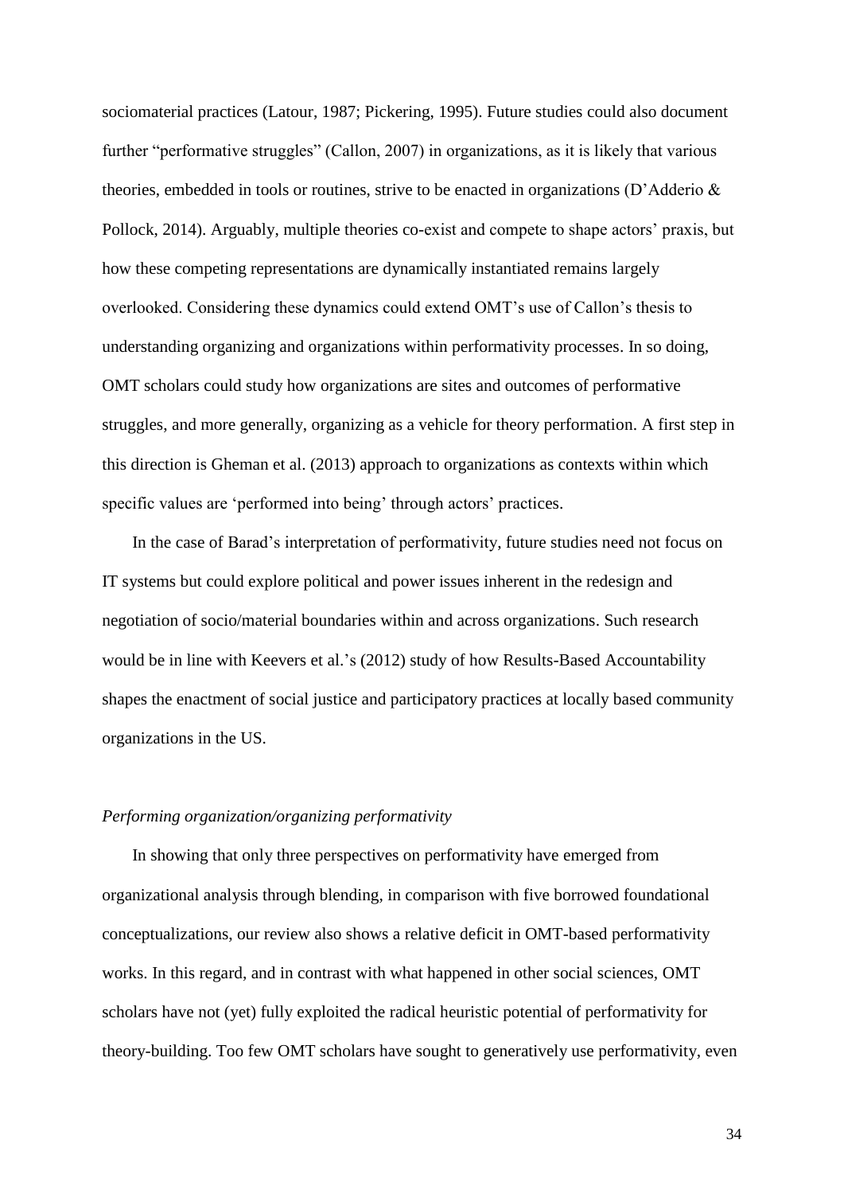sociomaterial practices (Latour, 1987; Pickering, 1995). Future studies could also document further "performative struggles" (Callon, 2007) in organizations, as it is likely that various theories, embedded in tools or routines, strive to be enacted in organizations (D'Adderio & Pollock, 2014). Arguably, multiple theories co-exist and compete to shape actors' praxis, but how these competing representations are dynamically instantiated remains largely overlooked. Considering these dynamics could extend OMT's use of Callon's thesis to understanding organizing and organizations within performativity processes. In so doing, OMT scholars could study how organizations are sites and outcomes of performative struggles, and more generally, organizing as a vehicle for theory performation. A first step in this direction is Gheman et al. (2013) approach to organizations as contexts within which specific values are 'performed into being' through actors' practices.

In the case of Barad's interpretation of performativity, future studies need not focus on IT systems but could explore political and power issues inherent in the redesign and negotiation of socio/material boundaries within and across organizations. Such research would be in line with Keevers et al.'s (2012) study of how Results-Based Accountability shapes the enactment of social justice and participatory practices at locally based community organizations in the US.

*Performing organization/organizing performativity*

In showing that only three perspectives on performativity have emerged from organizational analysis through blending, in comparison with five borrowed foundational conceptualizations, our review also shows a relative deficit in OMT-based performativity works. In this regard, and in contrast with what happened in other social sciences, OMT scholars have not (yet) fully exploited the radical heuristic potential of performativity for theory-building. Too few OMT scholars have sought to generatively use performativity, even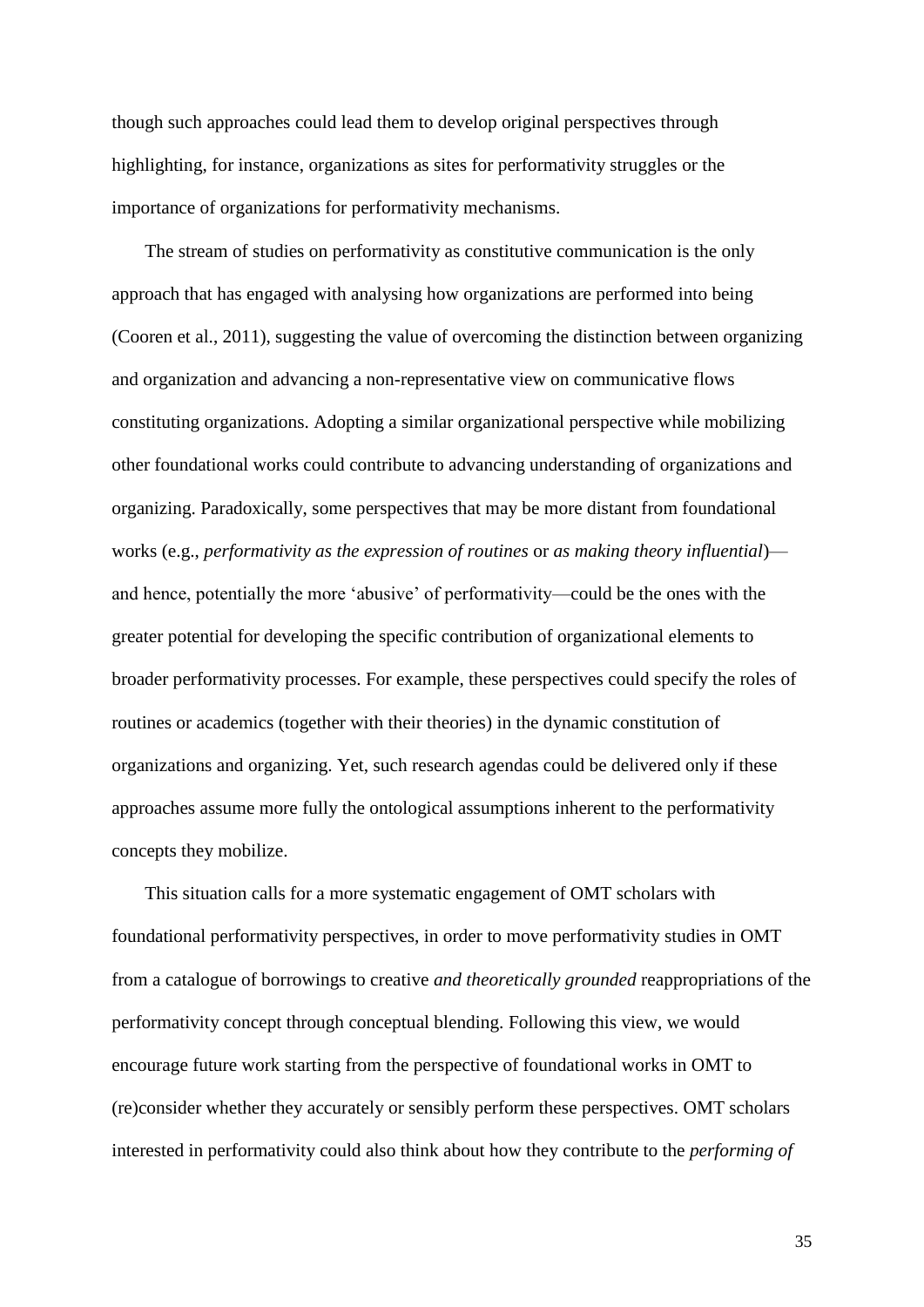though such approaches could lead them to develop original perspectives through highlighting, for instance, organizations as sites for performativity struggles or the importance of organizations for performativity mechanisms.

The stream of studies on performativity as constitutive communication is the only approach that has engaged with analysing how organizations are performed into being (Cooren et al., 2011), suggesting the value of overcoming the distinction between organizing and organization and advancing a non-representative view on communicative flows constituting organizations. Adopting a similar organizational perspective while mobilizing other foundational works could contribute to advancing understanding of organizations and organizing. Paradoxically, some perspectives that may be more distant from foundational works (e.g., *performativity as the expression of routines* or *as making theory influential*)—and hence, potentially the more 'abusive' of performativity—could be the ones with the greater potential for developing the specific contribution of organizational elements to broader performativity processes. For example, these perspectives could specify the roles of routines or academics (together with their theories) in the dynamic constitution of organizations and organizing. Yet, such research agendas could be delivered only if these approaches assume more fully the ontological assumptions inherent to the performativity concepts they mobilize.

This situation calls for a more systematic engagement of OMT scholars with foundational performativity perspectives, in order to move performativity studies in OMT from a catalogue of borrowings to creative *and theoretically grounded* reappropriations of the performativity concept through conceptual blending. Following this view, we would encourage future work starting from the perspective of foundational works in OMT to (re)consider whether they accurately or sensibly perform these perspectives. OMT scholars interested in performativity could also think about how they contribute to the *performing of*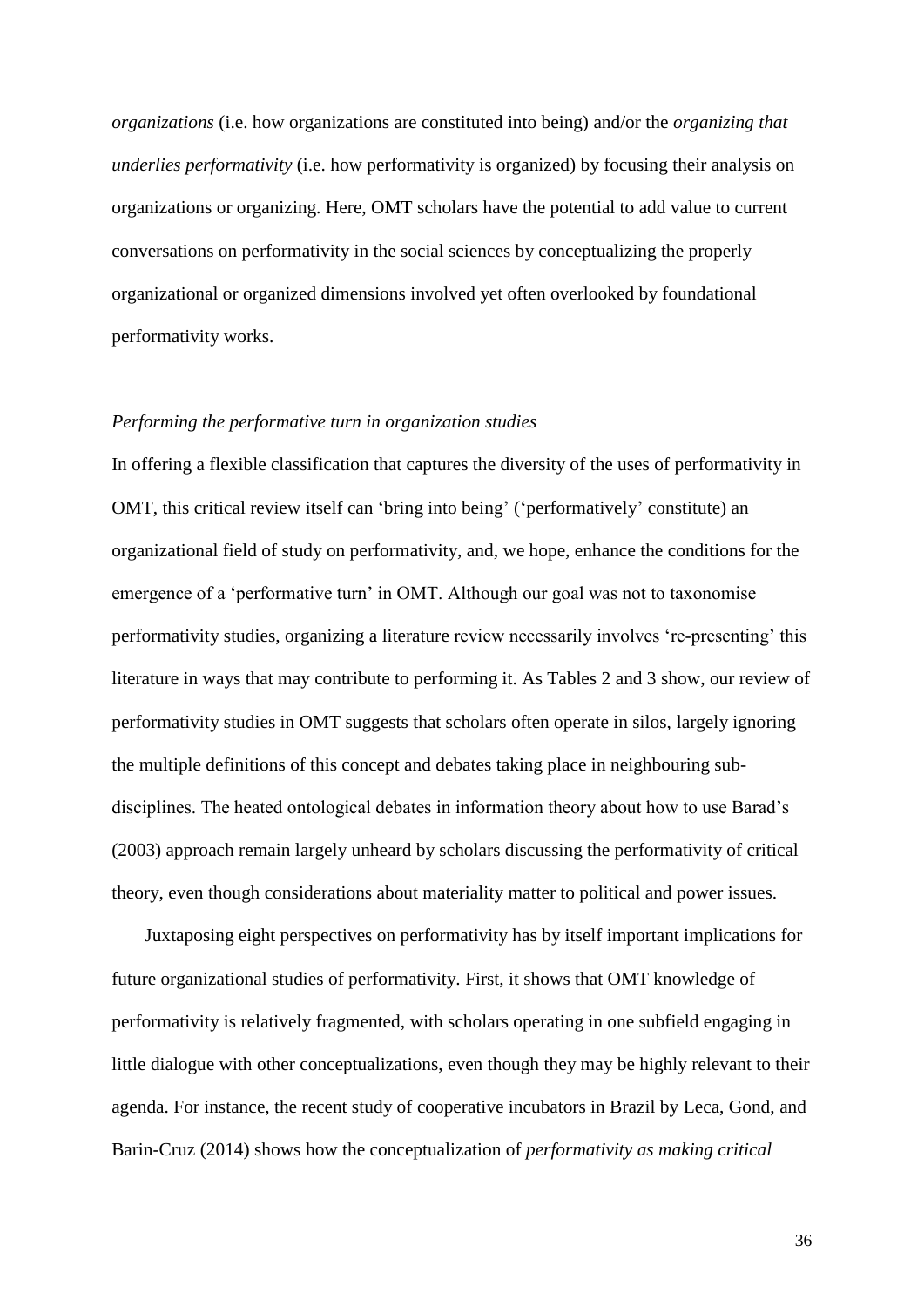*organizations* (i.e. how organizations are constituted into being) and/or the *organizing that underlies performativity* (i.e. how performativity is organized) by focusing their analysis on organizations or organizing. Here, OMT scholars have the potential to add value to current conversations on performativity in the social sciences by conceptualizing the properly organizational or organized dimensions involved yet often overlooked by foundational performativity works.

### *Performing the performative turn in organization studies*

In offering a flexible classification that captures the diversity of the uses of performativity in OMT, this critical review itself can 'bring into being' ('performatively' constitute) an organizational field of study on performativity, and, we hope, enhance the conditions for the emergence of a 'performative turn' in OMT. Although our goal was not to taxonomise performativity studies, organizing a literature review necessarily involves 're-presenting' this literature in ways that may contribute to performing it. As Tables 2 and 3 show, our review of performativity studies in OMT suggests that scholars often operate in silos, largely ignoring the multiple definitions of this concept and debates taking place in neighbouring sub-disciplines. The heated ontological debates in information theory about how to use Barad's (2003) approach remain largely unheard by scholars discussing the performativity of critical theory, even though considerations about materiality matter to political and power issues.

Juxtaposing eight perspectives on performativity has by itself important implications for future organizational studies of performativity. First, it shows that OMT knowledge of performativity is relatively fragmented, with scholars operating in one subfield engaging in little dialogue with other conceptualizations, even though they may be highly relevant to their agenda. For instance, the recent study of cooperative incubators in Brazil by Leca, Gond, and Barin-Cruz (2014) shows how the conceptualization of *performativity as making critical*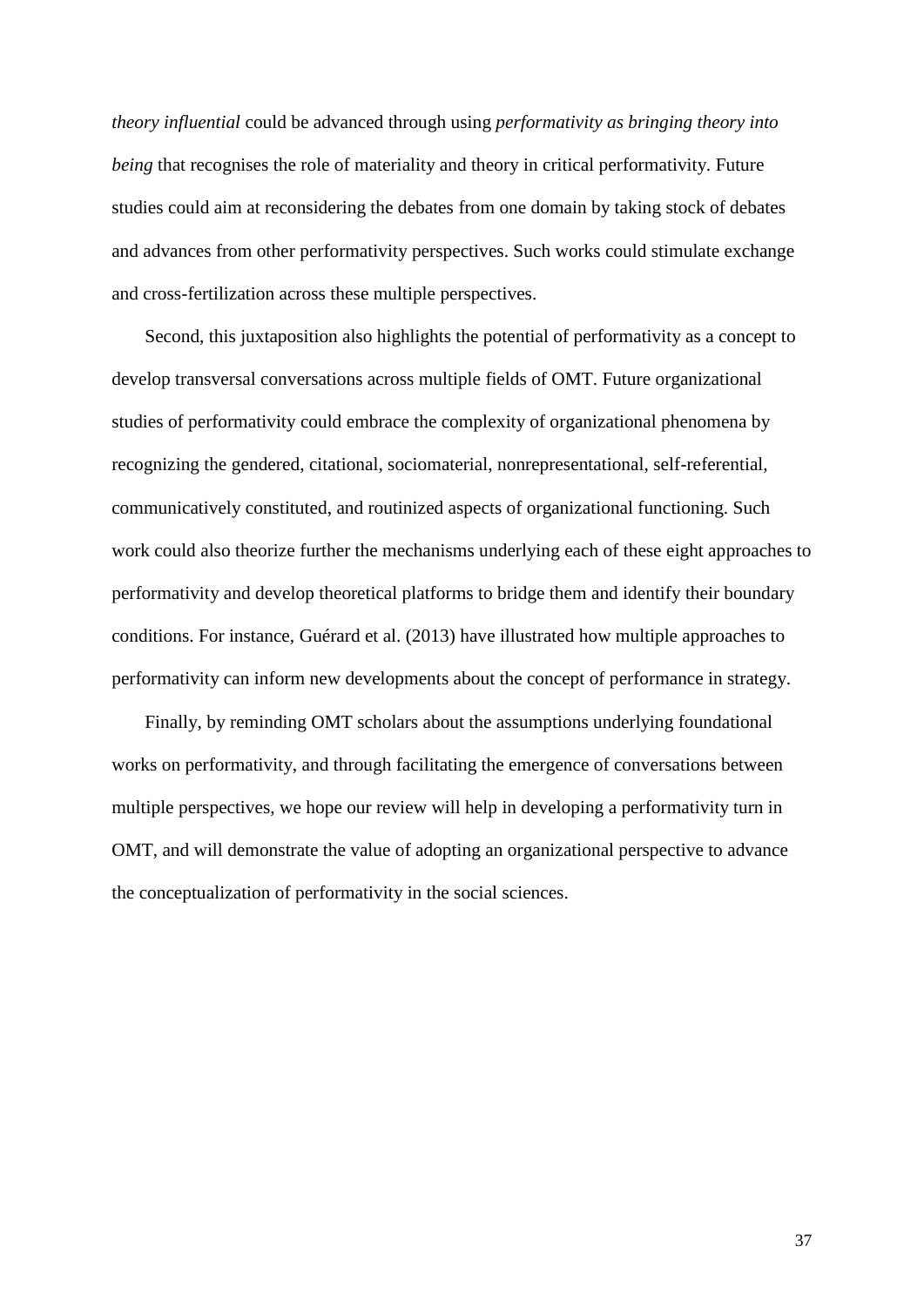*theory influential* could be advanced through using *performativity as bringing theory into being* that recognises the role of materiality and theory in critical performativity. Future studies could aim at reconsidering the debates from one domain by taking stock of debates and advances from other performativity perspectives. Such works could stimulate exchange and cross-fertilization across these multiple perspectives.

Second, this juxtaposition also highlights the potential of performativity as a concept to develop transversal conversations across multiple fields of OMT. Future organizational studies of performativity could embrace the complexity of organizational phenomena by recognizing the gendered, citational, sociomaterial, nonrepresentational, self-referential, communicatively constituted, and routinized aspects of organizational functioning. Such work could also theorize further the mechanisms underlying each of these eight approaches to performativity and develop theoretical platforms to bridge them and identify their boundary conditions. For instance, Guérard et al. (2013) have illustrated how multiple approaches to performativity can inform new developments about the concept of performance in strategy.

Finally, by reminding OMT scholars about the assumptions underlying foundational works on performativity, and through facilitating the emergence of conversations between multiple perspectives, we hope our review will help in developing a performativity turn in OMT, and will demonstrate the value of adopting an organizational perspective to advance the conceptualization of performativity in the social sciences.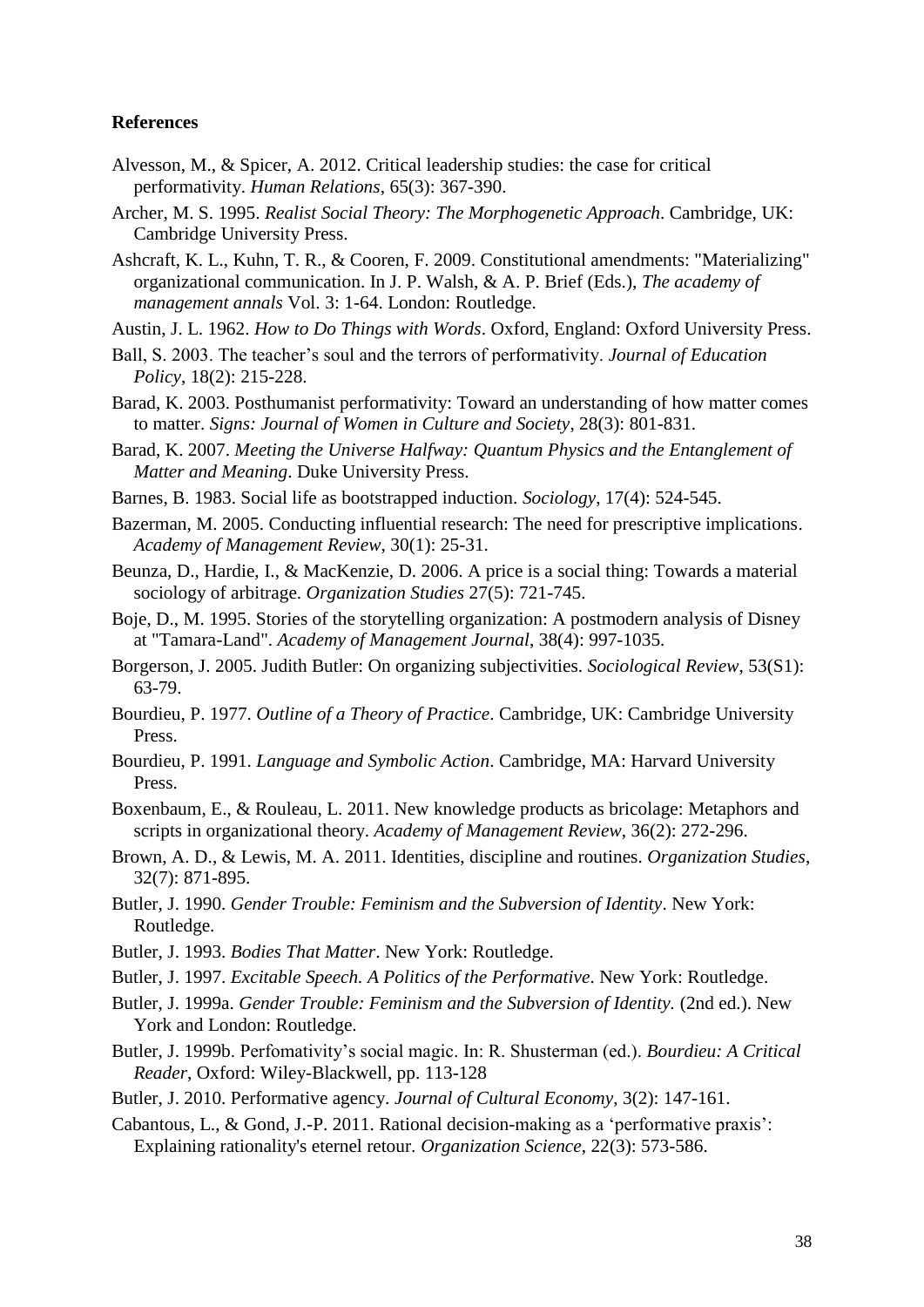**References**

Alvesson, M., & Spicer, A. 2012. Critical leadership studies: the case for critical performativity. *Human Relations*, 65(3): 367-390.

Archer, M. S. 1995. *Realist Social Theory: The Morphogenetic Approach*. Cambridge, UK: Cambridge University Press.

Ashcraft, K. L., Kuhn, T. R., & Cooren, F. 2009. Constitutional amendments: "Materializing" organizational communication. In J. P. Walsh, & A. P. Brief (Eds.), *The academy of management annals* Vol. 3: 1-64. London: Routledge.

Austin, J. L. 1962. *How to Do Things with Words*. Oxford, England: Oxford University Press.

Ball, S. 2003. The teacher's soul and the terrors of performativity. *Journal of Education Policy*, 18(2): 215-228.

Barad, K. 2003. Posthumanist performativity: Toward an understanding of how matter comes to matter. *Signs: Journal of Women in Culture and Society*, 28(3): 801-831.

Barad, K. 2007. *Meeting the Universe Halfway: Quantum Physics and the Entanglement of Matter and Meaning*. Duke University Press.

Barnes, B. 1983. Social life as bootstrapped induction. *Sociology*, 17(4): 524-545.

Bazerman, M. 2005. Conducting influential research: The need for prescriptive implications. *Academy of Management Review*, 30(1): 25-31.

Beunza, D., Hardie, I., & MacKenzie, D. 2006. A price is a social thing: Towards a material sociology of arbitrage. *Organization Studies* 27(5): 721-745.

Boje, D., M. 1995. Stories of the storytelling organization: A postmodern analysis of Disney at "Tamara-Land". *Academy of Management Journal*, 38(4): 997-1035.

Borgerson, J. 2005. Judith Butler: On organizing subjectivities. *Sociological Review*, 53(S1): 63-79.

Bourdieu, P. 1977. *Outline of a Theory of Practice*. Cambridge, UK: Cambridge University Press.

Bourdieu, P. 1991. *Language and Symbolic Action*. Cambridge, MA: Harvard University Press.

Boxenbaum, E., & Rouleau, L. 2011. New knowledge products as bricolage: Metaphors and scripts in organizational theory. *Academy of Management Review*, 36(2): 272-296.

Brown, A. D., & Lewis, M. A. 2011. Identities, discipline and routines. *Organization Studies*, 32(7): 871-895.

Butler, J. 1990. *Gender Trouble: Feminism and the Subversion of Identity*. New York: Routledge.

Butler, J. 1993. *Bodies That Matter*. New York: Routledge.

Butler, J. 1997. *Excitable Speech. A Politics of the Performative*. New York: Routledge.

Butler, J. 1999a. *Gender Trouble: Feminism and the Subversion of Identity.* (2nd ed.). New York and London: Routledge.

Butler, J. 1999b. Perfomativity's social magic. In: R. Shusterman (ed.). *Bourdieu: A Critical Reader*, Oxford: Wiley-Blackwell, pp. 113-128

Butler, J. 2010. Performative agency. *Journal of Cultural Economy*, 3(2): 147-161.

Cabantous, L., & Gond, J.-P. 2011. Rational decision-making as a 'performative praxis': Explaining rationality's eternel retour. *Organization Science*, 22(3): 573-586.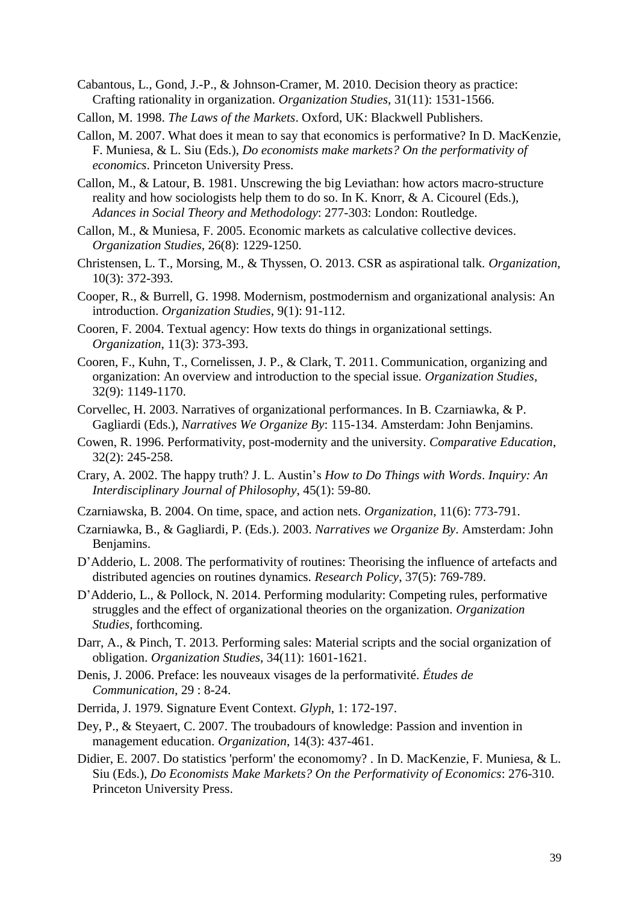Cabantous, L., Gond, J.-P., & Johnson-Cramer, M. 2010. Decision theory as practice: Crafting rationality in organization. *Organization Studies*, 31(11): 1531-1566.

Callon, M. 1998. *The Laws of the Markets*. Oxford, UK: Blackwell Publishers.

Callon, M. 2007. What does it mean to say that economics is performative? In D. MacKenzie, F. Muniesa, & L. Siu (Eds.), *Do economists make markets? On the performativity of economics*. Princeton University Press.

Callon, M., & Latour, B. 1981. Unscrewing the big Leviathan: how actors macro-structure reality and how sociologists help them to do so. In K. Knorr, & A. Cicourel (Eds.), *Adances in Social Theory and Methodology*: 277-303: London: Routledge.

Callon, M., & Muniesa, F. 2005. Economic markets as calculative collective devices. *Organization Studies*, 26(8): 1229-1250.

Christensen, L. T., Morsing, M., & Thyssen, O. 2013. CSR as aspirational talk. *Organization*, 10(3): 372-393.

Cooper, R., & Burrell, G. 1998. Modernism, postmodernism and organizational analysis: An introduction. *Organization Studies*, 9(1): 91-112.

Cooren, F. 2004. Textual agency: How texts do things in organizational settings. *Organization*, 11(3): 373-393.

Cooren, F., Kuhn, T., Cornelissen, J. P., & Clark, T. 2011. Communication, organizing and organization: An overview and introduction to the special issue. *Organization Studies*, 32(9): 1149-1170.

Corvellec, H. 2003. Narratives of organizational performances. In B. Czarniawka, & P. Gagliardi (Eds.), *Narratives We Organize By*: 115-134. Amsterdam: John Benjamins.

Cowen, R. 1996. Performativity, post-modernity and the university. *Comparative Education*, 32(2): 245-258.

Crary, A. 2002. The happy truth? J. L. Austin's *How to Do Things with Words*. *Inquiry: An Interdisciplinary Journal of Philosophy*, 45(1): 59-80.

Czarniawska, B. 2004. On time, space, and action nets. *Organization*, 11(6): 773-791.

Czarniawka, B., & Gagliardi, P. (Eds.). 2003. *Narratives we Organize By*. Amsterdam: John Benjamins.

D'Adderio, L. 2008. The performativity of routines: Theorising the influence of artefacts and distributed agencies on routines dynamics. *Research Policy*, 37(5): 769-789.

D'Adderio, L., & Pollock, N. 2014. Performing modularity: Competing rules, performative struggles and the effect of organizational theories on the organization. *Organization Studies*, forthcoming.

Darr, A., & Pinch, T. 2013. Performing sales: Material scripts and the social organization of obligation. *Organization Studies*, 34(11): 1601-1621.

Denis, J. 2006. Preface: les nouveaux visages de la performativité. *Études de Communication*, 29 : 8-24.

Derrida, J. 1979. Signature Event Context. *Glyph*, 1: 172-197.

Dey, P., & Steyaert, C. 2007. The troubadours of knowledge: Passion and invention in management education. *Organization*, 14(3): 437-461.

Didier, E. 2007. Do statistics 'perform' the economomy? . In D. MacKenzie, F. Muniesa, & L. Siu (Eds.), *Do Economists Make Markets? On the Performativity of Economics*: 276-310. Princeton University Press.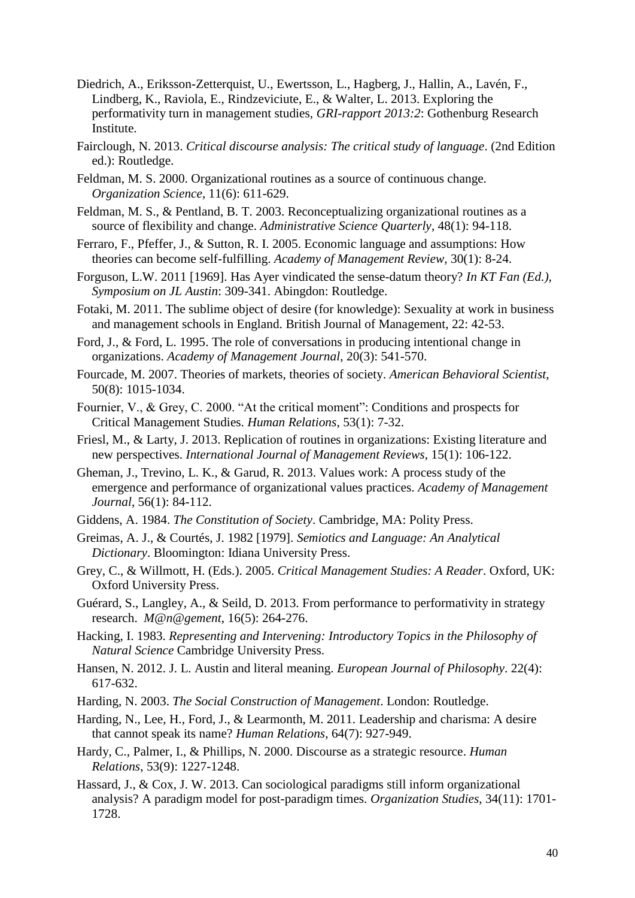Diedrich, A., Eriksson-Zetterquist, U., Ewertsson, L., Hagberg, J., Hallin, A., Lavén, F., Lindberg, K., Raviola, E., Rindzeviciute, E., & Walter, L. 2013. Exploring the performativity turn in management studies, *GRI-rapport 2013:2*: Gothenburg Research Institute.

Fairclough, N. 2013. *Critical discourse analysis: The critical study of language*. (2nd Edition ed.): Routledge.

Feldman, M. S. 2000. Organizational routines as a source of continuous change. *Organization Science*, 11(6): 611-629.

Feldman, M. S., & Pentland, B. T. 2003. Reconceptualizing organizational routines as a source of flexibility and change. *Administrative Science Quarterly*, 48(1): 94-118.

Ferraro, F., Pfeffer, J., & Sutton, R. I. 2005. Economic language and assumptions: How theories can become self-fulfilling. *Academy of Management Review*, 30(1): 8-24.

Forguson, L.W. 2011 [1969]. Has Ayer vindicated the sense-datum theory? *In KT Fan (Ed.), Symposium on JL Austin*: 309-341. Abingdon: Routledge.

Fotaki, M. 2011. The sublime object of desire (for knowledge): Sexuality at work in business and management schools in England. British Journal of Management, 22: 42-53.

Ford, J., & Ford, L. 1995. The role of conversations in producing intentional change in organizations. *Academy of Management Journal*, 20(3): 541-570.

Fourcade, M. 2007. Theories of markets, theories of society. *American Behavioral Scientist*, 50(8): 1015-1034.

Fournier, V., & Grey, C. 2000. "At the critical moment": Conditions and prospects for Critical Management Studies. *Human Relations*, 53(1): 7-32.

Friesl, M., & Larty, J. 2013. Replication of routines in organizations: Existing literature and new perspectives. *International Journal of Management Reviews*, 15(1): 106-122.

Gheman, J., Trevino, L. K., & Garud, R. 2013. Values work: A process study of the emergence and performance of organizational values practices. *Academy of Management Journal*, 56(1): 84-112.

Giddens, A. 1984. *The Constitution of Society*. Cambridge, MA: Polity Press.

Greimas, A. J., & Courtés, J. 1982 [1979]. *Semiotics and Language: An Analytical Dictionary*. Bloomington: Idiana University Press.

Grey, C., & Willmott, H. (Eds.). 2005. *Critical Management Studies: A Reader*. Oxford, UK: Oxford University Press.

Guérard, S., Langley, A., & Seild, D. 2013. From performance to performativity in strategy research. *M@n@gement*, 16(5): 264-276.

Hacking, I. 1983. *Representing and Intervening: Introductory Topics in the Philosophy of Natural Science* Cambridge University Press.

Hansen, N. 2012. J. L. Austin and literal meaning. *European Journal of Philosophy*. 22(4): 617-632.

Harding, N. 2003. *The Social Construction of Management*. London: Routledge.

Harding, N., Lee, H., Ford, J., & Learmonth, M. 2011. Leadership and charisma: A desire that cannot speak its name? *Human Relations*, 64(7): 927-949.

Hardy, C., Palmer, I., & Phillips, N. 2000. Discourse as a strategic resource. *Human Relations*, 53(9): 1227-1248.

Hassard, J., & Cox, J. W. 2013. Can sociological paradigms still inform organizational analysis? A paradigm model for post-paradigm times. *Organization Studies*, 34(11): 1701-1728.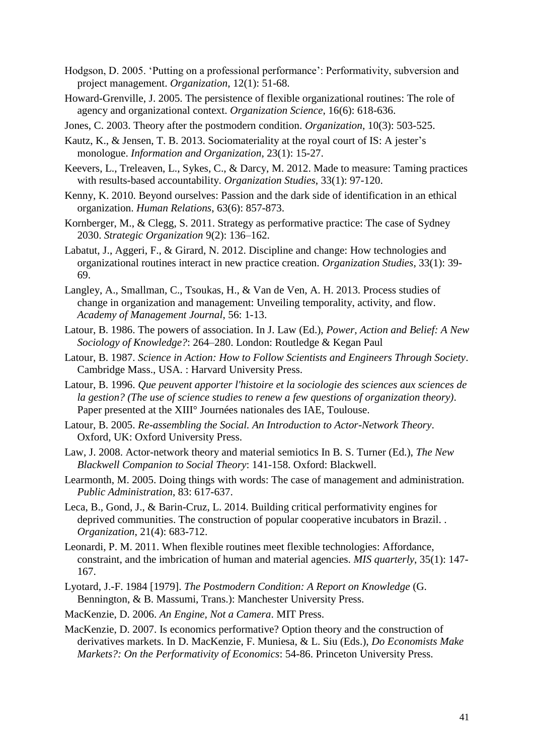Hodgson, D. 2005. 'Putting on a professional performance': Performativity, subversion and project management. *Organization*, 12(1): 51-68.

Howard-Grenville, J. 2005. The persistence of flexible organizational routines: The role of agency and organizational context. *Organization Science*, 16(6): 618-636.

Jones, C. 2003. Theory after the postmodern condition. *Organization*, 10(3): 503-525.

Kautz, K., & Jensen, T. B. 2013. Sociomateriality at the royal court of IS: A jester's monologue. *Information and Organization*, 23(1): 15-27.

Keevers, L., Treleaven, L., Sykes, C., & Darcy, M. 2012. Made to measure: Taming practices with results-based accountability. *Organization Studies*, 33(1): 97-120.

Kenny, K. 2010. Beyond ourselves: Passion and the dark side of identification in an ethical organization. *Human Relations*, 63(6): 857-873.

Kornberger, M., & Clegg, S. 2011. Strategy as performative practice: The case of Sydney 2030. *Strategic Organization* 9(2): 136–162.

Labatut, J., Aggeri, F., & Girard, N. 2012. Discipline and change: How technologies and organizational routines interact in new practice creation. *Organization Studies*, 33(1): 39-69.

Langley, A., Smallman, C., Tsoukas, H., & Van de Ven, A. H. 2013. Process studies of change in organization and management: Unveiling temporality, activity, and flow. *Academy of Management Journal*, 56: 1-13.

Latour, B. 1986. The powers of association. In J. Law (Ed.), *Power, Action and Belief: A New Sociology of Knowledge?*: 264–280. London: Routledge & Kegan Paul

Latour, B. 1987. *Science in Action: How to Follow Scientists and Engineers Through Society*. Cambridge Mass., USA. : Harvard University Press.

Latour, B. 1996. *Que peuvent apporter l'histoire et la sociologie des sciences aux sciences de la gestion? (The use of science studies to renew a few questions of organization theory)*. Paper presented at the XIII° Journées nationales des IAE, Toulouse.

Latour, B. 2005. *Re-assembling the Social. An Introduction to Actor-Network Theory*. Oxford, UK: Oxford University Press.

Law, J. 2008. Actor-network theory and material semiotics In B. S. Turner (Ed.), *The New Blackwell Companion to Social Theory*: 141-158. Oxford: Blackwell.

Learmonth, M. 2005. Doing things with words: The case of management and administration. *Public Administration*, 83: 617-637.

Leca, B., Gond, J., & Barin-Cruz, L. 2014. Building critical performativity engines for deprived communities. The construction of popular cooperative incubators in Brazil. . *Organization*, 21(4): 683-712.

Leonardi, P. M. 2011. When flexible routines meet flexible technologies: Affordance, constraint, and the imbrication of human and material agencies. *MIS quarterly*, 35(1): 147-167.

Lyotard, J.-F. 1984 [1979]. *The Postmodern Condition: A Report on Knowledge* (G. Bennington, & B. Massumi, Trans.): Manchester University Press.

MacKenzie, D. 2006. *An Engine, Not a Camera*. MIT Press.

MacKenzie, D. 2007. Is economics performative? Option theory and the construction of derivatives markets. In D. MacKenzie, F. Muniesa, & L. Siu (Eds.), *Do Economists Make Markets?: On the Performativity of Economics*: 54-86. Princeton University Press.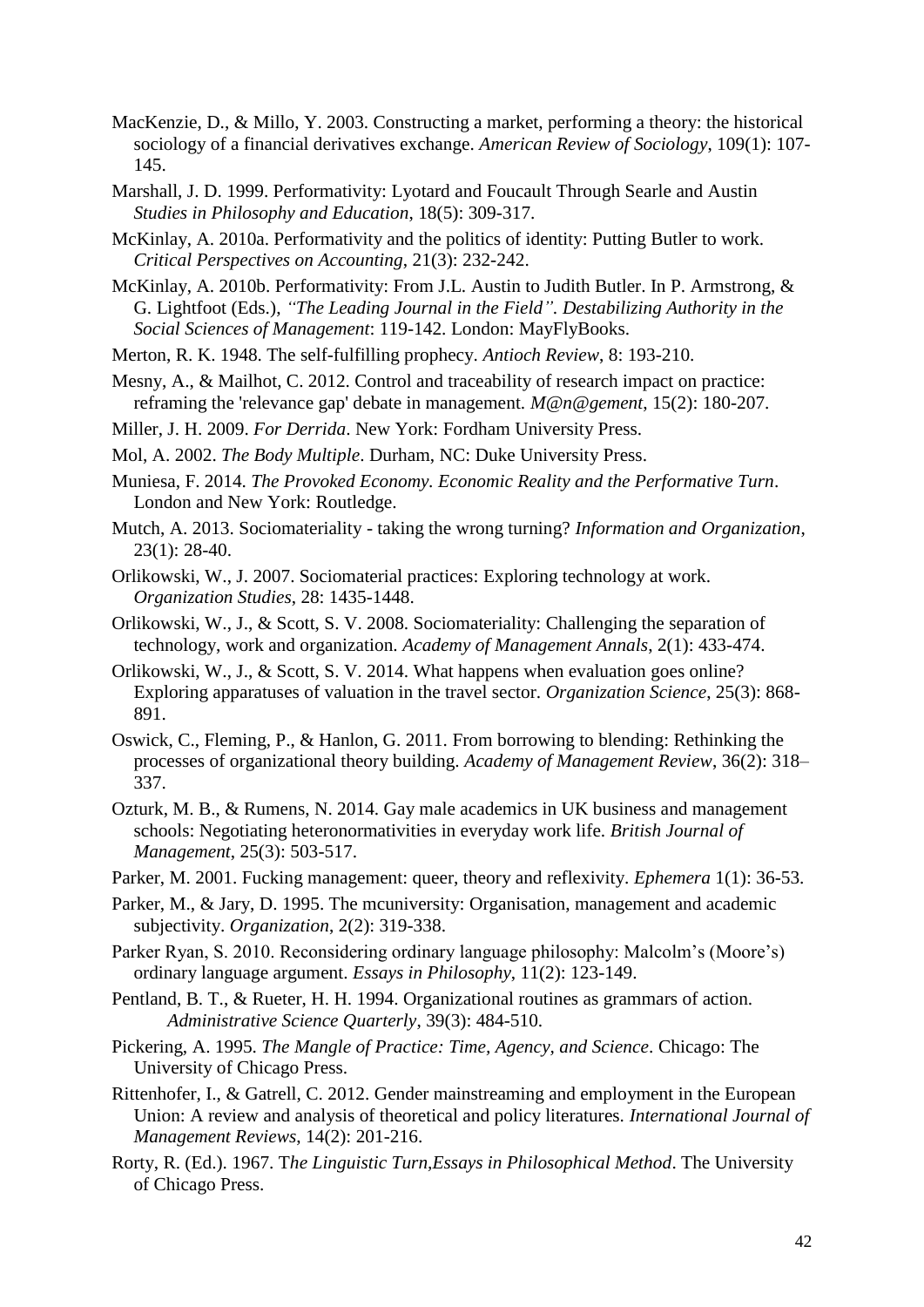MacKenzie, D., & Millo, Y. 2003. Constructing a market, performing a theory: the historical sociology of a financial derivatives exchange. *American Review of Sociology*, 109(1): 107-145.

Marshall, J. D. 1999. Performativity: Lyotard and Foucault Through Searle and Austin *Studies in Philosophy and Education*, 18(5): 309-317.

McKinlay, A. 2010a. Performativity and the politics of identity: Putting Butler to work. *Critical Perspectives on Accounting*, 21(3): 232-242.

McKinlay, A. 2010b. Performativity: From J.L. Austin to Judith Butler. In P. Armstrong, & G. Lightfoot (Eds.), *"The Leading Journal in the Field". Destabilizing Authority in the Social Sciences of Management*: 119-142. London: MayFlyBooks.

Merton, R. K. 1948. The self-fulfilling prophecy. *Antioch Review*, 8: 193-210.

Mesny, A., & Mailhot, C. 2012. Control and traceability of research impact on practice: reframing the 'relevance gap' debate in management. *M@n@gement*, 15(2): 180-207.

Miller, J. H. 2009. *For Derrida*. New York: Fordham University Press.

Mol, A. 2002. *The Body Multiple*. Durham, NC: Duke University Press.

Muniesa, F. 2014. *The Provoked Economy. Economic Reality and the Performative Turn*. London and New York: Routledge.

Mutch, A. 2013. Sociomateriality - taking the wrong turning? *Information and Organization*, 23(1): 28-40.

Orlikowski, W., J. 2007. Sociomaterial practices: Exploring technology at work. *Organization Studies*, 28: 1435-1448.

Orlikowski, W., J., & Scott, S. V. 2008. Sociomateriality: Challenging the separation of technology, work and organization. *Academy of Management Annals*, 2(1): 433-474.

Orlikowski, W., J., & Scott, S. V. 2014. What happens when evaluation goes online? Exploring apparatuses of valuation in the travel sector. *Organization Science*, 25(3): 868-891.

Oswick, C., Fleming, P., & Hanlon, G. 2011. From borrowing to blending: Rethinking the processes of organizational theory building. *Academy of Management Review*, 36(2): 318–337.

Ozturk, M. B., & Rumens, N. 2014. Gay male academics in UK business and management schools: Negotiating heteronormativities in everyday work life. *British Journal of Management*, 25(3): 503-517.

Parker, M. 2001. Fucking management: queer, theory and reflexivity. *Ephemera* 1(1): 36-53.

Parker, M., & Jary, D. 1995. The mcuniversity: Organisation, management and academic subjectivity. *Organization*, 2(2): 319-338.

Parker Ryan, S. 2010. Reconsidering ordinary language philosophy: Malcolm's (Moore's) ordinary language argument. *Essays in Philosophy*, 11(2): 123-149.

Pentland, B. T., & Rueter, H. H. 1994. Organizational routines as grammars of action. *Administrative Science Quarterly*, 39(3): 484-510.

Pickering, A. 1995. *The Mangle of Practice: Time, Agency, and Science*. Chicago: The University of Chicago Press.

Rittenhofer, I., & Gatrell, C. 2012. Gender mainstreaming and employment in the European Union: A review and analysis of theoretical and policy literatures. *International Journal of Management Reviews*, 14(2): 201-216.

Rorty, R. (Ed.). 1967. *The Linguistic Turn,Essays in Philosophical Method*. The University of Chicago Press.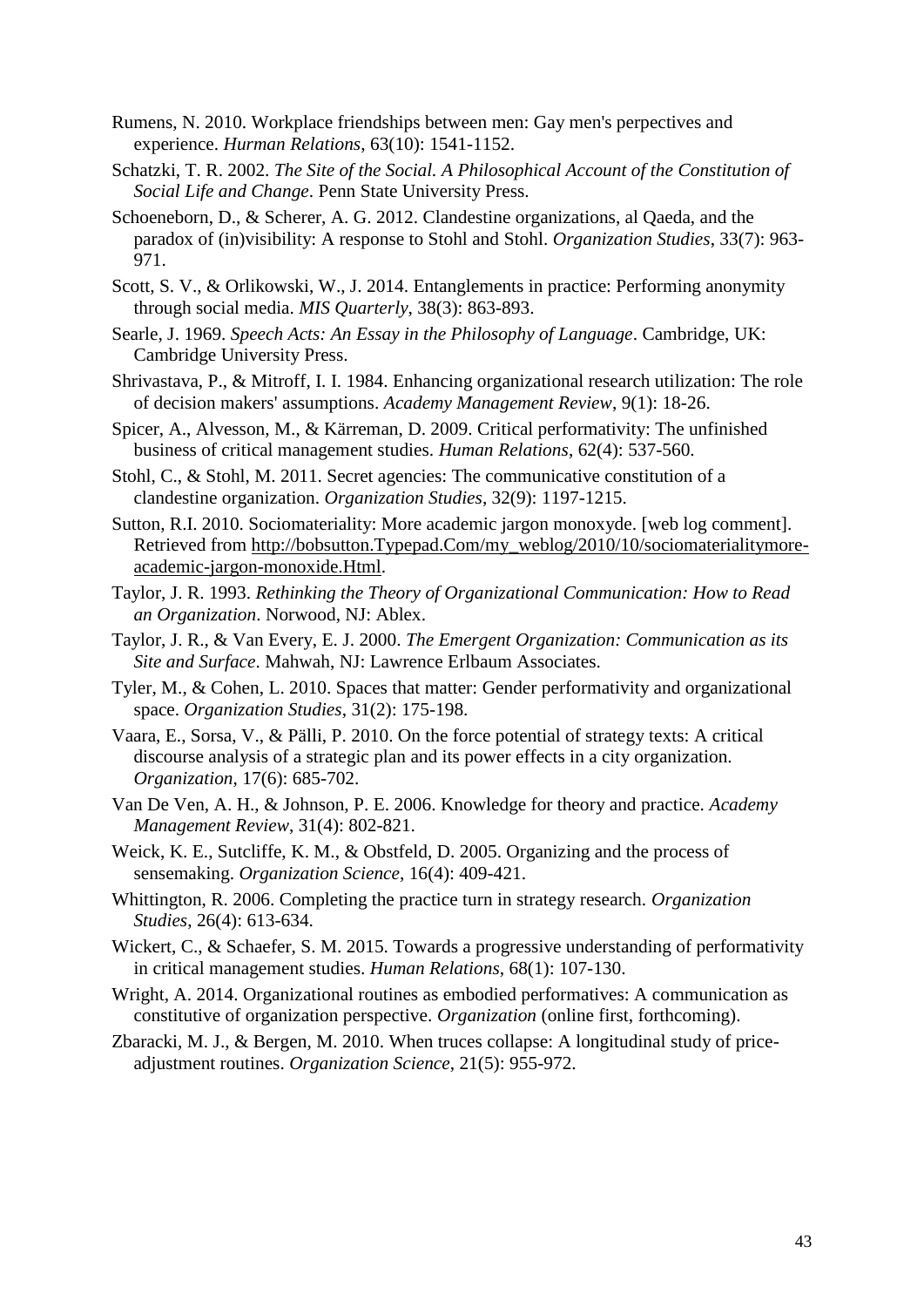Rumens, N. 2010. Workplace friendships between men: Gay men's perpectives and experience. *Hurman Relations*, 63(10): 1541-1152.

Schatzki, T. R. 2002. *The Site of the Social. A Philosophical Account of the Constitution of Social Life and Change*. Penn State University Press.

Schoeneborn, D., & Scherer, A. G. 2012. Clandestine organizations, al Qaeda, and the paradox of (in)visibility: A response to Stohl and Stohl. *Organization Studies*, 33(7): 963-971.

Scott, S. V., & Orlikowski, W., J. 2014. Entanglements in practice: Performing anonymity through social media. *MIS Quarterly*, 38(3): 863-893.

Searle, J. 1969. *Speech Acts: An Essay in the Philosophy of Language*. Cambridge, UK: Cambridge University Press.

Shrivastava, P., & Mitroff, I. I. 1984. Enhancing organizational research utilization: The role of decision makers' assumptions. *Academy Management Review*, 9(1): 18-26.

Spicer, A., Alvesson, M., & Kärreman, D. 2009. Critical performativity: The unfinished business of critical management studies. *Human Relations*, 62(4): 537-560.

Stohl, C., & Stohl, M. 2011. Secret agencies: The communicative constitution of a clandestine organization. *Organization Studies*, 32(9): 1197-1215.

Sutton, R.I. 2010. Sociomateriality: More academic jargon monoxyde. [web log comment]. Retrieved from http://bobsutton.Typepad.Com/my_weblog/2010/10/sociomaterialitymore-academic-jargon-monoxide.Html.

Taylor, J. R. 1993. *Rethinking the Theory of Organizational Communication: How to Read an Organization*. Norwood, NJ: Ablex.

Taylor, J. R., & Van Every, E. J. 2000. *The Emergent Organization: Communication as its Site and Surface*. Mahwah, NJ: Lawrence Erlbaum Associates.

Tyler, M., & Cohen, L. 2010. Spaces that matter: Gender performativity and organizational space. *Organization Studies*, 31(2): 175-198.

Vaara, E., Sorsa, V., & Pälli, P. 2010. On the force potential of strategy texts: A critical discourse analysis of a strategic plan and its power effects in a city organization. *Organization*, 17(6): 685-702.

Van De Ven, A. H., & Johnson, P. E. 2006. Knowledge for theory and practice. *Academy Management Review*, 31(4): 802-821.

Weick, K. E., Sutcliffe, K. M., & Obstfeld, D. 2005. Organizing and the process of sensemaking. *Organization Science*, 16(4): 409-421.

Whittington, R. 2006. Completing the practice turn in strategy research. *Organization Studies*, 26(4): 613-634.

Wickert, C., & Schaefer, S. M. 2015. Towards a progressive understanding of performativity in critical management studies. *Human Relations*, 68(1): 107-130.

Wright, A. 2014. Organizational routines as embodied performatives: A communication as constitutive of organization perspective. *Organization* (online first, forthcoming).

Zbaracki, M. J., & Bergen, M. 2010. When truces collapse: A longitudinal study of price-adjustment routines. *Organization Science*, 21(5): 955-972.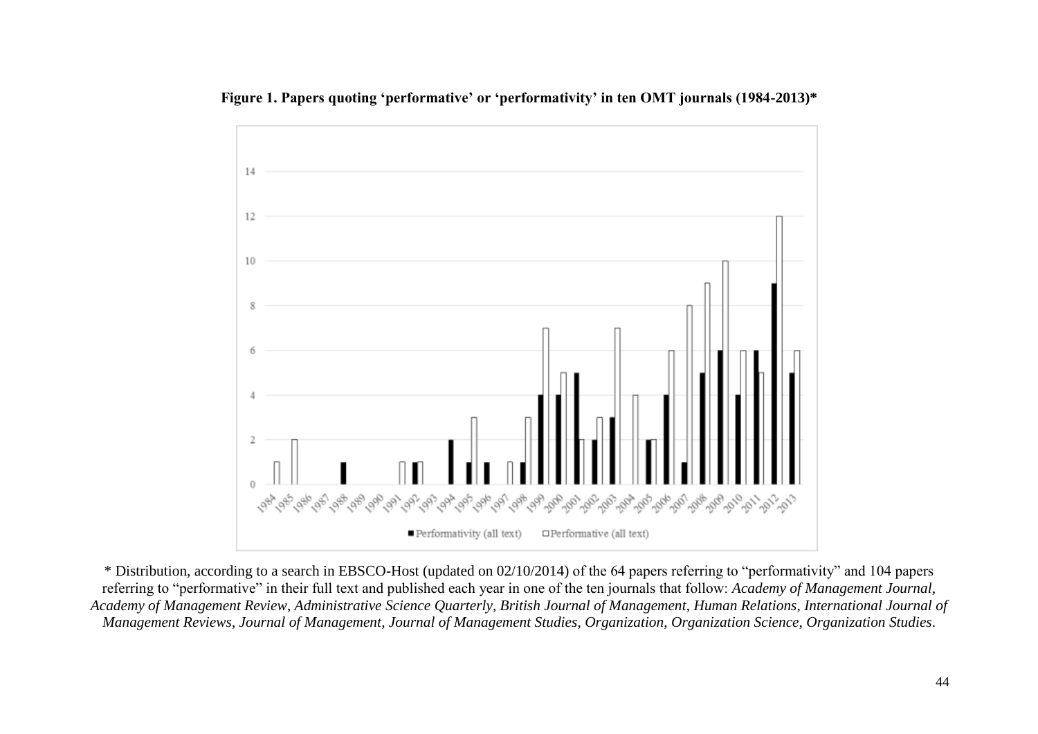**Figure 1. Papers quoting 'performative' or 'performativity' in ten OMT journals (1984-2013)***

\* Distribution, according to a search in EBSCO-Host (updated on 02/10/2014) of the 64 papers referring to "performativity" and 104 papers referring to "performative" in their full text and published each year in one of the ten journals that follow: *Academy of Management Journal*, *Academy of Management Review*, *Administrative Science Quarterly*, *British Journal of Management*, *Human Relations*, *International Journal of Management Reviews*, *Journal of Management*, *Journal of Management Studies*, *Organization*, *Organization Science*, *Organization Studies*.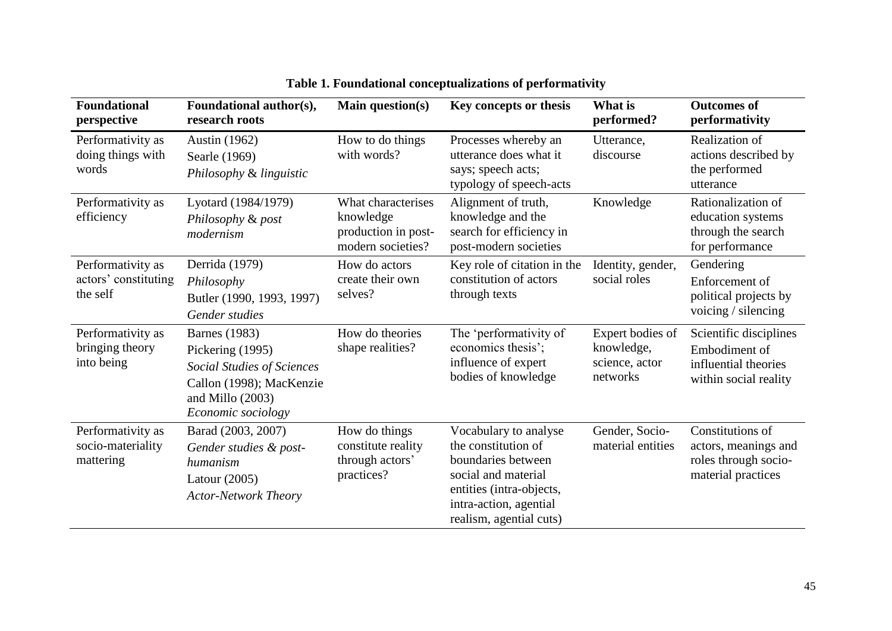**Table 1. Foundational conceptualizations of performativity**

| Foundational perspective | Foundational author(s), research roots | Main question(s) | Key concepts or thesis | What is performed? | Outcomes of performativity |
|---|---|---|---|---|---|
| Performativity as doing things with words | Austin (1962)<br>Searle (1969)<br>*Philosophy* & *linguistic* | How to do things with words? | Processes whereby an utterance does what it says; speech acts; typology of speech-acts | Utterance, discourse | Realization of actions described by the performed utterance |
| Performativity as efficiency | Lyotard (1984/1979)<br>*Philosophy* & *post modernism* | What characterises knowledge production in post-modern societies? | Alignment of truth, knowledge and the search for efficiency in post-modern societies | Knowledge | Rationalization of education systems through the search for performance |
| Performativity as actors' constituting the self | Derrida (1979)<br>*Philosophy*<br>Butler (1990, 1993, 1997)<br>*Gender studies* | How do actors create their own selves? | Key role of citation in the constitution of actors through texts | Identity, gender, social roles | Gendering<br>Enforcement of political projects by voicing / silencing |
| Performativity as bringing theory into being | Barnes (1983)<br>Pickering (1995)<br>*Social Studies of Sciences*<br>Callon (1998); MacKenzie and Millo (2003)<br>*Economic sociology* | How do theories shape realities? | The 'performativity of economics thesis'; influence of expert bodies of knowledge | Expert bodies of knowledge, science, actor networks | Scientific disciplines<br>Embodiment of influential theories within social reality |
| Performativity as socio-materiality mattering | Barad (2003, 2007)<br>*Gender studies & post-humanism*<br>Latour (2005)<br>*Actor-Network Theory* | How do things constitute reality through actors' practices? | Vocabulary to analyse the constitution of boundaries between social and material entities (intra-objects, intra-action, agential realism, agential cuts) | Gender, Socio-material entities | Constitutions of actors, meanings and roles through socio-material practices |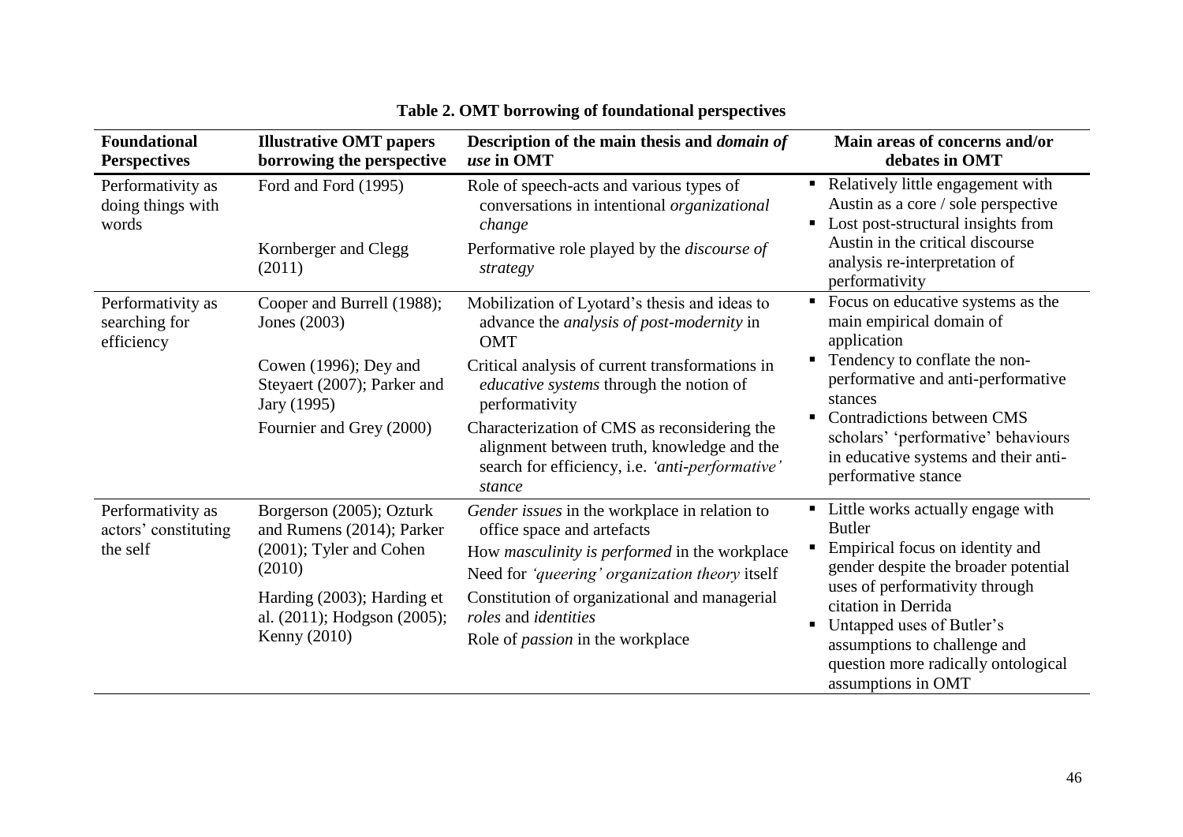**Table 2. OMT borrowing of foundational perspectives**

| Foundational Perspectives | Illustrative OMT papers borrowing the perspective | Description of the main thesis and *domain of use* in OMT | Main areas of concerns and/or debates in OMT |
|---|---|---|---|
| Performativity as doing things with words | Ford and Ford (1995) | Role of speech-acts and various types of conversations in intentional *organizational change* | ▪ Relatively little engagement with Austin as a core / sole perspective<br>▪ Lost post-structural insights from Austin in the critical discourse analysis re-interpretation of performativity |
| | Kornberger and Clegg (2011) | Performative role played by the *discourse of strategy* | |
| Performativity as searching for efficiency | Cooper and Burrell (1988); Jones (2003) | Mobilization of Lyotard's thesis and ideas to advance the *analysis of post-modernity* in OMT | ▪ Focus on educative systems as the main empirical domain of application<br>▪ Tendency to conflate the non-performative and anti-performative stances<br>▪ Contradictions between CMS scholars' 'performative' behaviours in educative systems and their anti-performative stance |
| | Cowen (1996); Dey and Steyaert (2007); Parker and Jary (1995) | Critical analysis of current transformations in *educative systems* through the notion of performativity | |
| | Fournier and Grey (2000) | Characterization of CMS as reconsidering the alignment between truth, knowledge and the search for efficiency, i.e. *'anti-performative' stance* | |
| Performativity as actors' constituting the self | Borgerson (2005); Ozturk and Rumens (2014); Parker (2001); Tyler and Cohen (2010) | *Gender issues* in the workplace in relation to office space and artefacts<br>How *masculinity is performed* in the workplace<br>Need for *'queering' organization theory* itself | ▪ Little works actually engage with Butler<br>▪ Empirical focus on identity and gender despite the broader potential uses of performativity through citation in Derrida<br>▪ Untapped uses of Butler's assumptions to challenge and question more radically ontological assumptions in OMT |
| | Harding (2003); Harding et al. (2011); Hodgson (2005); Kenny (2010) | Constitution of organizational and managerial *roles* and *identities*<br>Role of *passion* in the workplace | |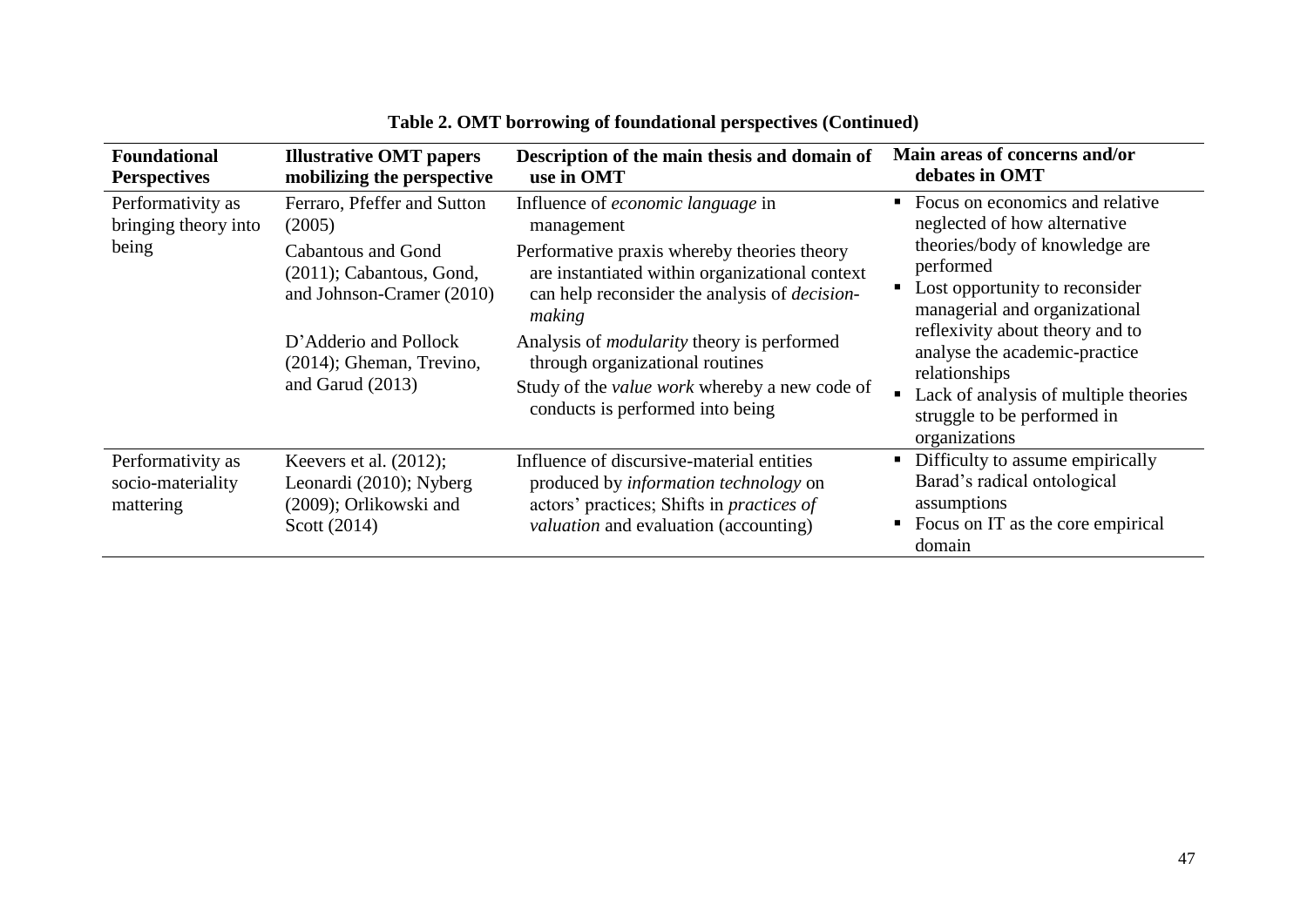**Table 2. OMT borrowing of foundational perspectives (Continued)**

| Foundational Perspectives | Illustrative OMT papers mobilizing the perspective | Description of the main thesis and domain of use in OMT | Main areas of concerns and/or debates in OMT |
|---|---|---|---|
| Performativity as bringing theory into being | Ferraro, Pfeffer and Sutton (2005) | Influence of *economic language* in management | ▪ Focus on economics and relative neglected of how alternative theories/body of knowledge are performed<br>▪ Lost opportunity to reconsider managerial and organizational reflexivity about theory and to analyse the academic-practice relationships<br>▪ Lack of analysis of multiple theories struggle to be performed in organizations |
| | Cabantous and Gond (2011); Cabantous, Gond, and Johnson-Cramer (2010) | Performative praxis whereby theories theory are instantiated within organizational context can help reconsider the analysis of *decision-making* | |
| | D'Adderio and Pollock (2014); Gheman, Trevino, and Garud (2013) | Analysis of *modularity* theory is performed through organizational routines<br>Study of the *value work* whereby a new code of conducts is performed into being | |
| Performativity as socio-materiality mattering | Keevers et al. (2012); Leonardi (2010); Nyberg (2009); Orlikowski and Scott (2014) | Influence of discursive-material entities produced by *information technology* on actors' practices; Shifts in *practices of valuation* and evaluation (accounting) | ▪ Difficulty to assume empirically Barad's radical ontological assumptions<br>▪ Focus on IT as the core empirical domain |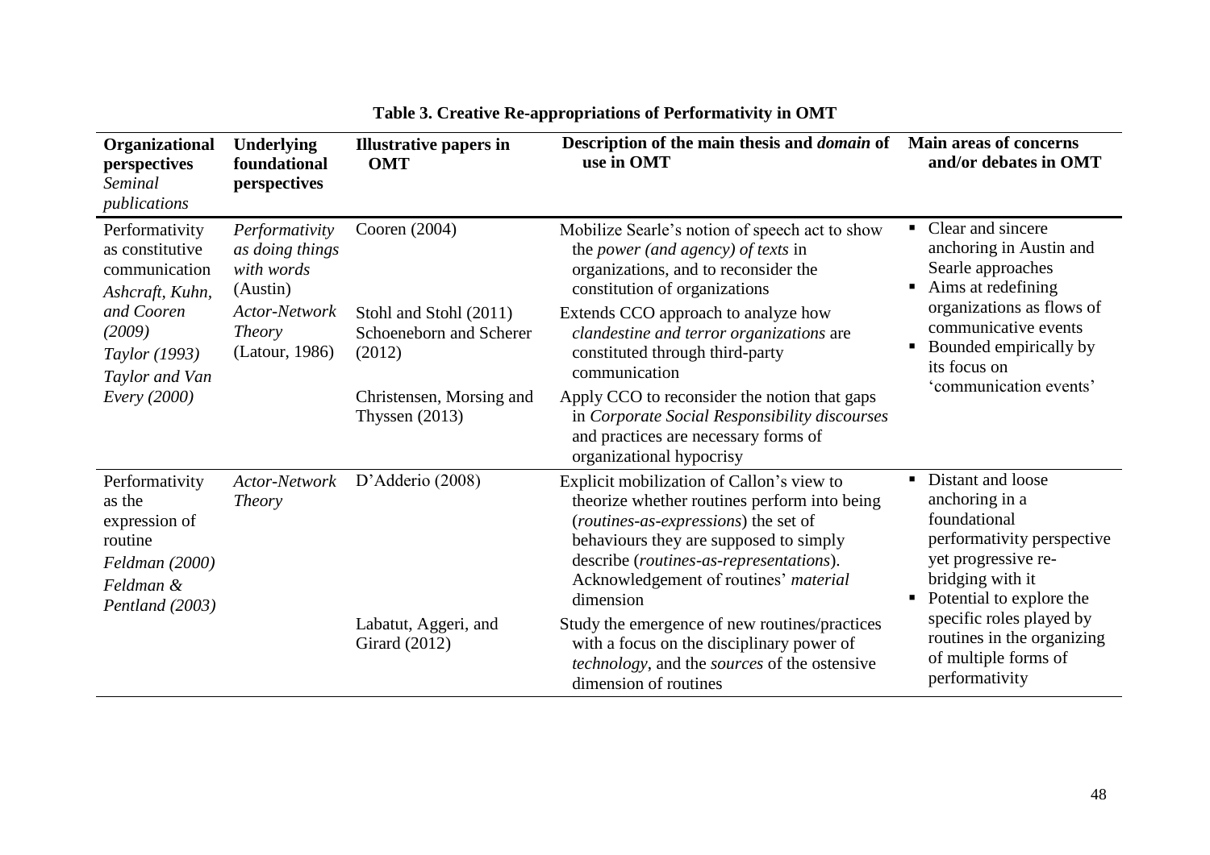**Table 3. Creative Re-appropriations of Performativity in OMT**

| Organizational perspectives *Seminal publications* | Underlying foundational perspectives | Illustrative papers in OMT | Description of the main thesis and *domain* of use in OMT | Main areas of concerns and/or debates in OMT |
|---|---|---|---|---|
| Performativity as constitutive communication *Ashcraft, Kuhn, and Cooren (2009)* *Taylor (1993)* *Taylor and Van Every (2000)* | *Performativity as doing things with words* (Austin) *Actor-Network Theory* (Latour, 1986) | Cooren (2004) | Mobilize Searle's notion of speech act to show the *power (and agency) of texts* in organizations, and to reconsider the constitution of organizations | ▪ Clear and sincere anchoring in Austin and Searle approaches ▪ Aims at redefining organizations as flows of communicative events ▪ Bounded empirically by its focus on 'communication events' |
| | | Stohl and Stohl (2011) Schoeneborn and Scherer (2012) | Extends CCO approach to analyze how *clandestine and terror organizations* are constituted through third-party communication | |
| | | Christensen, Morsing and Thyssen (2013) | Apply CCO to reconsider the notion that gaps in *Corporate Social Responsibility discourses* and practices are necessary forms of organizational hypocrisy | |
| Performativity as the expression of routine *Feldman (2000)* *Feldman & Pentland (2003)* | *Actor-Network Theory* | D'Adderio (2008) | Explicit mobilization of Callon's view to theorize whether routines perform into being (*routines-as-expressions*) the set of behaviours they are supposed to simply describe (*routines-as-representations*). Acknowledgement of routines' *material* dimension | ▪ Distant and loose anchoring in a foundational performativity perspective yet progressive re-bridging with it ▪ Potential to explore the specific roles played by routines in the organizing of multiple forms of performativity |
| | | Labatut, Aggeri, and Girard (2012) | Study the emergence of new routines/practices with a focus on the disciplinary power of *technology*, and the *sources* of the ostensive dimension of routines | |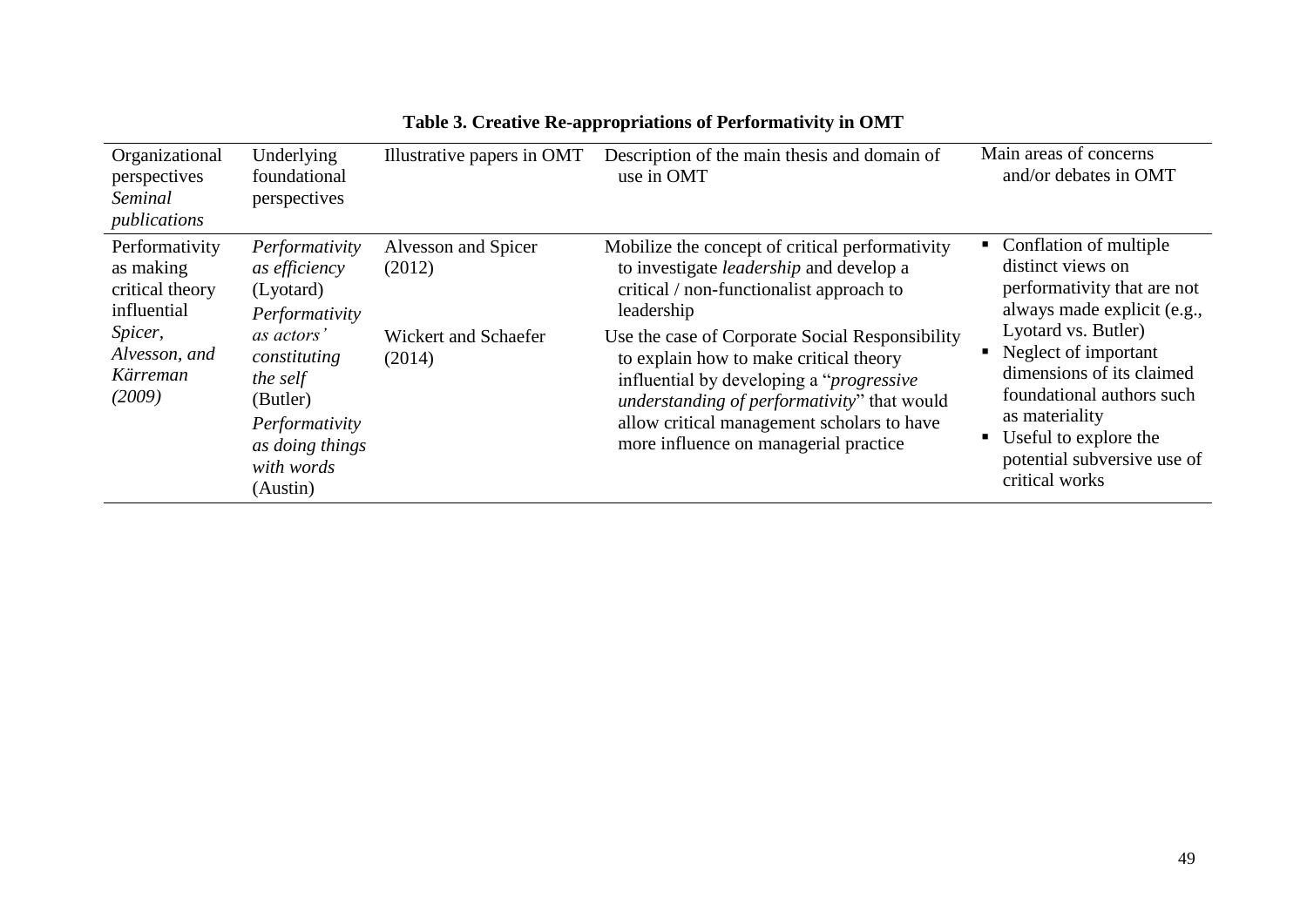**Table 3. Creative Re-appropriations of Performativity in OMT**

| Organizational perspectives *Seminal publications* | Underlying foundational perspectives | Illustrative papers in OMT | Description of the main thesis and domain of use in OMT | Main areas of concerns and/or debates in OMT |
|---|---|---|---|---|
| Performativity as making critical theory influential *Spicer, Alvesson, and Kärreman (2009)* | *Performativity as efficiency* (Lyotard) *Performativity as actors' constituting the self* (Butler) *Performativity as doing things with words* (Austin) | Alvesson and Spicer (2012) | Mobilize the concept of critical performativity to investigate *leadership* and develop a critical / non-functionalist approach to leadership | ▪ Conflation of multiple distinct views on performativity that are not always made explicit (e.g., Lyotard vs. Butler) ▪ Neglect of important dimensions of its claimed foundational authors such as materiality ▪ Useful to explore the potential subversive use of critical works |
| | | Wickert and Schaefer (2014) | Use the case of Corporate Social Responsibility to explain how to make critical theory influential by developing a "*progressive understanding of performativity*" that would allow critical management scholars to have more influence on managerial practice | |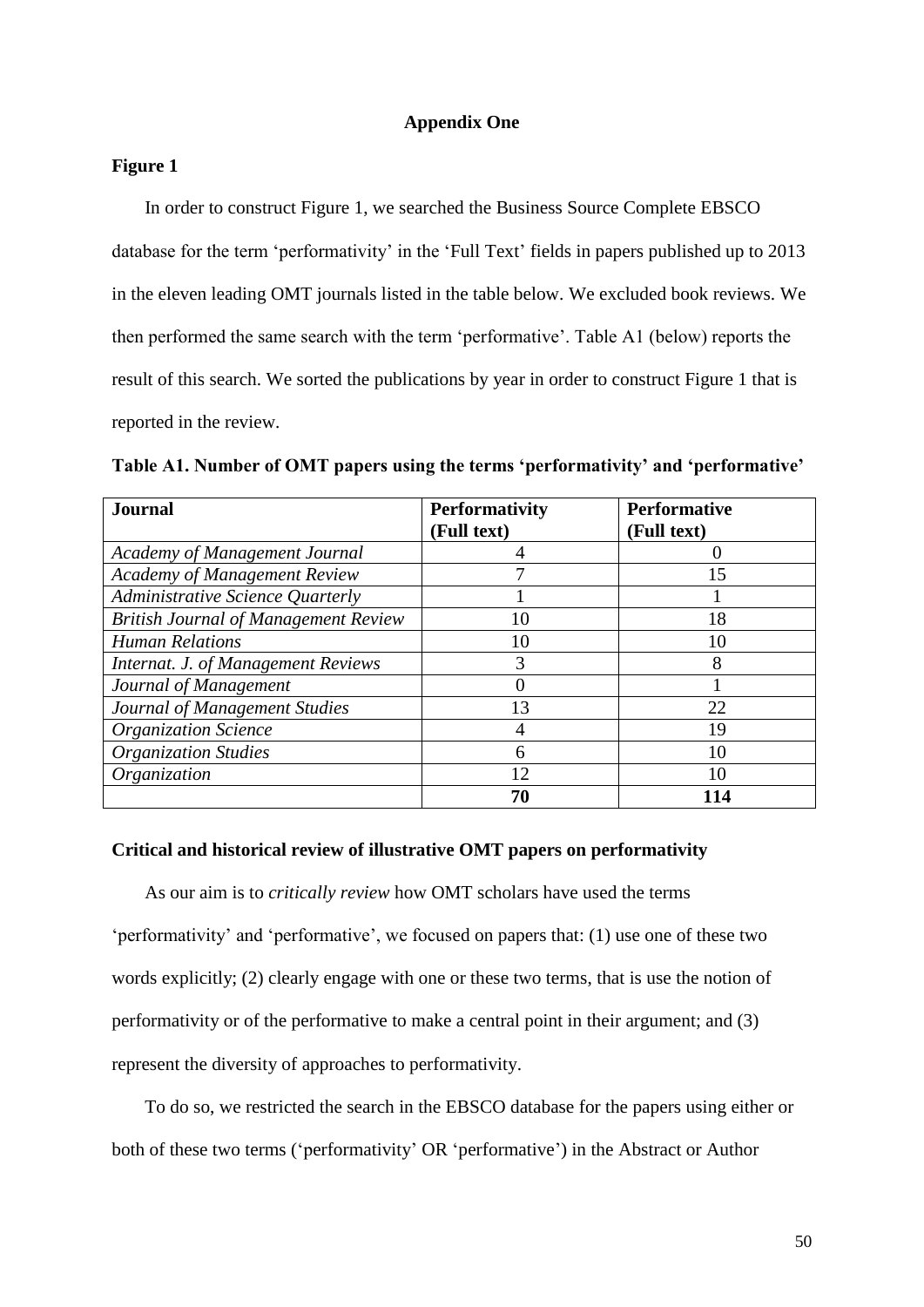## Appendix One

### Figure 1

In order to construct Figure 1, we searched the Business Source Complete EBSCO database for the term 'performativity' in the 'Full Text' fields in papers published up to 2013 in the eleven leading OMT journals listed in the table below. We excluded book reviews. We then performed the same search with the term 'performative'. Table A1 (below) reports the result of this search. We sorted the publications by year in order to construct Figure 1 that is reported in the review.

**Table A1. Number of OMT papers using the terms 'performativity' and 'performative'**

| Journal | Performativity (Full text) | Performative (Full text) |
|---|---|---|
| *Academy of Management Journal* | 4 | 0 |
| *Academy of Management Review* | 7 | 15 |
| *Administrative Science Quarterly* | 1 | 1 |
| *British Journal of Management Review* | 10 | 18 |
| *Human Relations* | 10 | 10 |
| *Internat. J. of Management Reviews* | 3 | 8 |
| *Journal of Management* | 0 | 1 |
| *Journal of Management Studies* | 13 | 22 |
| *Organization Science* | 4 | 19 |
| *Organization Studies* | 6 | 10 |
| *Organization* | 12 | 10 |
| | **70** | **114** |

### Critical and historical review of illustrative OMT papers on performativity

As our aim is to *critically review* how OMT scholars have used the terms 'performativity' and 'performative', we focused on papers that: (1) use one of these two words explicitly; (2) clearly engage with one or these two terms, that is use the notion of performativity or of the performative to make a central point in their argument; and (3) represent the diversity of approaches to performativity.

To do so, we restricted the search in the EBSCO database for the papers using either or both of these two terms ('performativity' OR 'performative') in the Abstract or Author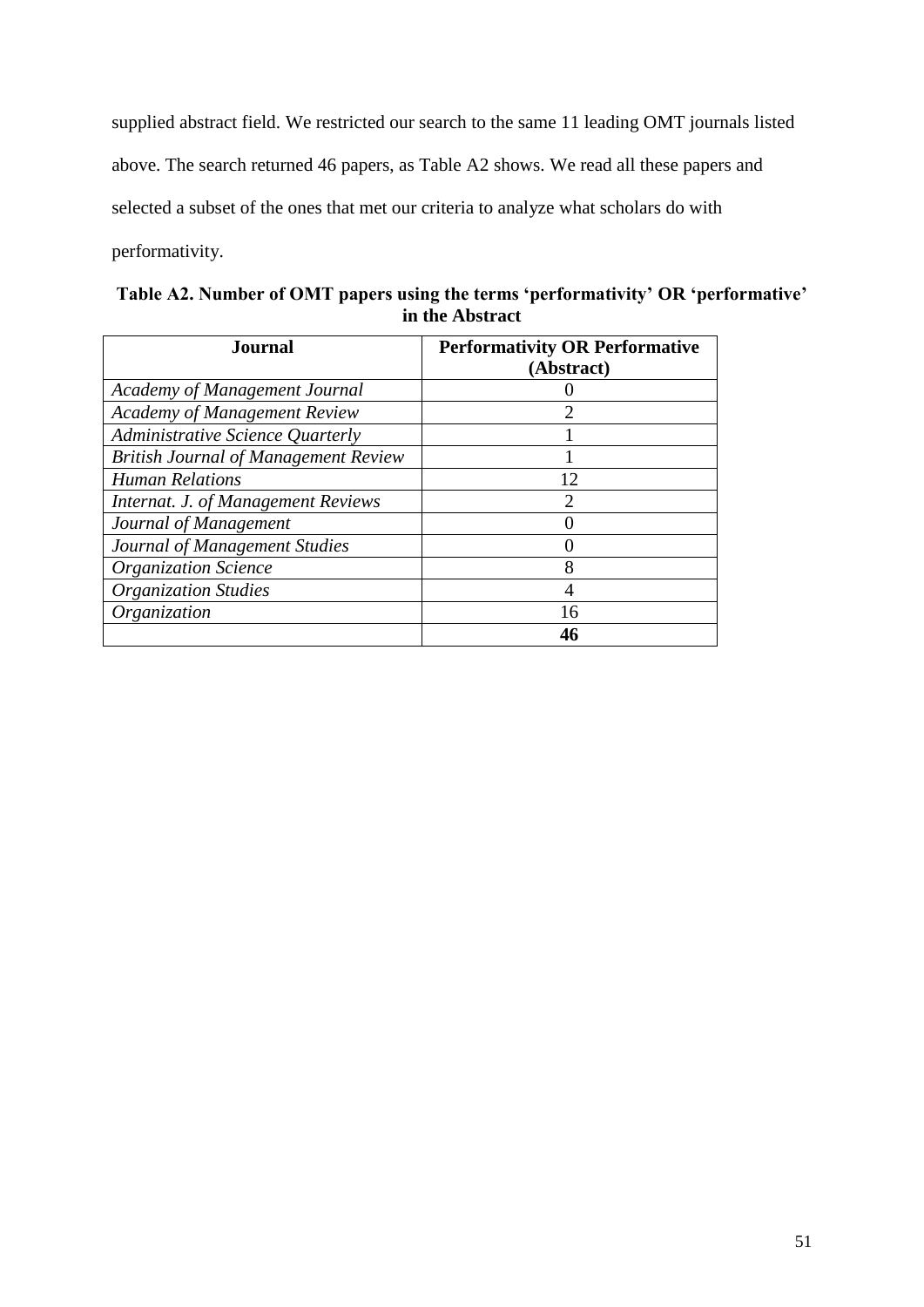supplied abstract field. We restricted our search to the same 11 leading OMT journals listed above. The search returned 46 papers, as Table A2 shows. We read all these papers and selected a subset of the ones that met our criteria to analyze what scholars do with performativity.

**Table A2. Number of OMT papers using the terms 'performativity' OR 'performative' in the Abstract**

| Journal | Performativity OR Performative (Abstract) |
|---|---|
| *Academy of Management Journal* | 0 |
| *Academy of Management Review* | 2 |
| *Administrative Science Quarterly* | 1 |
| *British Journal of Management Review* | 1 |
| *Human Relations* | 12 |
| *Internat. J. of Management Reviews* | 2 |
| *Journal of Management* | 0 |
| *Journal of Management Studies* | 0 |
| *Organization Science* | 8 |
| *Organization Studies* | 4 |
| *Organization* | 16 |
| | **46** |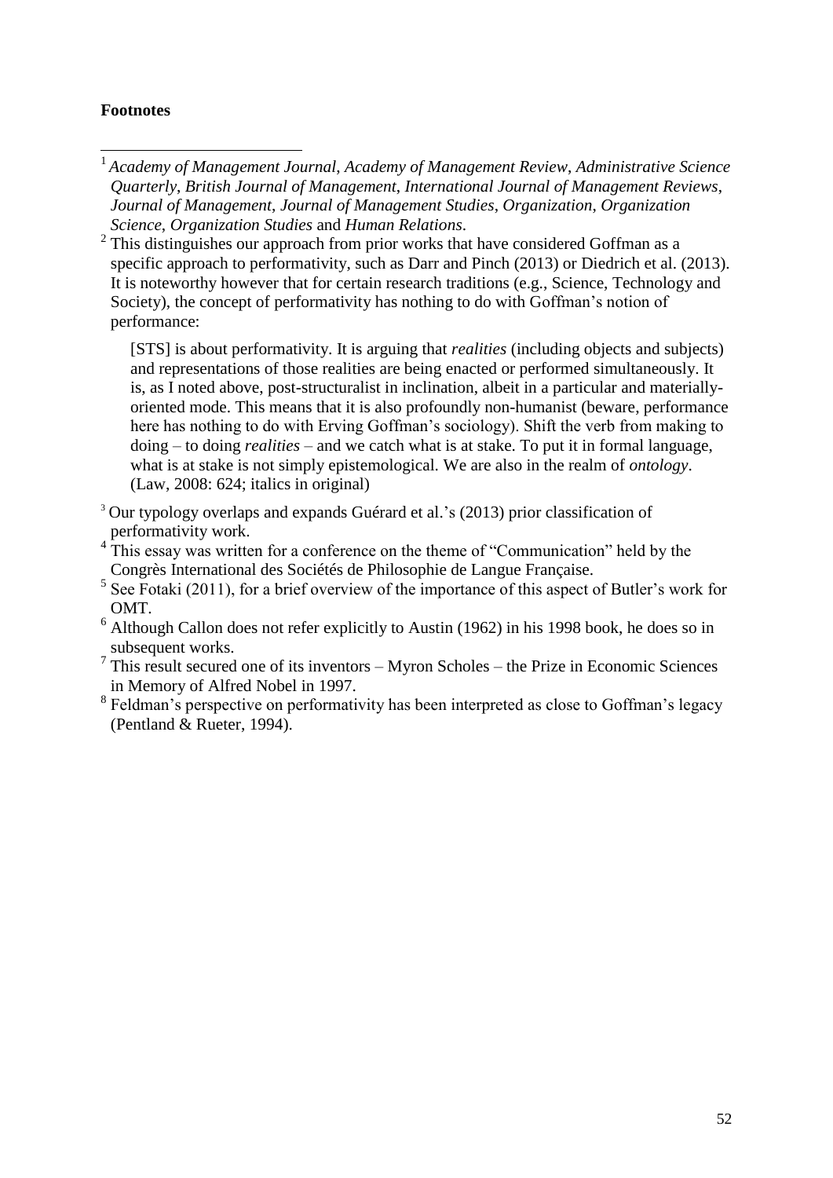**Footnotes**

[1] *Academy of Management Journal*, *Academy of Management Review*, *Administrative Science Quarterly*, *British Journal of Management*, *International Journal of Management Reviews*, *Journal of Management*, *Journal of Management Studies*, *Organization*, *Organization Science*, *Organization Studies* and *Human Relations*.

[2] This distinguishes our approach from prior works that have considered Goffman as a specific approach to performativity, such as Darr and Pinch (2013) or Diedrich et al. (2013). It is noteworthy however that for certain research traditions (e.g., Science, Technology and Society), the concept of performativity has nothing to do with Goffman's notion of performance:

> [STS] is about performativity. It is arguing that *realities* (including objects and subjects) and representations of those realities are being enacted or performed simultaneously. It is, as I noted above, post-structuralist in inclination, albeit in a particular and materially-oriented mode. This means that it is also profoundly non-humanist (beware, performance here has nothing to do with Erving Goffman's sociology). Shift the verb from making to doing – to doing *realities* – and we catch what is at stake. To put it in formal language, what is at stake is not simply epistemological. We are also in the realm of *ontology*. (Law, 2008: 624; italics in original)

[3] Our typology overlaps and expands Guérard et al.'s (2013) prior classification of performativity work.

[4] This essay was written for a conference on the theme of "Communication" held by the Congrès International des Sociétés de Philosophie de Langue Française.

[5] See Fotaki (2011), for a brief overview of the importance of this aspect of Butler's work for OMT.

[6] Although Callon does not refer explicitly to Austin (1962) in his 1998 book, he does so in subsequent works.

[7] This result secured one of its inventors – Myron Scholes – the Prize in Economic Sciences in Memory of Alfred Nobel in 1997.

[8] Feldman's perspective on performativity has been interpreted as close to Goffman's legacy (Pentland & Rueter, 1994).